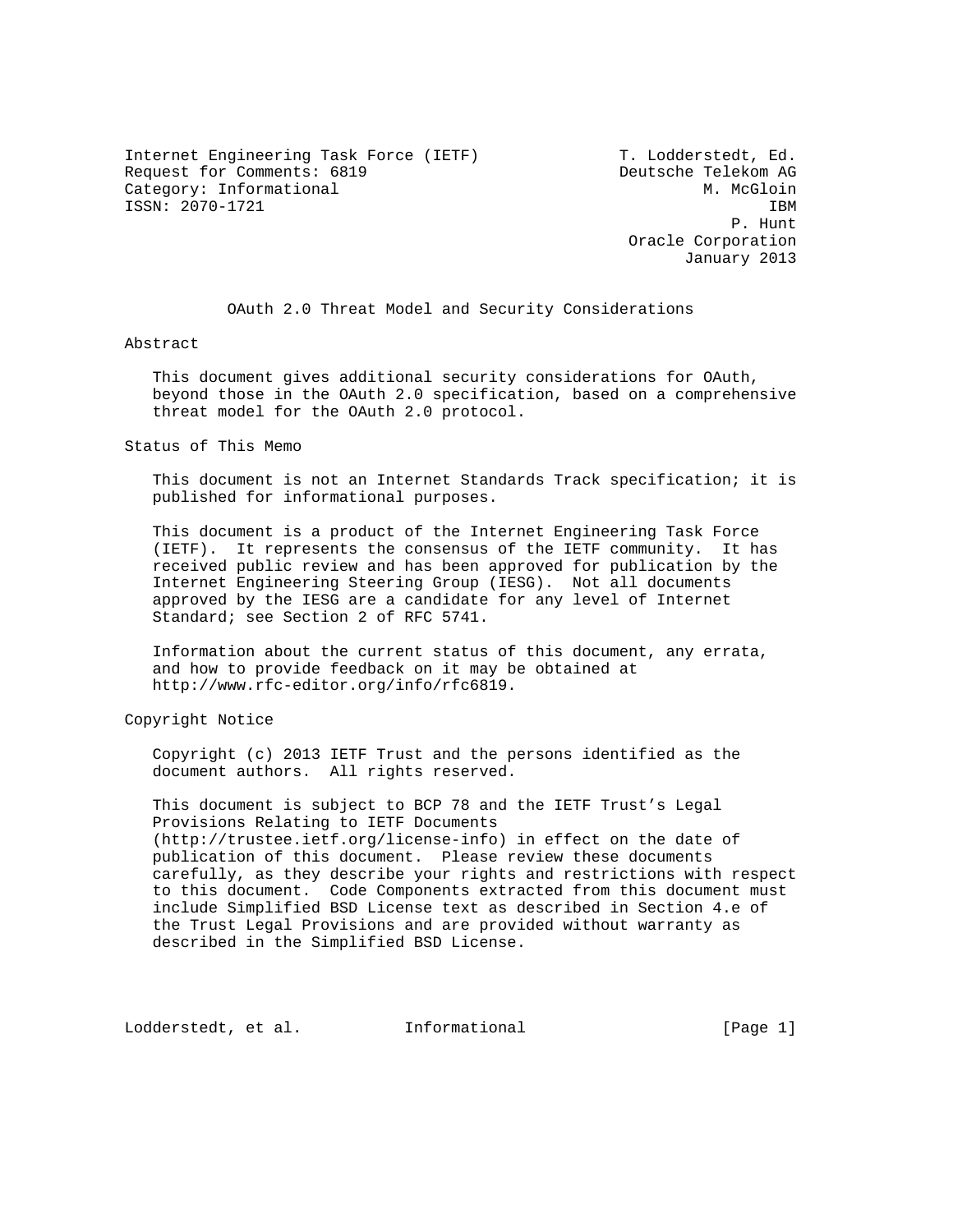Internet Engineering Task Force (IETF) T. Lodderstedt, Ed.
Request for Comments: 6819 Deutsche Telekom AG
Category: Informational M. McGloin
ISSN: 2070-1721 IBM
P. Hunt
Oracle Corporation
January 2013

# OAuth 2.0 Threat Model and Security Considerations

## Abstract

This document gives additional security considerations for OAuth, beyond those in the OAuth 2.0 specification, based on a comprehensive threat model for the OAuth 2.0 protocol.

## Status of This Memo

This document is not an Internet Standards Track specification; it is published for informational purposes.

This document is a product of the Internet Engineering Task Force (IETF). It represents the consensus of the IETF community. It has received public review and has been approved for publication by the Internet Engineering Steering Group (IESG). Not all documents approved by the IESG are a candidate for any level of Internet Standard; see Section 2 of RFC 5741.

Information about the current status of this document, any errata, and how to provide feedback on it may be obtained at http://www.rfc-editor.org/info/rfc6819.

## Copyright Notice

Copyright (c) 2013 IETF Trust and the persons identified as the document authors. All rights reserved.

This document is subject to BCP 78 and the IETF Trust's Legal Provisions Relating to IETF Documents (http://trustee.ietf.org/license-info) in effect on the date of publication of this document. Please review these documents carefully, as they describe your rights and restrictions with respect to this document. Code Components extracted from this document must include Simplified BSD License text as described in Section 4.e of the Trust Legal Provisions and are provided without warranty as described in the Simplified BSD License.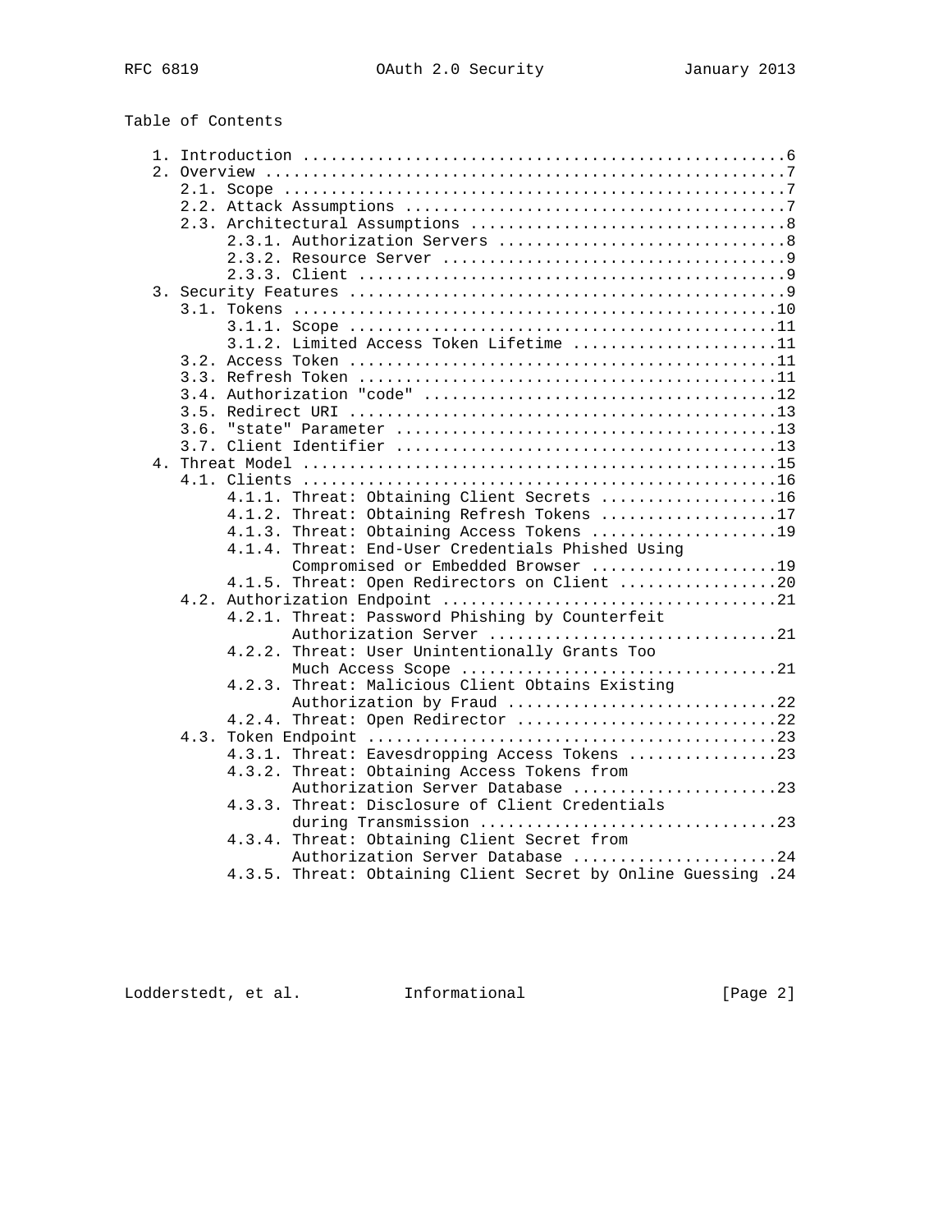## Table of Contents

```
   1. Introduction ....................................................6
   2. Overview ........................................................7
      2.1. Scope ......................................................7
      2.2. Attack Assumptions .........................................7
      2.3. Architectural Assumptions ..................................8
           2.3.1. Authorization Servers ...............................8
           2.3.2. Resource Server .....................................9
           2.3.3. Client ..............................................9
   3. Security Features ...............................................9
      3.1. Tokens ....................................................10
           3.1.1. Scope ..............................................11
           3.1.2. Limited Access Token Lifetime ......................11
      3.2. Access Token ..............................................11
      3.3. Refresh Token .............................................11
      3.4. Authorization "code" ......................................12
      3.5. Redirect URI ..............................................13
      3.6. "state" Parameter .........................................13
      3.7. Client Identifier .........................................13
   4. Threat Model ...................................................15
      4.1. Clients ...................................................16
           4.1.1. Threat: Obtaining Client Secrets ...................16
           4.1.2. Threat: Obtaining Refresh Tokens ...................17
           4.1.3. Threat: Obtaining Access Tokens ....................19
           4.1.4. Threat: End-User Credentials Phished Using
                  Compromised or Embedded Browser ....................19
           4.1.5. Threat: Open Redirectors on Client .................20
      4.2. Authorization Endpoint ....................................21
           4.2.1. Threat: Password Phishing by Counterfeit
                  Authorization Server ...............................21
           4.2.2. Threat: User Unintentionally Grants Too
                  Much Access Scope ..................................21
           4.2.3. Threat: Malicious Client Obtains Existing
                  Authorization by Fraud .............................22
           4.2.4. Threat: Open Redirector ............................22
      4.3. Token Endpoint ............................................23
           4.3.1. Threat: Eavesdropping Access Tokens ................23
           4.3.2. Threat: Obtaining Access Tokens from
                  Authorization Server Database ......................23
           4.3.3. Threat: Disclosure of Client Credentials
                  during Transmission ................................23
           4.3.4. Threat: Obtaining Client Secret from
                  Authorization Server Database ......................24
           4.3.5. Threat: Obtaining Client Secret by Online Guessing .24
```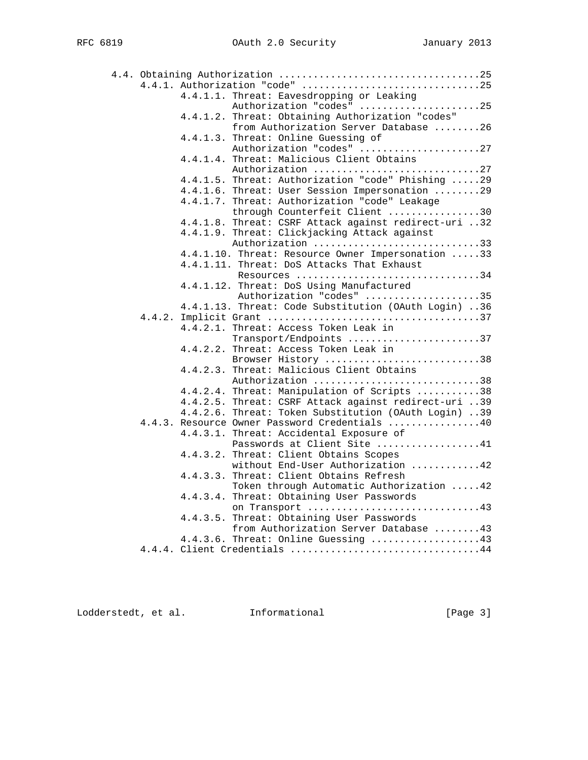```
   4.4. Obtaining Authorization ....................................25
        4.4.1. Authorization "code" ...............................25
               4.4.1.1. Threat: Eavesdropping or Leaking
                        Authorization "codes" .....................25
               4.4.1.2. Threat: Obtaining Authorization "codes"
                        from Authorization Server Database ........26
               4.4.1.3. Threat: Online Guessing of
                        Authorization "codes" .....................27
               4.4.1.4. Threat: Malicious Client Obtains
                        Authorization .............................27
               4.4.1.5. Threat: Authorization "code" Phishing .....29
               4.4.1.6. Threat: User Session Impersonation ........29
               4.4.1.7. Threat: Authorization "code" Leakage
                        through Counterfeit Client ................30
               4.4.1.8. Threat: CSRF Attack against redirect-uri ..32
               4.4.1.9. Threat: Clickjacking Attack against
                        Authorization .............................33
               4.4.1.10. Threat: Resource Owner Impersonation .....33
               4.4.1.11. Threat: DoS Attacks That Exhaust
                         Resources ................................34
               4.4.1.12. Threat: DoS Using Manufactured
                         Authorization "codes" ....................35
               4.4.1.13. Threat: Code Substitution (OAuth Login) ..36
        4.4.2. Implicit Grant .....................................37
               4.4.2.1. Threat: Access Token Leak in
                        Transport/Endpoints .......................37
               4.4.2.2. Threat: Access Token Leak in
                        Browser History ...........................38
               4.4.2.3. Threat: Malicious Client Obtains
                        Authorization .............................38
               4.4.2.4. Threat: Manipulation of Scripts ...........38
               4.4.2.5. Threat: CSRF Attack against redirect-uri ..39
               4.4.2.6. Threat: Token Substitution (OAuth Login) ..39
        4.4.3. Resource Owner Password Credentials ................40
               4.4.3.1. Threat: Accidental Exposure of
                        Passwords at Client Site ..................41
               4.4.3.2. Threat: Client Obtains Scopes
                        without End-User Authorization ............42
               4.4.3.3. Threat: Client Obtains Refresh
                        Token through Automatic Authorization .....42
               4.4.3.4. Threat: Obtaining User Passwords
                        on Transport ..............................43
               4.4.3.5. Threat: Obtaining User Passwords
                        from Authorization Server Database ........43
               4.4.3.6. Threat: Online Guessing ...................43
        4.4.4. Client Credentials .................................44
```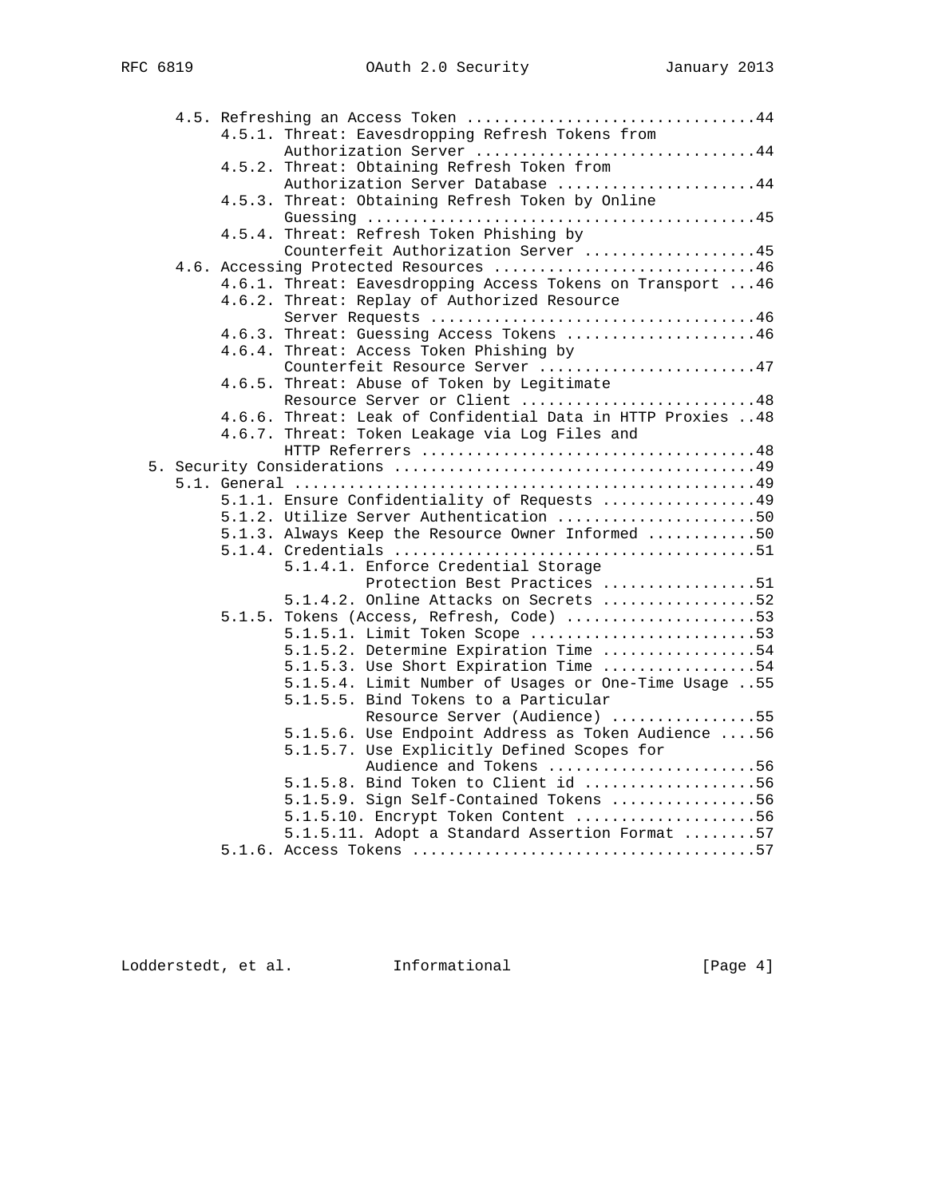```
      4.5. Refreshing an Access Token ................................44
           4.5.1. Threat: Eavesdropping Refresh Tokens from
                  Authorization Server ...............................44
           4.5.2. Threat: Obtaining Refresh Token from
                  Authorization Server Database ......................44
           4.5.3. Threat: Obtaining Refresh Token by Online
                  Guessing ...........................................45
           4.5.4. Threat: Refresh Token Phishing by
                  Counterfeit Authorization Server ...................45
      4.6. Accessing Protected Resources .............................46
           4.6.1. Threat: Eavesdropping Access Tokens on Transport ...46
           4.6.2. Threat: Replay of Authorized Resource
                  Server Requests ....................................46
           4.6.3. Threat: Guessing Access Tokens .....................46
           4.6.4. Threat: Access Token Phishing by
                  Counterfeit Resource Server ........................47
           4.6.5. Threat: Abuse of Token by Legitimate
                  Resource Server or Client ..........................48
           4.6.6. Threat: Leak of Confidential Data in HTTP Proxies ..48
           4.6.7. Threat: Token Leakage via Log Files and
                  HTTP Referrers .....................................48
   5. Security Considerations ........................................49
      5.1. General ...................................................49
           5.1.1. Ensure Confidentiality of Requests .................49
           5.1.2. Utilize Server Authentication ......................50
           5.1.3. Always Keep the Resource Owner Informed ............50
           5.1.4. Credentials ........................................51
                  5.1.4.1. Enforce Credential Storage
                           Protection Best Practices .................51
                  5.1.4.2. Online Attacks on Secrets .................52
           5.1.5. Tokens (Access, Refresh, Code) .....................53
                  5.1.5.1. Limit Token Scope .........................53
                  5.1.5.2. Determine Expiration Time .................54
                  5.1.5.3. Use Short Expiration Time .................54
                  5.1.5.4. Limit Number of Usages or One-Time Usage ..55
                  5.1.5.5. Bind Tokens to a Particular
                           Resource Server (Audience) ................55
                  5.1.5.6. Use Endpoint Address as Token Audience ....56
                  5.1.5.7. Use Explicitly Defined Scopes for
                           Audience and Tokens .......................56
                  5.1.5.8. Bind Token to Client id ...................56
                  5.1.5.9. Sign Self-Contained Tokens ................56
                  5.1.5.10. Encrypt Token Content ....................56
                  5.1.5.11. Adopt a Standard Assertion Format ........57
           5.1.6. Access Tokens ......................................57
```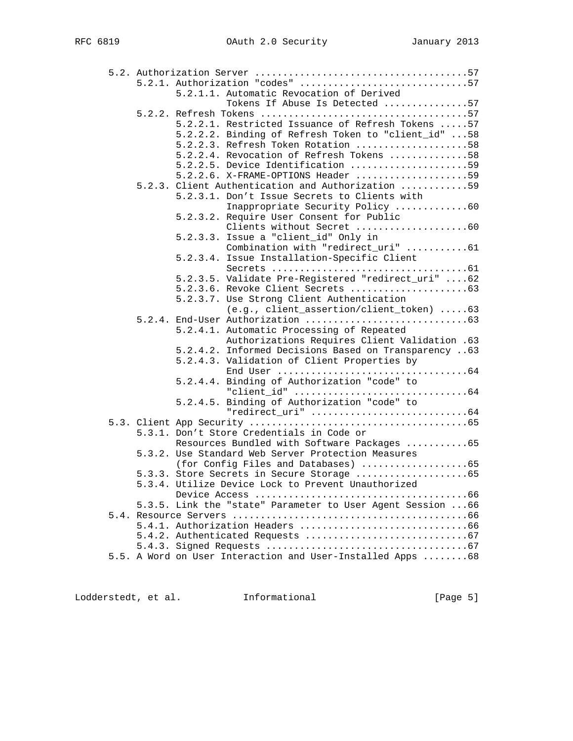```
      5.2. Authorization Server .....................................57
           5.2.1. Authorization "codes" .............................57
                  5.2.1.1. Automatic Revocation of Derived
                           Tokens If Abuse Is Detected ...............57
           5.2.2. Refresh Tokens ....................................57
                  5.2.2.1. Restricted Issuance of Refresh Tokens .....57
                  5.2.2.2. Binding of Refresh Token to "client_id" ...58
                  5.2.2.3. Refresh Token Rotation ....................58
                  5.2.2.4. Revocation of Refresh Tokens ..............58
                  5.2.2.5. Device Identification .....................59
                  5.2.2.6. X-FRAME-OPTIONS Header ....................59
           5.2.3. Client Authentication and Authorization ............59
                  5.2.3.1. Don't Issue Secrets to Clients with
                           Inappropriate Security Policy .............60
                  5.2.3.2. Require User Consent for Public
                           Clients without Secret ....................60
                  5.2.3.3. Issue a "client_id" Only in
                           Combination with "redirect_uri" ...........61
                  5.2.3.4. Issue Installation-Specific Client
                           Secrets ...................................61
                  5.2.3.5. Validate Pre-Registered "redirect_uri" ....62
                  5.2.3.6. Revoke Client Secrets .....................63
                  5.2.3.7. Use Strong Client Authentication
                           (e.g., client_assertion/client_token) .....63
           5.2.4. End-User Authorization ............................63
                  5.2.4.1. Automatic Processing of Repeated
                           Authorizations Requires Client Validation .63
                  5.2.4.2. Informed Decisions Based on Transparency ..63
                  5.2.4.3. Validation of Client Properties by
                           End User ..................................64
                  5.2.4.4. Binding of Authorization "code" to
                           "client_id" ...............................64
                  5.2.4.5. Binding of Authorization "code" to
                           "redirect_uri" ............................64
      5.3. Client App Security ......................................65
           5.3.1. Don't Store Credentials in Code or
                  Resources Bundled with Software Packages ...........65
           5.3.2. Use Standard Web Server Protection Measures
                  (for Config Files and Databases) ...................65
           5.3.3. Store Secrets in Secure Storage ....................65
           5.3.4. Utilize Device Lock to Prevent Unauthorized
                  Device Access ......................................66
           5.3.5. Link the "state" Parameter to User Agent Session ...66
      5.4. Resource Servers .........................................66
           5.4.1. Authorization Headers ..............................66
           5.4.2. Authenticated Requests .............................67
           5.4.3. Signed Requests ....................................67
      5.5. A Word on User Interaction and User-Installed Apps ........68
```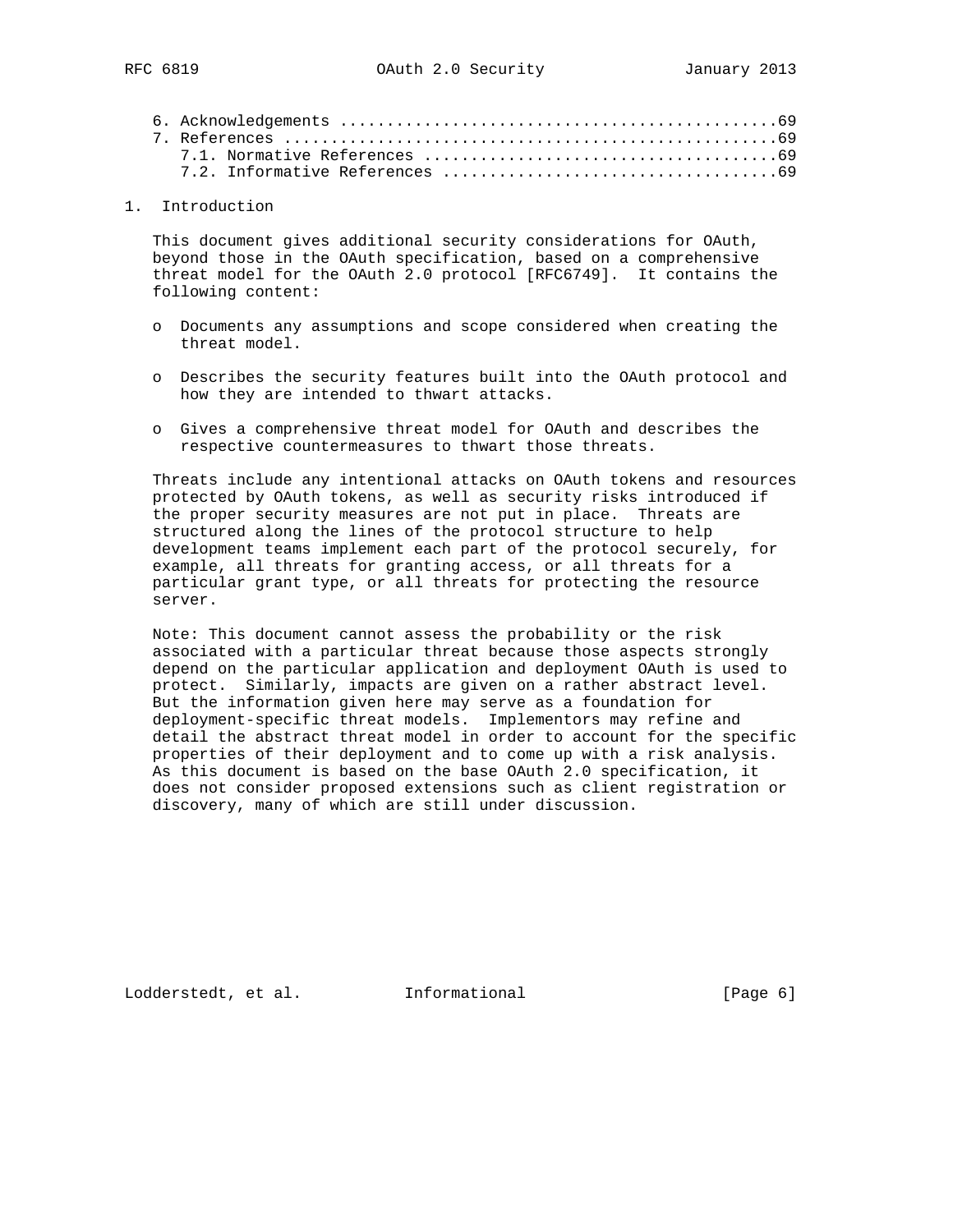6. Acknowledgements .............................................69
7. References ...................................................69
   7.1. Normative References ....................................69
   7.2. Informative References ..................................69

# 1. Introduction

This document gives additional security considerations for OAuth, beyond those in the OAuth specification, based on a comprehensive threat model for the OAuth 2.0 protocol [RFC6749]. It contains the following content:

- Documents any assumptions and scope considered when creating the threat model.
- Describes the security features built into the OAuth protocol and how they are intended to thwart attacks.
- Gives a comprehensive threat model for OAuth and describes the respective countermeasures to thwart those threats.

Threats include any intentional attacks on OAuth tokens and resources protected by OAuth tokens, as well as security risks introduced if the proper security measures are not put in place. Threats are structured along the lines of the protocol structure to help development teams implement each part of the protocol securely, for example, all threats for granting access, or all threats for a particular grant type, or all threats for protecting the resource server.

Note: This document cannot assess the probability or the risk associated with a particular threat because those aspects strongly depend on the particular application and deployment OAuth is used to protect. Similarly, impacts are given on a rather abstract level. But the information given here may serve as a foundation for deployment-specific threat models. Implementors may refine and detail the abstract threat model in order to account for the specific properties of their deployment and to come up with a risk analysis. As this document is based on the base OAuth 2.0 specification, it does not consider proposed extensions such as client registration or discovery, many of which are still under discussion.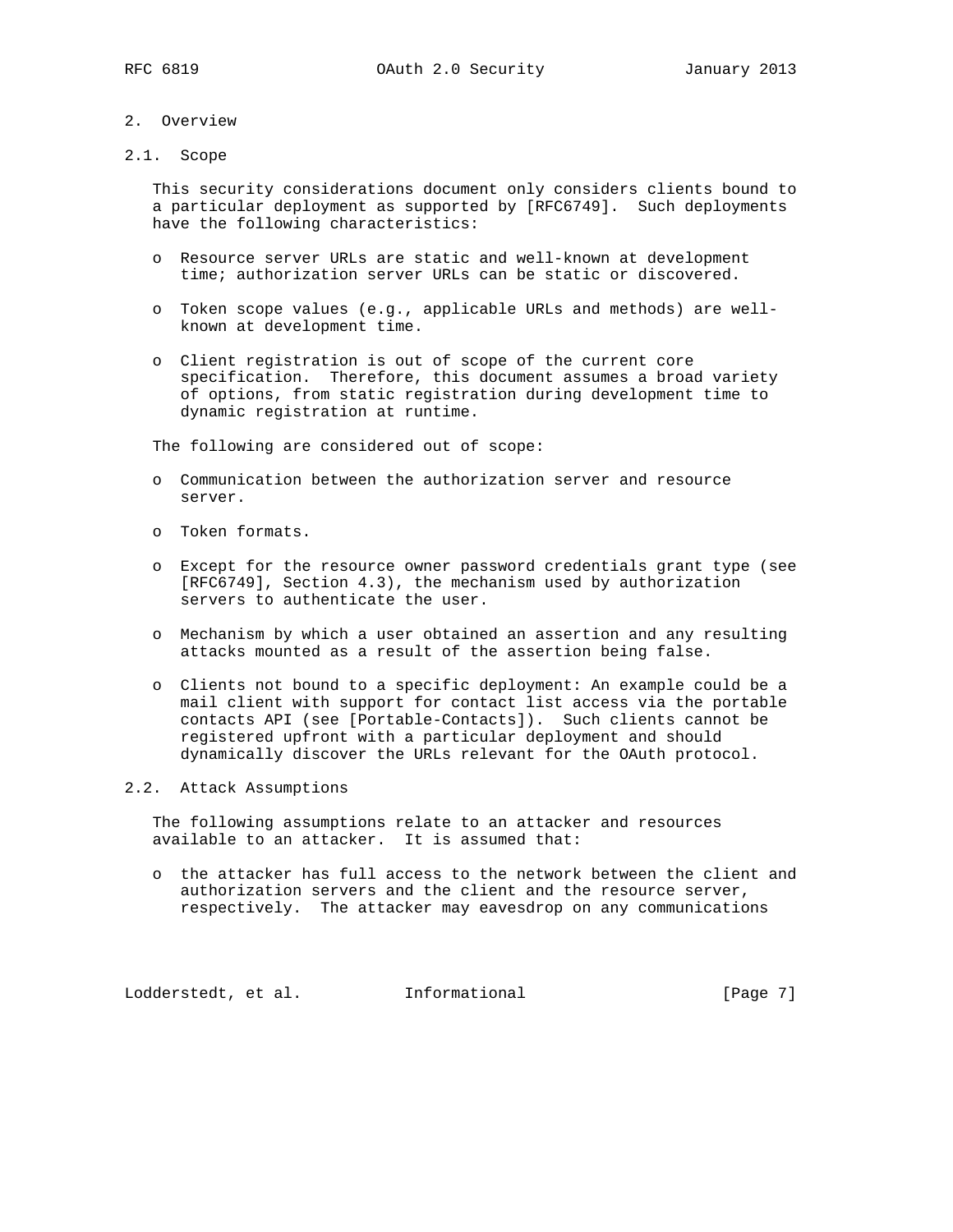## 2. Overview

### 2.1. Scope

This security considerations document only considers clients bound to a particular deployment as supported by [RFC6749]. Such deployments have the following characteristics:

- Resource server URLs are static and well-known at development time; authorization server URLs can be static or discovered.
- Token scope values (e.g., applicable URLs and methods) are well-known at development time.
- Client registration is out of scope of the current core specification. Therefore, this document assumes a broad variety of options, from static registration during development time to dynamic registration at runtime.

The following are considered out of scope:

- Communication between the authorization server and resource server.
- Token formats.
- Except for the resource owner password credentials grant type (see [RFC6749], Section 4.3), the mechanism used by authorization servers to authenticate the user.
- Mechanism by which a user obtained an assertion and any resulting attacks mounted as a result of the assertion being false.
- Clients not bound to a specific deployment: An example could be a mail client with support for contact list access via the portable contacts API (see [Portable-Contacts]). Such clients cannot be registered upfront with a particular deployment and should dynamically discover the URLs relevant for the OAuth protocol.

### 2.2. Attack Assumptions

The following assumptions relate to an attacker and resources available to an attacker. It is assumed that:

- the attacker has full access to the network between the client and authorization servers and the client and the resource server, respectively. The attacker may eavesdrop on any communications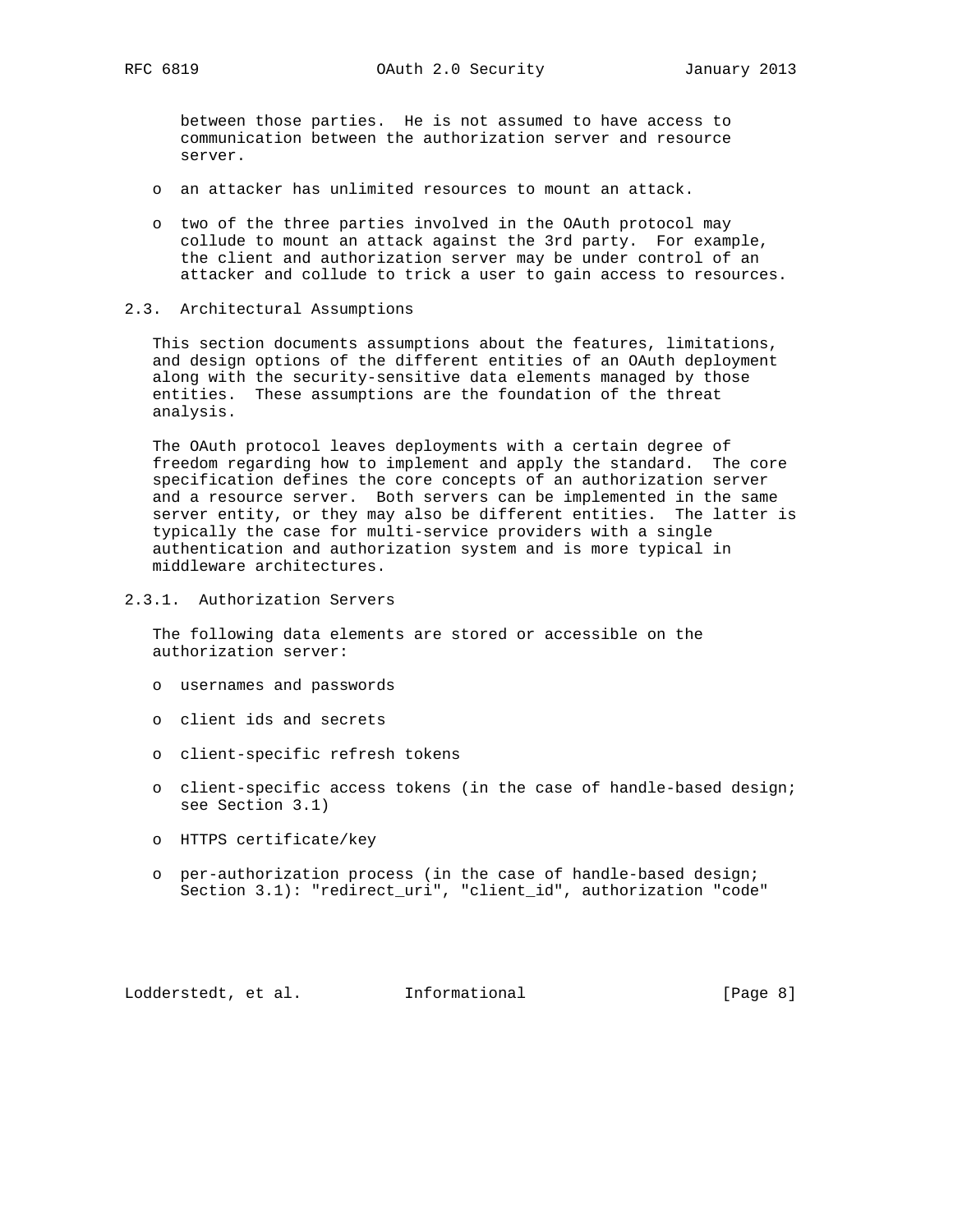between those parties. He is not assumed to have access to communication between the authorization server and resource server.

- an attacker has unlimited resources to mount an attack.

- two of the three parties involved in the OAuth protocol may collude to mount an attack against the 3rd party. For example, the client and authorization server may be under control of an attacker and collude to trick a user to gain access to resources.

### 2.3. Architectural Assumptions

This section documents assumptions about the features, limitations, and design options of the different entities of an OAuth deployment along with the security-sensitive data elements managed by those entities. These assumptions are the foundation of the threat analysis.

The OAuth protocol leaves deployments with a certain degree of freedom regarding how to implement and apply the standard. The core specification defines the core concepts of an authorization server and a resource server. Both servers can be implemented in the same server entity, or they may also be different entities. The latter is typically the case for multi-service providers with a single authentication and authorization system and is more typical in middleware architectures.

#### 2.3.1. Authorization Servers

The following data elements are stored or accessible on the authorization server:

- usernames and passwords

- client ids and secrets

- client-specific refresh tokens

- client-specific access tokens (in the case of handle-based design; see Section 3.1)

- HTTPS certificate/key

- per-authorization process (in the case of handle-based design; Section 3.1): "redirect_uri", "client_id", authorization "code"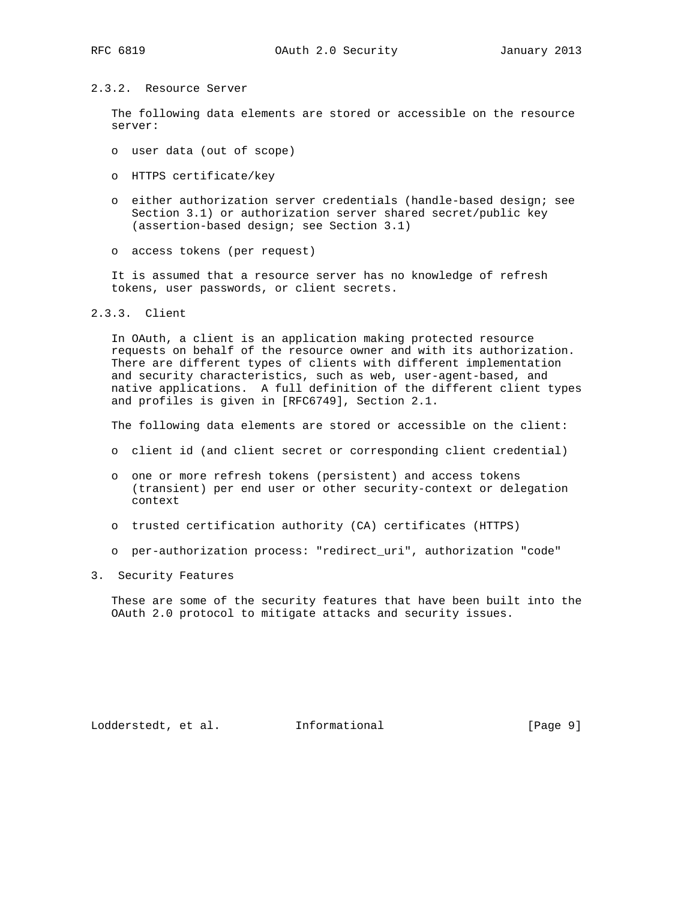### 2.3.2. Resource Server

The following data elements are stored or accessible on the resource server:

- user data (out of scope)
- HTTPS certificate/key
- either authorization server credentials (handle-based design; see Section 3.1) or authorization server shared secret/public key (assertion-based design; see Section 3.1)
- access tokens (per request)

It is assumed that a resource server has no knowledge of refresh tokens, user passwords, or client secrets.

### 2.3.3. Client

In OAuth, a client is an application making protected resource requests on behalf of the resource owner and with its authorization. There are different types of clients with different implementation and security characteristics, such as web, user-agent-based, and native applications. A full definition of the different client types and profiles is given in [RFC6749], Section 2.1.

The following data elements are stored or accessible on the client:

- client id (and client secret or corresponding client credential)
- one or more refresh tokens (persistent) and access tokens (transient) per end user or other security-context or delegation context
- trusted certification authority (CA) certificates (HTTPS)
- per-authorization process: "redirect_uri", authorization "code"

## 3. Security Features

These are some of the security features that have been built into the OAuth 2.0 protocol to mitigate attacks and security issues.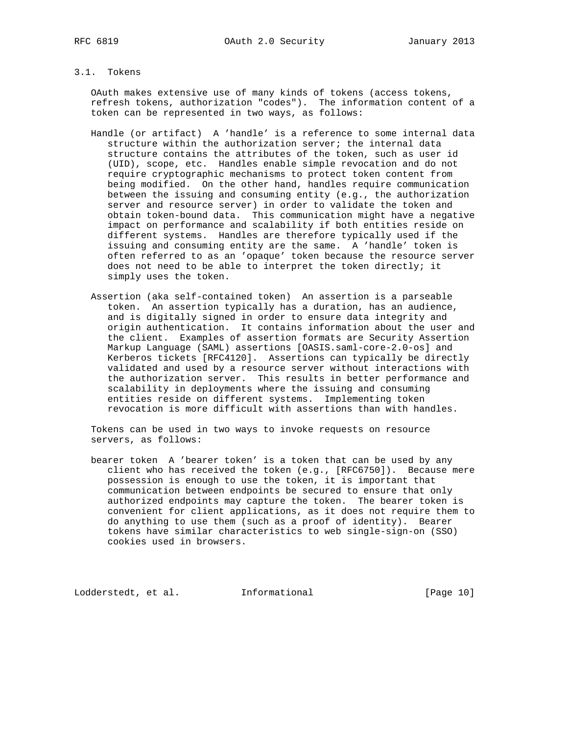### 3.1. Tokens

OAuth makes extensive use of many kinds of tokens (access tokens, refresh tokens, authorization "codes"). The information content of a token can be represented in two ways, as follows:

Handle (or artifact) A 'handle' is a reference to some internal data structure within the authorization server; the internal data structure contains the attributes of the token, such as user id (UID), scope, etc. Handles enable simple revocation and do not require cryptographic mechanisms to protect token content from being modified. On the other hand, handles require communication between the issuing and consuming entity (e.g., the authorization server and resource server) in order to validate the token and obtain token-bound data. This communication might have a negative impact on performance and scalability if both entities reside on different systems. Handles are therefore typically used if the issuing and consuming entity are the same. A 'handle' token is often referred to as an 'opaque' token because the resource server does not need to be able to interpret the token directly; it simply uses the token.

Assertion (aka self-contained token) An assertion is a parseable token. An assertion typically has a duration, has an audience, and is digitally signed in order to ensure data integrity and origin authentication. It contains information about the user and the client. Examples of assertion formats are Security Assertion Markup Language (SAML) assertions [OASIS.saml-core-2.0-os] and Kerberos tickets [RFC4120]. Assertions can typically be directly validated and used by a resource server without interactions with the authorization server. This results in better performance and scalability in deployments where the issuing and consuming entities reside on different systems. Implementing token revocation is more difficult with assertions than with handles.

Tokens can be used in two ways to invoke requests on resource servers, as follows:

bearer token A 'bearer token' is a token that can be used by any client who has received the token (e.g., [RFC6750]). Because mere possession is enough to use the token, it is important that communication between endpoints be secured to ensure that only authorized endpoints may capture the token. The bearer token is convenient for client applications, as it does not require them to do anything to use them (such as a proof of identity). Bearer tokens have similar characteristics to web single-sign-on (SSO) cookies used in browsers.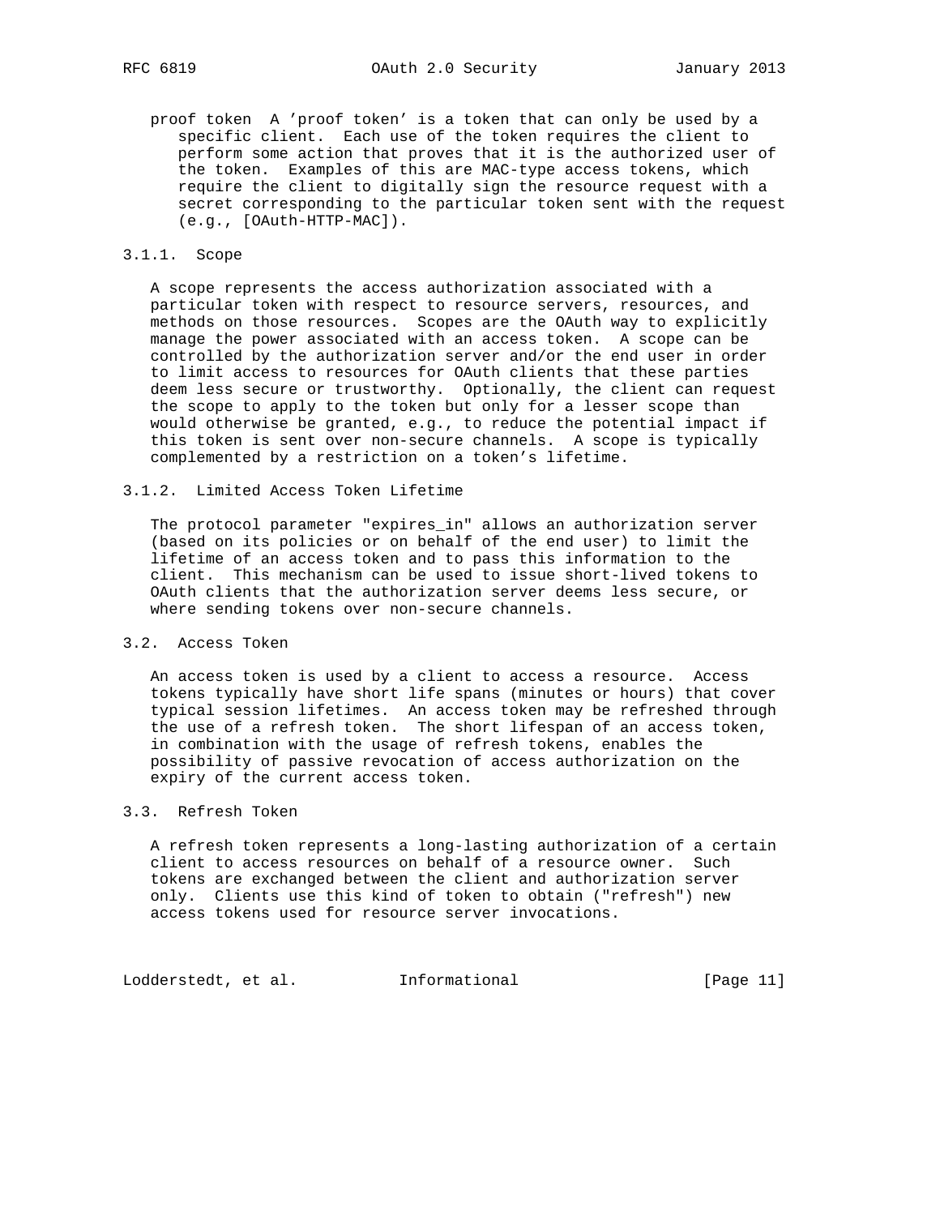proof token  A 'proof token' is a token that can only be used by a specific client. Each use of the token requires the client to perform some action that proves that it is the authorized user of the token. Examples of this are MAC-type access tokens, which require the client to digitally sign the resource request with a secret corresponding to the particular token sent with the request (e.g., [OAuth-HTTP-MAC]).

#### 3.1.1. Scope

A scope represents the access authorization associated with a particular token with respect to resource servers, resources, and methods on those resources. Scopes are the OAuth way to explicitly manage the power associated with an access token. A scope can be controlled by the authorization server and/or the end user in order to limit access to resources for OAuth clients that these parties deem less secure or trustworthy. Optionally, the client can request the scope to apply to the token but only for a lesser scope than would otherwise be granted, e.g., to reduce the potential impact if this token is sent over non-secure channels. A scope is typically complemented by a restriction on a token's lifetime.

#### 3.1.2. Limited Access Token Lifetime

The protocol parameter "expires_in" allows an authorization server (based on its policies or on behalf of the end user) to limit the lifetime of an access token and to pass this information to the client. This mechanism can be used to issue short-lived tokens to OAuth clients that the authorization server deems less secure, or where sending tokens over non-secure channels.

### 3.2. Access Token

An access token is used by a client to access a resource. Access tokens typically have short life spans (minutes or hours) that cover typical session lifetimes. An access token may be refreshed through the use of a refresh token. The short lifespan of an access token, in combination with the usage of refresh tokens, enables the possibility of passive revocation of access authorization on the expiry of the current access token.

### 3.3. Refresh Token

A refresh token represents a long-lasting authorization of a certain client to access resources on behalf of a resource owner. Such tokens are exchanged between the client and authorization server only. Clients use this kind of token to obtain ("refresh") new access tokens used for resource server invocations.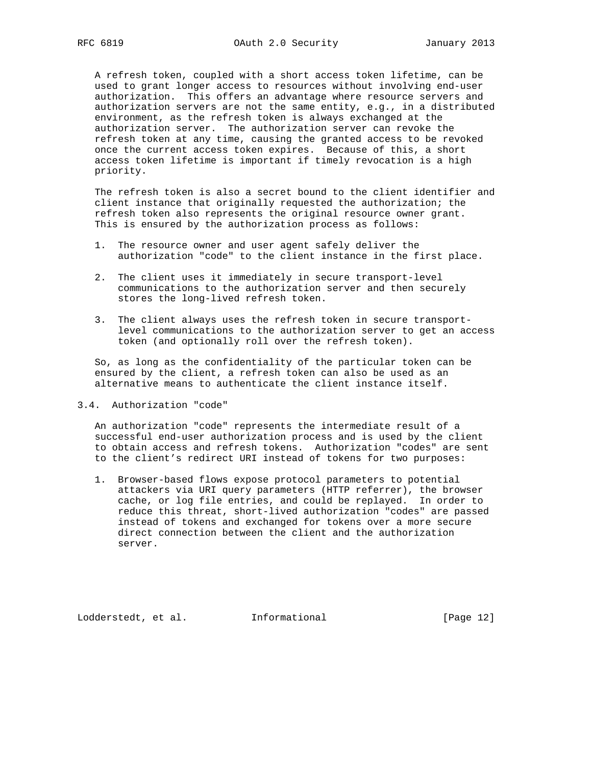A refresh token, coupled with a short access token lifetime, can be used to grant longer access to resources without involving end-user authorization. This offers an advantage where resource servers and authorization servers are not the same entity, e.g., in a distributed environment, as the refresh token is always exchanged at the authorization server. The authorization server can revoke the refresh token at any time, causing the granted access to be revoked once the current access token expires. Because of this, a short access token lifetime is important if timely revocation is a high priority.

The refresh token is also a secret bound to the client identifier and client instance that originally requested the authorization; the refresh token also represents the original resource owner grant. This is ensured by the authorization process as follows:

1. The resource owner and user agent safely deliver the authorization "code" to the client instance in the first place.

2. The client uses it immediately in secure transport-level communications to the authorization server and then securely stores the long-lived refresh token.

3. The client always uses the refresh token in secure transport-level communications to the authorization server to get an access token (and optionally roll over the refresh token).

So, as long as the confidentiality of the particular token can be ensured by the client, a refresh token can also be used as an alternative means to authenticate the client instance itself.

### 3.4. Authorization "code"

An authorization "code" represents the intermediate result of a successful end-user authorization process and is used by the client to obtain access and refresh tokens. Authorization "codes" are sent to the client's redirect URI instead of tokens for two purposes:

1. Browser-based flows expose protocol parameters to potential attackers via URI query parameters (HTTP referrer), the browser cache, or log file entries, and could be replayed. In order to reduce this threat, short-lived authorization "codes" are passed instead of tokens and exchanged for tokens over a more secure direct connection between the client and the authorization server.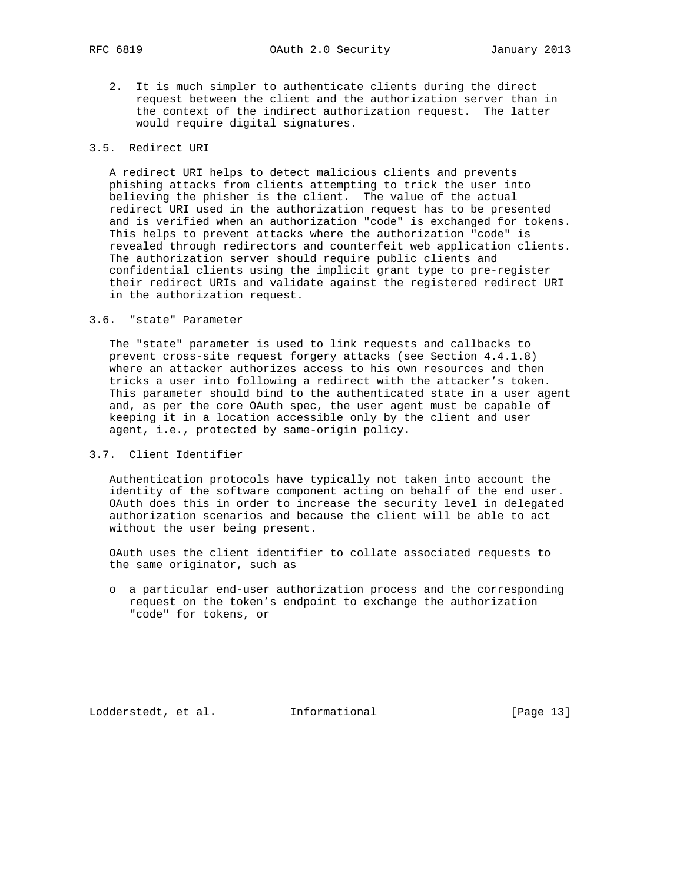2. It is much simpler to authenticate clients during the direct request between the client and the authorization server than in the context of the indirect authorization request. The latter would require digital signatures.

### 3.5. Redirect URI

A redirect URI helps to detect malicious clients and prevents phishing attacks from clients attempting to trick the user into believing the phisher is the client. The value of the actual redirect URI used in the authorization request has to be presented and is verified when an authorization "code" is exchanged for tokens. This helps to prevent attacks where the authorization "code" is revealed through redirectors and counterfeit web application clients. The authorization server should require public clients and confidential clients using the implicit grant type to pre-register their redirect URIs and validate against the registered redirect URI in the authorization request.

### 3.6. "state" Parameter

The "state" parameter is used to link requests and callbacks to prevent cross-site request forgery attacks (see Section 4.4.1.8) where an attacker authorizes access to his own resources and then tricks a user into following a redirect with the attacker's token. This parameter should bind to the authenticated state in a user agent and, as per the core OAuth spec, the user agent must be capable of keeping it in a location accessible only by the client and user agent, i.e., protected by same-origin policy.

### 3.7. Client Identifier

Authentication protocols have typically not taken into account the identity of the software component acting on behalf of the end user. OAuth does this in order to increase the security level in delegated authorization scenarios and because the client will be able to act without the user being present.

OAuth uses the client identifier to collate associated requests to the same originator, such as

- a particular end-user authorization process and the corresponding request on the token's endpoint to exchange the authorization "code" for tokens, or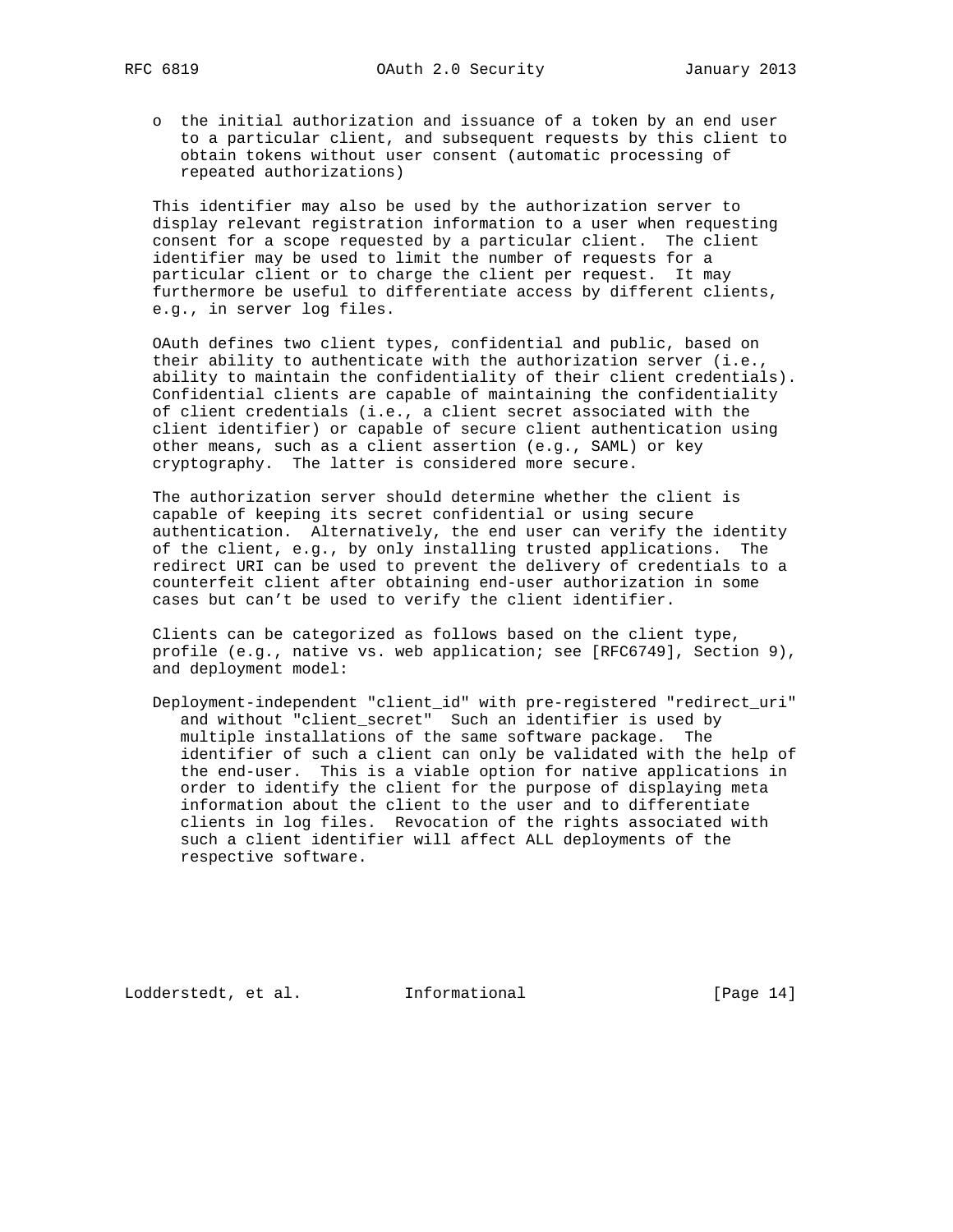- the initial authorization and issuance of a token by an end user to a particular client, and subsequent requests by this client to obtain tokens without user consent (automatic processing of repeated authorizations)

This identifier may also be used by the authorization server to display relevant registration information to a user when requesting consent for a scope requested by a particular client. The client identifier may be used to limit the number of requests for a particular client or to charge the client per request. It may furthermore be useful to differentiate access by different clients, e.g., in server log files.

OAuth defines two client types, confidential and public, based on their ability to authenticate with the authorization server (i.e., ability to maintain the confidentiality of their client credentials). Confidential clients are capable of maintaining the confidentiality of client credentials (i.e., a client secret associated with the client identifier) or capable of secure client authentication using other means, such as a client assertion (e.g., SAML) or key cryptography. The latter is considered more secure.

The authorization server should determine whether the client is capable of keeping its secret confidential or using secure authentication. Alternatively, the end user can verify the identity of the client, e.g., by only installing trusted applications. The redirect URI can be used to prevent the delivery of credentials to a counterfeit client after obtaining end-user authorization in some cases but can't be used to verify the client identifier.

Clients can be categorized as follows based on the client type, profile (e.g., native vs. web application; see [RFC6749], Section 9), and deployment model:

Deployment-independent "client_id" with pre-registered "redirect_uri" and without "client_secret" Such an identifier is used by multiple installations of the same software package. The identifier of such a client can only be validated with the help of the end-user. This is a viable option for native applications in order to identify the client for the purpose of displaying meta information about the client to the user and to differentiate clients in log files. Revocation of the rights associated with such a client identifier will affect ALL deployments of the respective software.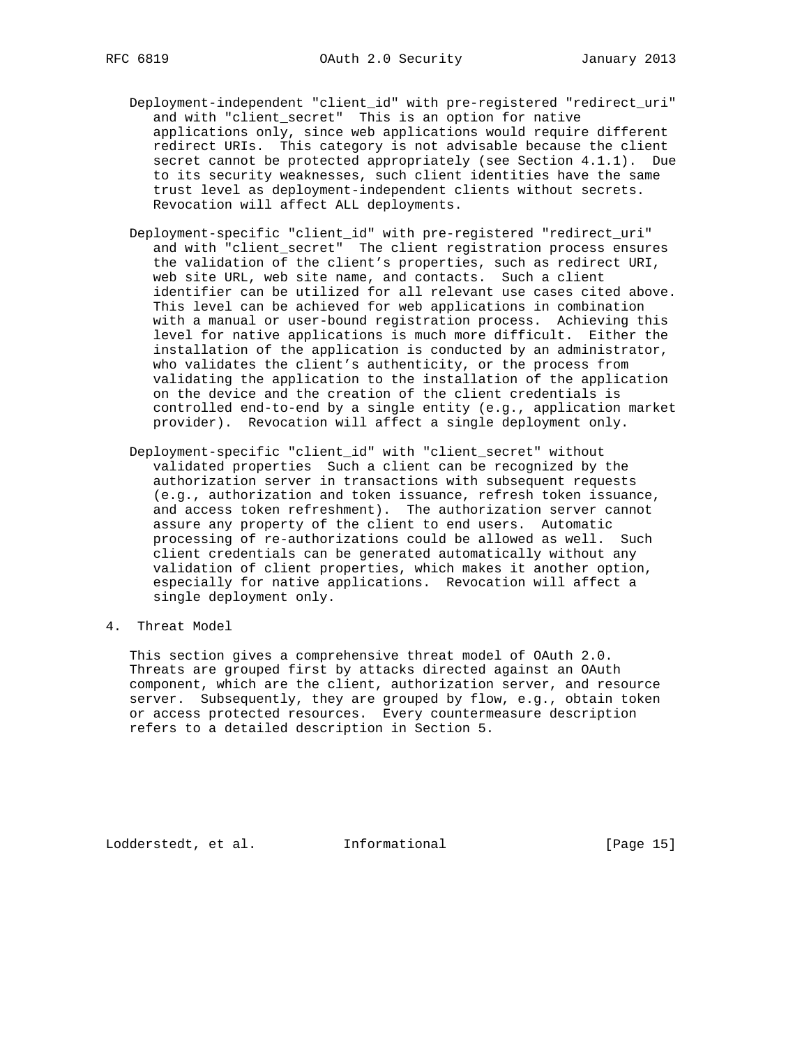Deployment-independent "client_id" with pre-registered "redirect_uri" and with "client_secret"  This is an option for native applications only, since web applications would require different redirect URIs. This category is not advisable because the client secret cannot be protected appropriately (see Section 4.1.1). Due to its security weaknesses, such client identities have the same trust level as deployment-independent clients without secrets. Revocation will affect ALL deployments.

Deployment-specific "client_id" with pre-registered "redirect_uri" and with "client_secret"  The client registration process ensures the validation of the client's properties, such as redirect URI, web site URL, web site name, and contacts. Such a client identifier can be utilized for all relevant use cases cited above. This level can be achieved for web applications in combination with a manual or user-bound registration process. Achieving this level for native applications is much more difficult. Either the installation of the application is conducted by an administrator, who validates the client's authenticity, or the process from validating the application to the installation of the application on the device and the creation of the client credentials is controlled end-to-end by a single entity (e.g., application market provider). Revocation will affect a single deployment only.

Deployment-specific "client_id" with "client_secret" without validated properties  Such a client can be recognized by the authorization server in transactions with subsequent requests (e.g., authorization and token issuance, refresh token issuance, and access token refreshment). The authorization server cannot assure any property of the client to end users. Automatic processing of re-authorizations could be allowed as well. Such client credentials can be generated automatically without any validation of client properties, which makes it another option, especially for native applications. Revocation will affect a single deployment only.

# 4. Threat Model

This section gives a comprehensive threat model of OAuth 2.0. Threats are grouped first by attacks directed against an OAuth component, which are the client, authorization server, and resource server. Subsequently, they are grouped by flow, e.g., obtain token or access protected resources. Every countermeasure description refers to a detailed description in Section 5.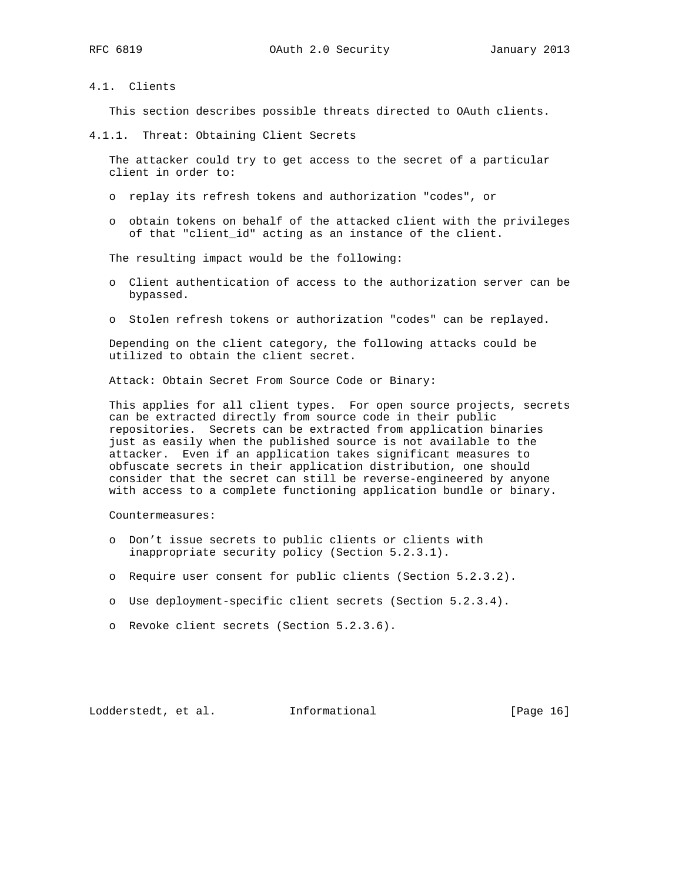## 4.1. Clients

This section describes possible threats directed to OAuth clients.

### 4.1.1. Threat: Obtaining Client Secrets

The attacker could try to get access to the secret of a particular client in order to:

- replay its refresh tokens and authorization "codes", or
- obtain tokens on behalf of the attacked client with the privileges of that "client_id" acting as an instance of the client.

The resulting impact would be the following:

- Client authentication of access to the authorization server can be bypassed.
- Stolen refresh tokens or authorization "codes" can be replayed.

Depending on the client category, the following attacks could be utilized to obtain the client secret.

Attack: Obtain Secret From Source Code or Binary:

This applies for all client types. For open source projects, secrets can be extracted directly from source code in their public repositories. Secrets can be extracted from application binaries just as easily when the published source is not available to the attacker. Even if an application takes significant measures to obfuscate secrets in their application distribution, one should consider that the secret can still be reverse-engineered by anyone with access to a complete functioning application bundle or binary.

Countermeasures:

- Don’t issue secrets to public clients or clients with inappropriate security policy (Section 5.2.3.1).
- Require user consent for public clients (Section 5.2.3.2).
- Use deployment-specific client secrets (Section 5.2.3.4).
- Revoke client secrets (Section 5.2.3.6).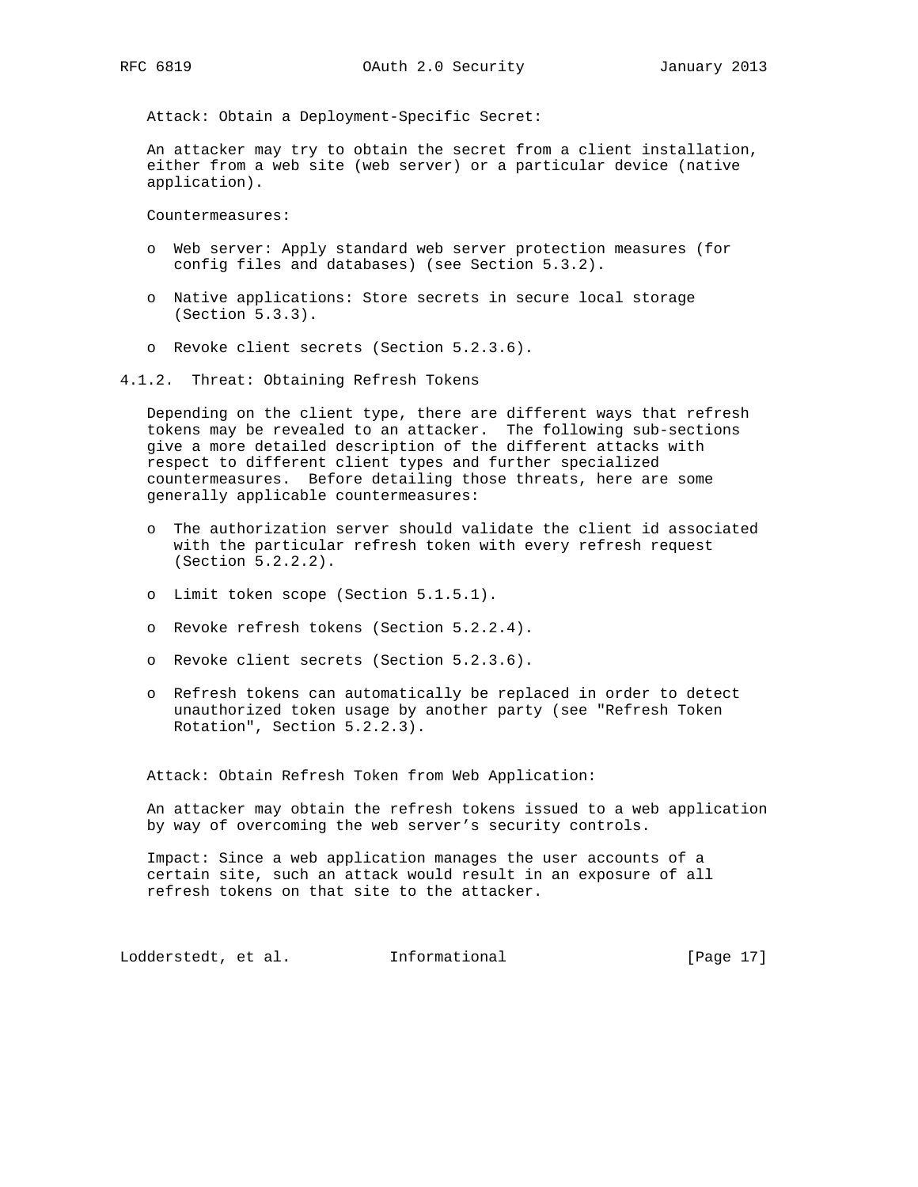Attack: Obtain a Deployment-Specific Secret:

An attacker may try to obtain the secret from a client installation, either from a web site (web server) or a particular device (native application).

Countermeasures:

- Web server: Apply standard web server protection measures (for config files and databases) (see Section 5.3.2).
- Native applications: Store secrets in secure local storage (Section 5.3.3).
- Revoke client secrets (Section 5.2.3.6).

### 4.1.2. Threat: Obtaining Refresh Tokens

Depending on the client type, there are different ways that refresh tokens may be revealed to an attacker. The following sub-sections give a more detailed description of the different attacks with respect to different client types and further specialized countermeasures. Before detailing those threats, here are some generally applicable countermeasures:

- The authorization server should validate the client id associated with the particular refresh token with every refresh request (Section 5.2.2.2).
- Limit token scope (Section 5.1.5.1).
- Revoke refresh tokens (Section 5.2.2.4).
- Revoke client secrets (Section 5.2.3.6).
- Refresh tokens can automatically be replaced in order to detect unauthorized token usage by another party (see "Refresh Token Rotation", Section 5.2.2.3).

Attack: Obtain Refresh Token from Web Application:

An attacker may obtain the refresh tokens issued to a web application by way of overcoming the web server's security controls.

Impact: Since a web application manages the user accounts of a certain site, such an attack would result in an exposure of all refresh tokens on that site to the attacker.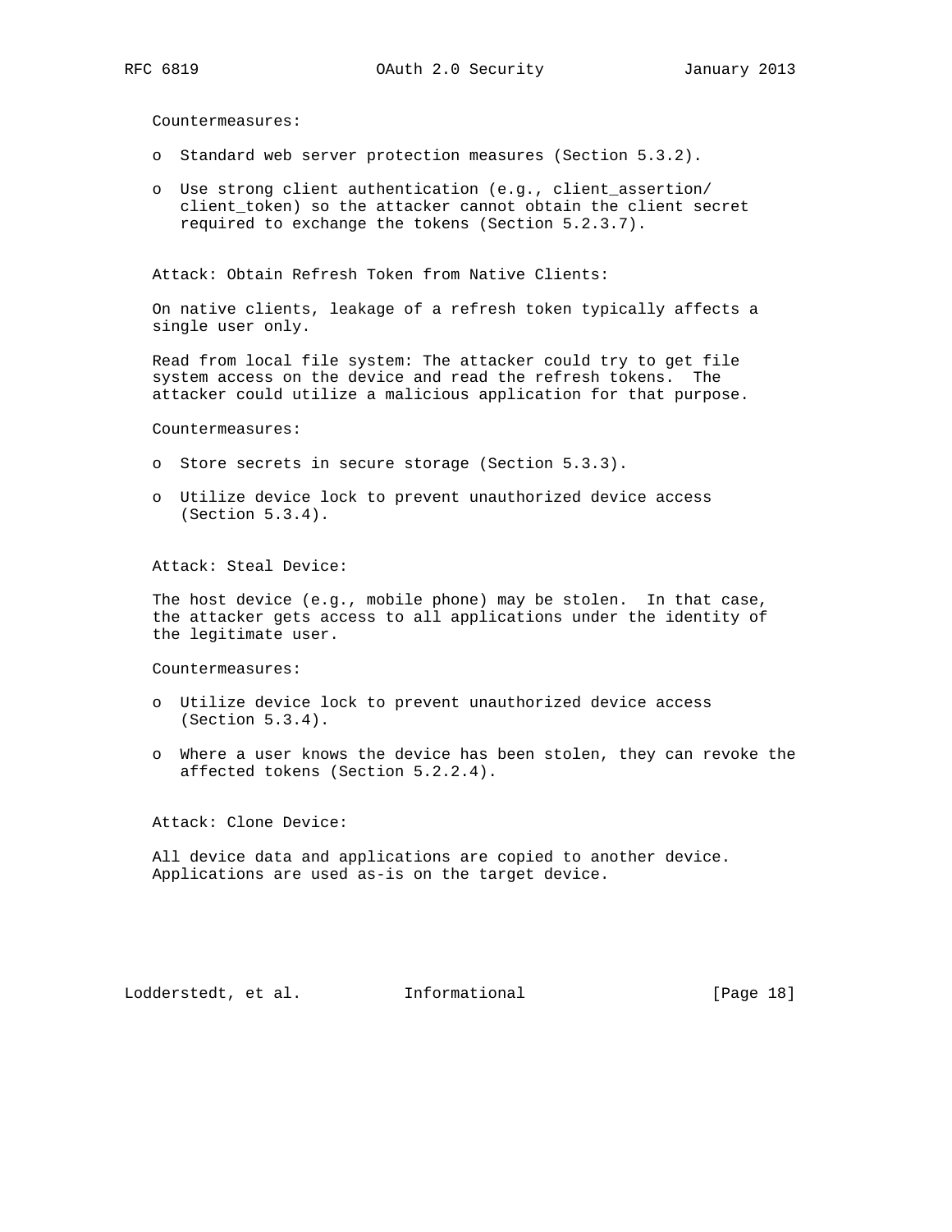Countermeasures:

- Standard web server protection measures (Section 5.3.2).
- Use strong client authentication (e.g., client_assertion/client_token) so the attacker cannot obtain the client secret required to exchange the tokens (Section 5.2.3.7).

Attack: Obtain Refresh Token from Native Clients:

On native clients, leakage of a refresh token typically affects a single user only.

Read from local file system: The attacker could try to get file system access on the device and read the refresh tokens. The attacker could utilize a malicious application for that purpose.

Countermeasures:

- Store secrets in secure storage (Section 5.3.3).
- Utilize device lock to prevent unauthorized device access (Section 5.3.4).

Attack: Steal Device:

The host device (e.g., mobile phone) may be stolen. In that case, the attacker gets access to all applications under the identity of the legitimate user.

Countermeasures:

- Utilize device lock to prevent unauthorized device access (Section 5.3.4).
- Where a user knows the device has been stolen, they can revoke the affected tokens (Section 5.2.2.4).

Attack: Clone Device:

All device data and applications are copied to another device. Applications are used as-is on the target device.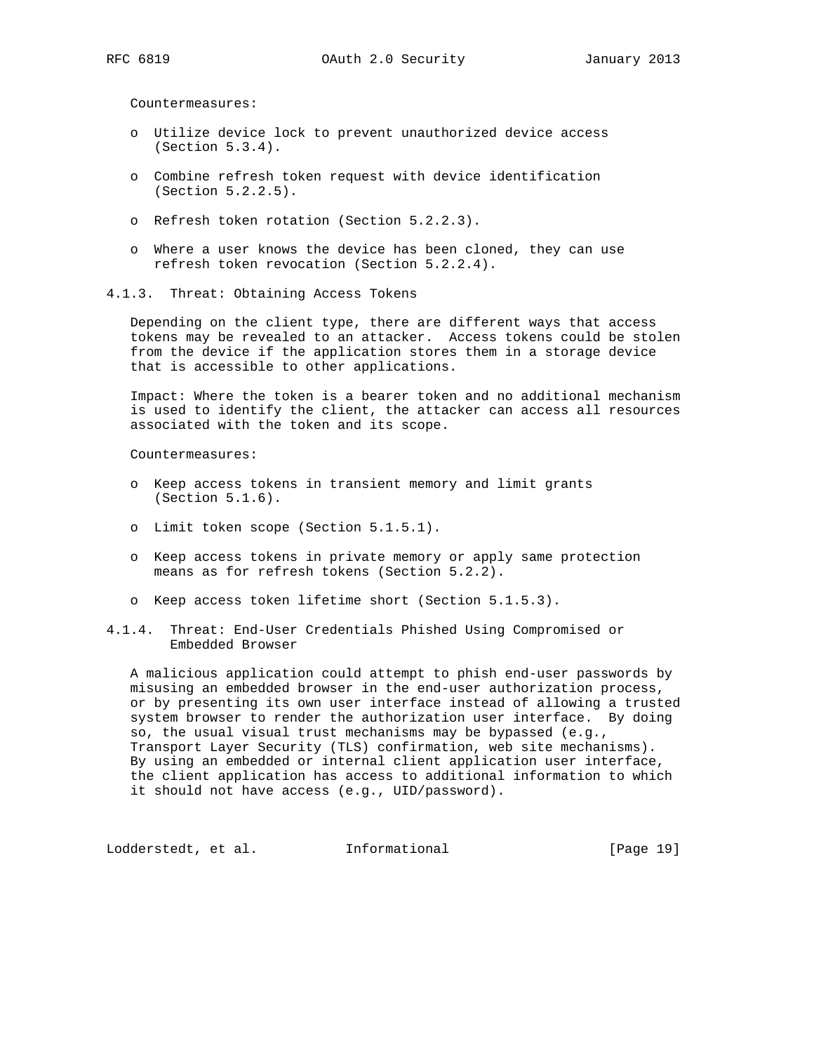Countermeasures:

- Utilize device lock to prevent unauthorized device access (Section 5.3.4).
- Combine refresh token request with device identification (Section 5.2.2.5).
- Refresh token rotation (Section 5.2.2.3).
- Where a user knows the device has been cloned, they can use refresh token revocation (Section 5.2.2.4).

### 4.1.3. Threat: Obtaining Access Tokens

Depending on the client type, there are different ways that access tokens may be revealed to an attacker. Access tokens could be stolen from the device if the application stores them in a storage device that is accessible to other applications.

Impact: Where the token is a bearer token and no additional mechanism is used to identify the client, the attacker can access all resources associated with the token and its scope.

Countermeasures:

- Keep access tokens in transient memory and limit grants (Section 5.1.6).
- Limit token scope (Section 5.1.5.1).
- Keep access tokens in private memory or apply same protection means as for refresh tokens (Section 5.2.2).
- Keep access token lifetime short (Section 5.1.5.3).

### 4.1.4. Threat: End-User Credentials Phished Using Compromised or Embedded Browser

A malicious application could attempt to phish end-user passwords by misusing an embedded browser in the end-user authorization process, or by presenting its own user interface instead of allowing a trusted system browser to render the authorization user interface. By doing so, the usual visual trust mechanisms may be bypassed (e.g., Transport Layer Security (TLS) confirmation, web site mechanisms). By using an embedded or internal client application user interface, the client application has access to additional information to which it should not have access (e.g., UID/password).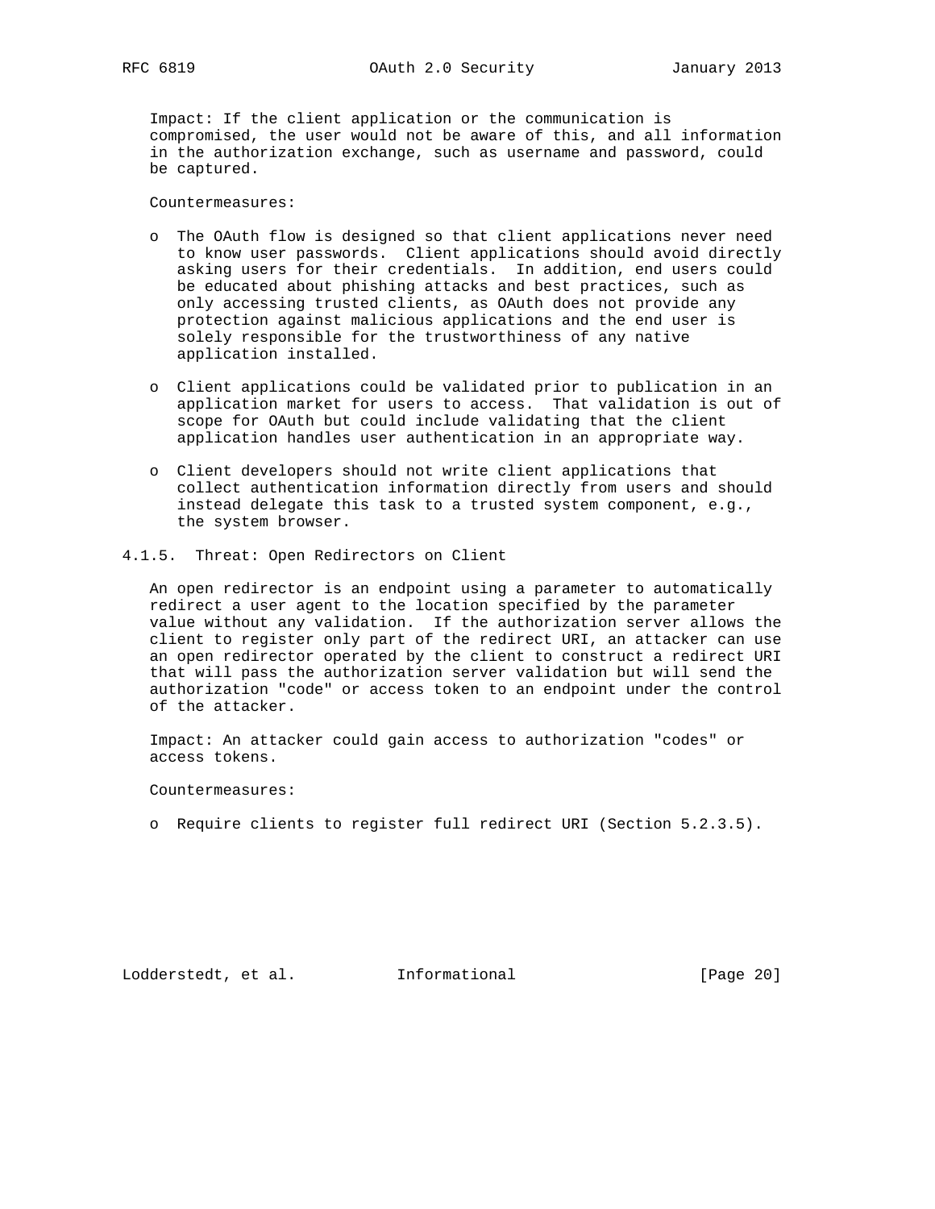Impact: If the client application or the communication is compromised, the user would not be aware of this, and all information in the authorization exchange, such as username and password, could be captured.

Countermeasures:

- The OAuth flow is designed so that client applications never need to know user passwords. Client applications should avoid directly asking users for their credentials. In addition, end users could be educated about phishing attacks and best practices, such as only accessing trusted clients, as OAuth does not provide any protection against malicious applications and the end user is solely responsible for the trustworthiness of any native application installed.
- Client applications could be validated prior to publication in an application market for users to access. That validation is out of scope for OAuth but could include validating that the client application handles user authentication in an appropriate way.
- Client developers should not write client applications that collect authentication information directly from users and should instead delegate this task to a trusted system component, e.g., the system browser.

### 4.1.5. Threat: Open Redirectors on Client

An open redirector is an endpoint using a parameter to automatically redirect a user agent to the location specified by the parameter value without any validation. If the authorization server allows the client to register only part of the redirect URI, an attacker can use an open redirector operated by the client to construct a redirect URI that will pass the authorization server validation but will send the authorization "code" or access token to an endpoint under the control of the attacker.

Impact: An attacker could gain access to authorization "codes" or access tokens.

Countermeasures:

- Require clients to register full redirect URI (Section 5.2.3.5).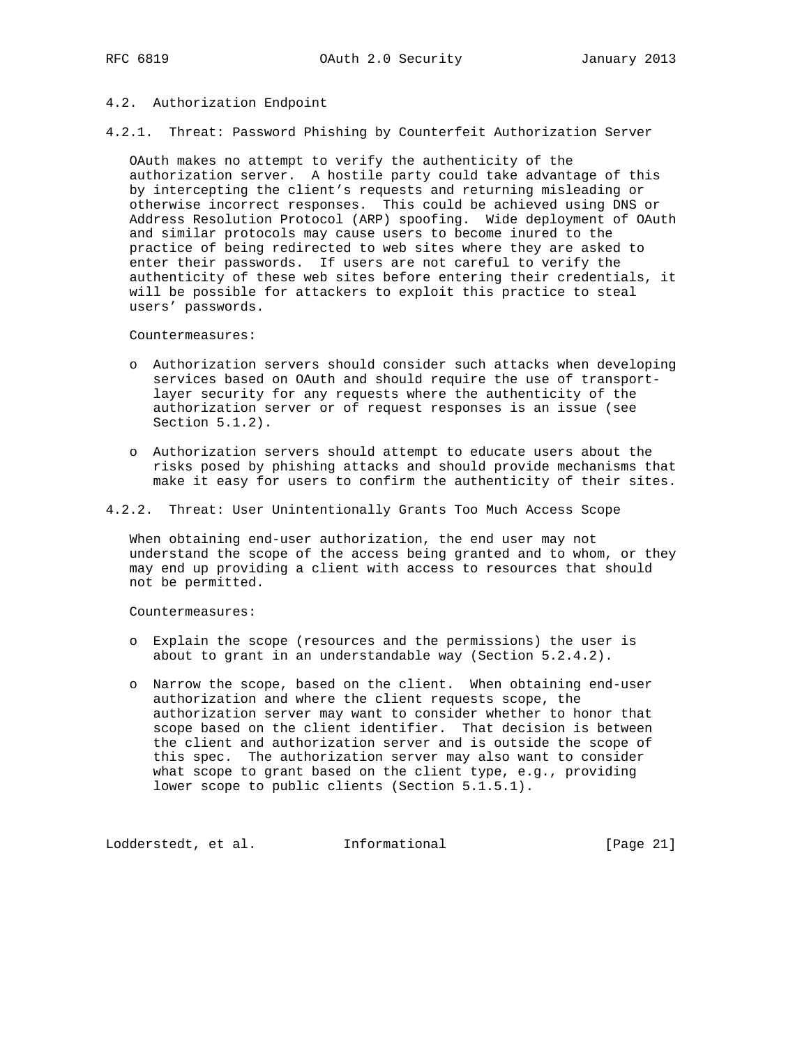## 4.2. Authorization Endpoint

### 4.2.1. Threat: Password Phishing by Counterfeit Authorization Server

OAuth makes no attempt to verify the authenticity of the authorization server. A hostile party could take advantage of this by intercepting the client's requests and returning misleading or otherwise incorrect responses. This could be achieved using DNS or Address Resolution Protocol (ARP) spoofing. Wide deployment of OAuth and similar protocols may cause users to become inured to the practice of being redirected to web sites where they are asked to enter their passwords. If users are not careful to verify the authenticity of these web sites before entering their credentials, it will be possible for attackers to exploit this practice to steal users' passwords.

Countermeasures:

- Authorization servers should consider such attacks when developing services based on OAuth and should require the use of transport-layer security for any requests where the authenticity of the authorization server or of request responses is an issue (see Section 5.1.2).

- Authorization servers should attempt to educate users about the risks posed by phishing attacks and should provide mechanisms that make it easy for users to confirm the authenticity of their sites.

### 4.2.2. Threat: User Unintentionally Grants Too Much Access Scope

When obtaining end-user authorization, the end user may not understand the scope of the access being granted and to whom, or they may end up providing a client with access to resources that should not be permitted.

Countermeasures:

- Explain the scope (resources and the permissions) the user is about to grant in an understandable way (Section 5.2.4.2).

- Narrow the scope, based on the client. When obtaining end-user authorization and where the client requests scope, the authorization server may want to consider whether to honor that scope based on the client identifier. That decision is between the client and authorization server and is outside the scope of this spec. The authorization server may also want to consider what scope to grant based on the client type, e.g., providing lower scope to public clients (Section 5.1.5.1).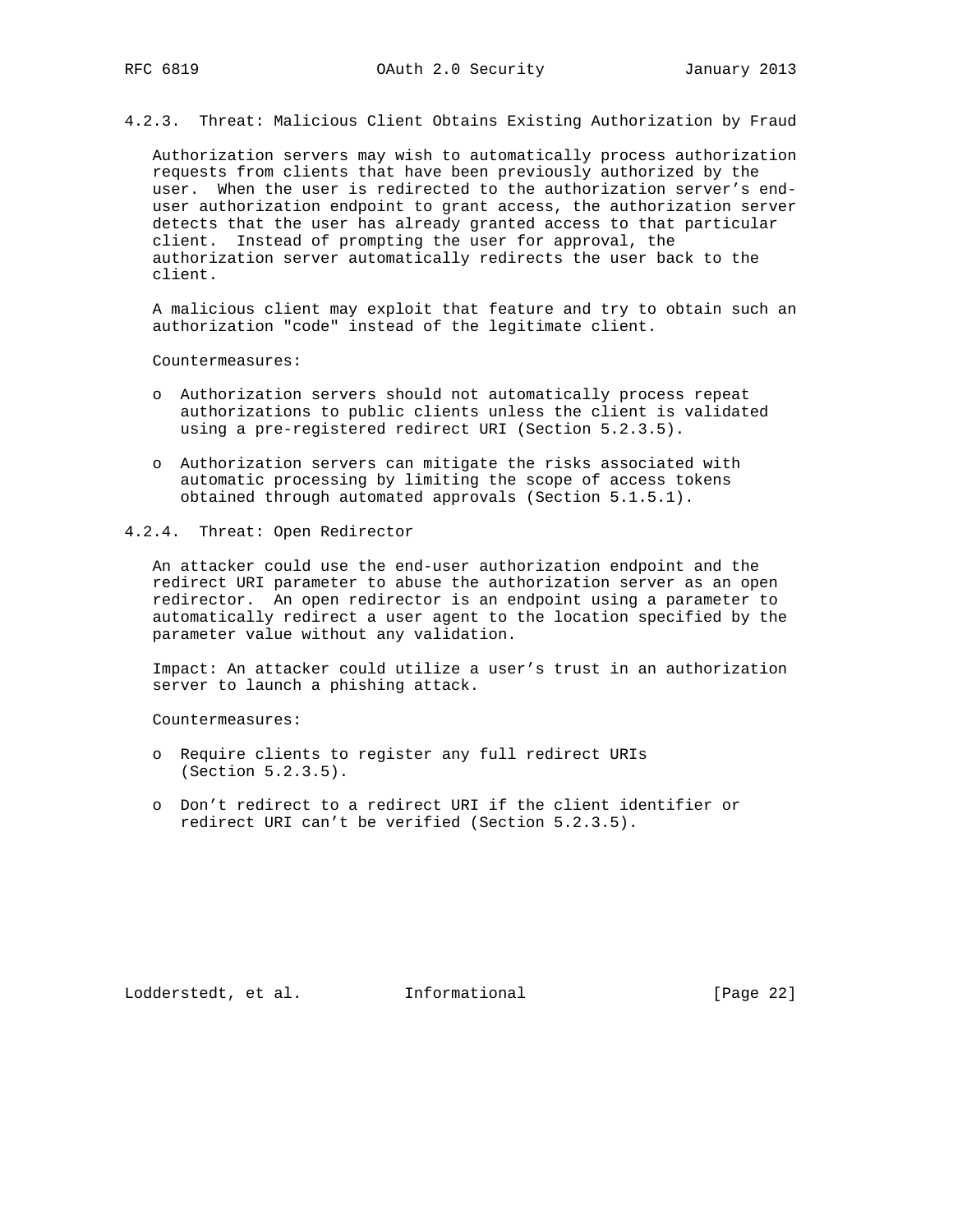#### 4.2.3. Threat: Malicious Client Obtains Existing Authorization by Fraud

Authorization servers may wish to automatically process authorization requests from clients that have been previously authorized by the user. When the user is redirected to the authorization server's end-user authorization endpoint to grant access, the authorization server detects that the user has already granted access to that particular client. Instead of prompting the user for approval, the authorization server automatically redirects the user back to the client.

A malicious client may exploit that feature and try to obtain such an authorization "code" instead of the legitimate client.

Countermeasures:

- Authorization servers should not automatically process repeat authorizations to public clients unless the client is validated using a pre-registered redirect URI (Section 5.2.3.5).
- Authorization servers can mitigate the risks associated with automatic processing by limiting the scope of access tokens obtained through automated approvals (Section 5.1.5.1).

#### 4.2.4. Threat: Open Redirector

An attacker could use the end-user authorization endpoint and the redirect URI parameter to abuse the authorization server as an open redirector. An open redirector is an endpoint using a parameter to automatically redirect a user agent to the location specified by the parameter value without any validation.

Impact: An attacker could utilize a user's trust in an authorization server to launch a phishing attack.

Countermeasures:

- Require clients to register any full redirect URIs (Section 5.2.3.5).
- Don't redirect to a redirect URI if the client identifier or redirect URI can't be verified (Section 5.2.3.5).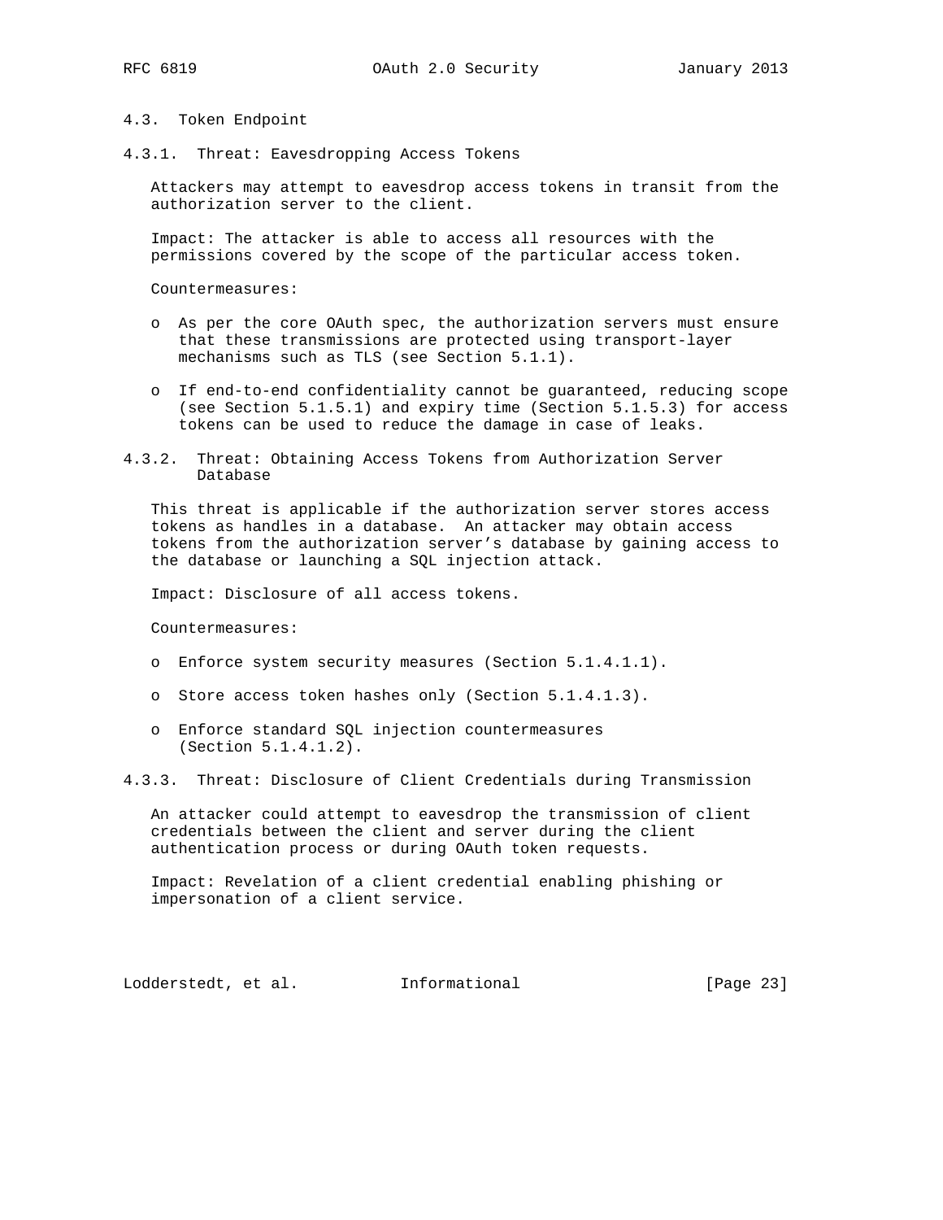### 4.3. Token Endpoint

#### 4.3.1. Threat: Eavesdropping Access Tokens

Attackers may attempt to eavesdrop access tokens in transit from the authorization server to the client.

Impact: The attacker is able to access all resources with the permissions covered by the scope of the particular access token.

Countermeasures:

- As per the core OAuth spec, the authorization servers must ensure that these transmissions are protected using transport-layer mechanisms such as TLS (see Section 5.1.1).
- If end-to-end confidentiality cannot be guaranteed, reducing scope (see Section 5.1.5.1) and expiry time (Section 5.1.5.3) for access tokens can be used to reduce the damage in case of leaks.

#### 4.3.2. Threat: Obtaining Access Tokens from Authorization Server Database

This threat is applicable if the authorization server stores access tokens as handles in a database. An attacker may obtain access tokens from the authorization server's database by gaining access to the database or launching a SQL injection attack.

Impact: Disclosure of all access tokens.

Countermeasures:

- Enforce system security measures (Section 5.1.4.1.1).
- Store access token hashes only (Section 5.1.4.1.3).
- Enforce standard SQL injection countermeasures (Section 5.1.4.1.2).

#### 4.3.3. Threat: Disclosure of Client Credentials during Transmission

An attacker could attempt to eavesdrop the transmission of client credentials between the client and server during the client authentication process or during OAuth token requests.

Impact: Revelation of a client credential enabling phishing or impersonation of a client service.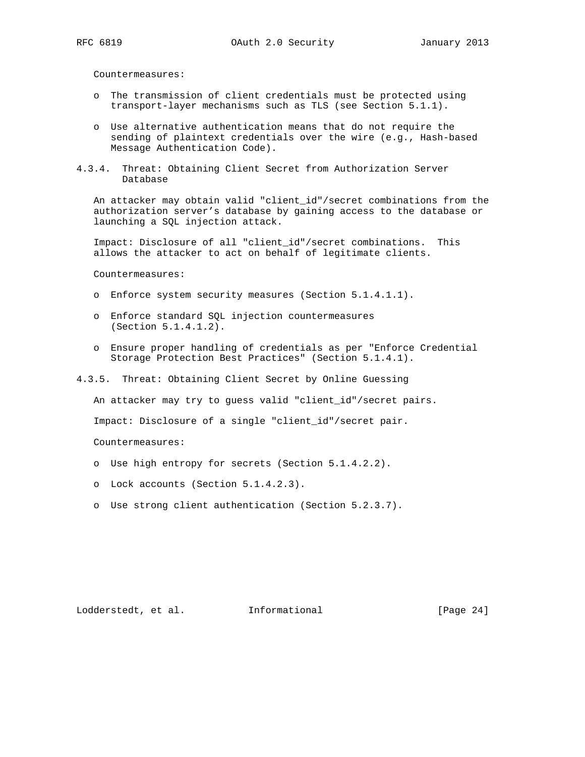Countermeasures:

- The transmission of client credentials must be protected using transport-layer mechanisms such as TLS (see Section 5.1.1).

- Use alternative authentication means that do not require the sending of plaintext credentials over the wire (e.g., Hash-based Message Authentication Code).

#### 4.3.4. Threat: Obtaining Client Secret from Authorization Server Database

An attacker may obtain valid "client_id"/secret combinations from the authorization server's database by gaining access to the database or launching a SQL injection attack.

Impact: Disclosure of all "client_id"/secret combinations. This allows the attacker to act on behalf of legitimate clients.

Countermeasures:

- Enforce system security measures (Section 5.1.4.1.1).

- Enforce standard SQL injection countermeasures (Section 5.1.4.1.2).

- Ensure proper handling of credentials as per "Enforce Credential Storage Protection Best Practices" (Section 5.1.4.1).

#### 4.3.5. Threat: Obtaining Client Secret by Online Guessing

An attacker may try to guess valid "client_id"/secret pairs.

Impact: Disclosure of a single "client_id"/secret pair.

Countermeasures:

- Use high entropy for secrets (Section 5.1.4.2.2).

- Lock accounts (Section 5.1.4.2.3).

- Use strong client authentication (Section 5.2.3.7).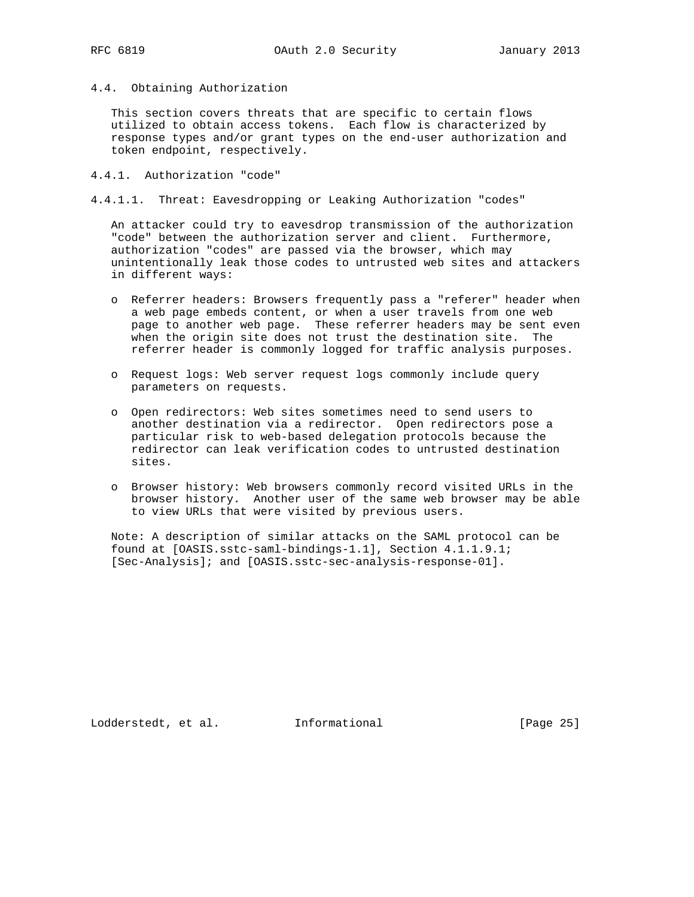## 4.4. Obtaining Authorization

This section covers threats that are specific to certain flows utilized to obtain access tokens. Each flow is characterized by response types and/or grant types on the end-user authorization and token endpoint, respectively.

### 4.4.1. Authorization "code"

#### 4.4.1.1. Threat: Eavesdropping or Leaking Authorization "codes"

An attacker could try to eavesdrop transmission of the authorization "code" between the authorization server and client. Furthermore, authorization "codes" are passed via the browser, which may unintentionally leak those codes to untrusted web sites and attackers in different ways:

- Referrer headers: Browsers frequently pass a "referer" header when a web page embeds content, or when a user travels from one web page to another web page. These referrer headers may be sent even when the origin site does not trust the destination site. The referrer header is commonly logged for traffic analysis purposes.

- Request logs: Web server request logs commonly include query parameters on requests.

- Open redirectors: Web sites sometimes need to send users to another destination via a redirector. Open redirectors pose a particular risk to web-based delegation protocols because the redirector can leak verification codes to untrusted destination sites.

- Browser history: Web browsers commonly record visited URLs in the browser history. Another user of the same web browser may be able to view URLs that were visited by previous users.

Note: A description of similar attacks on the SAML protocol can be found at [OASIS.sstc-saml-bindings-1.1], Section 4.1.1.9.1; [Sec-Analysis]; and [OASIS.sstc-sec-analysis-response-01].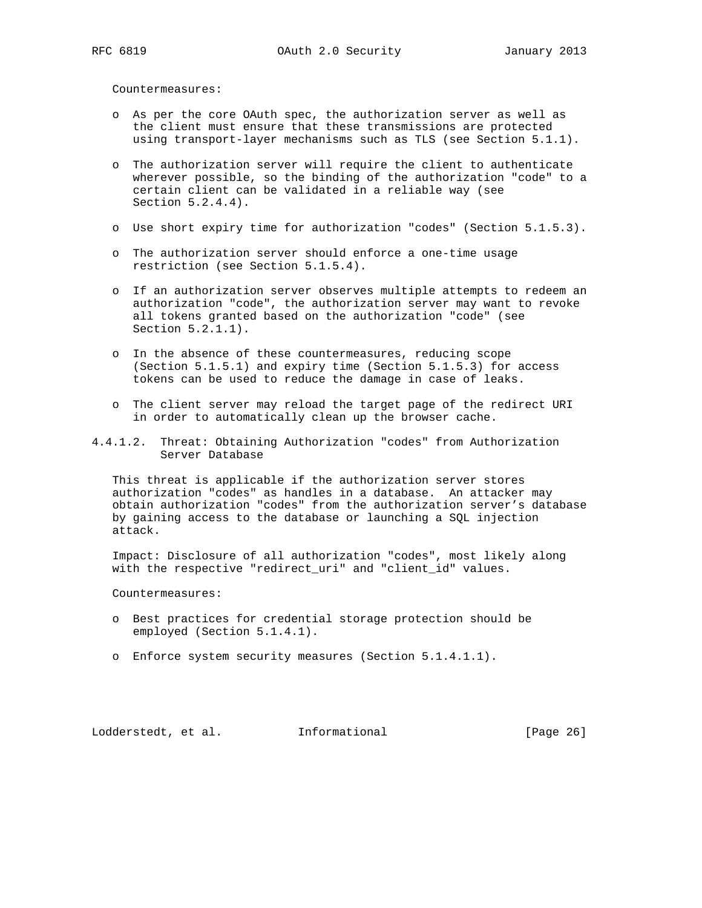Countermeasures:

- As per the core OAuth spec, the authorization server as well as the client must ensure that these transmissions are protected using transport-layer mechanisms such as TLS (see Section 5.1.1).

- The authorization server will require the client to authenticate wherever possible, so the binding of the authorization "code" to a certain client can be validated in a reliable way (see Section 5.2.4.4).

- Use short expiry time for authorization "codes" (Section 5.1.5.3).

- The authorization server should enforce a one-time usage restriction (see Section 5.1.5.4).

- If an authorization server observes multiple attempts to redeem an authorization "code", the authorization server may want to revoke all tokens granted based on the authorization "code" (see Section 5.2.1.1).

- In the absence of these countermeasures, reducing scope (Section 5.1.5.1) and expiry time (Section 5.1.5.3) for access tokens can be used to reduce the damage in case of leaks.

- The client server may reload the target page of the redirect URI in order to automatically clean up the browser cache.

#### 4.4.1.2. Threat: Obtaining Authorization "codes" from Authorization Server Database

This threat is applicable if the authorization server stores authorization "codes" as handles in a database. An attacker may obtain authorization "codes" from the authorization server's database by gaining access to the database or launching a SQL injection attack.

Impact: Disclosure of all authorization "codes", most likely along with the respective "redirect_uri" and "client_id" values.

Countermeasures:

- Best practices for credential storage protection should be employed (Section 5.1.4.1).

- Enforce system security measures (Section 5.1.4.1.1).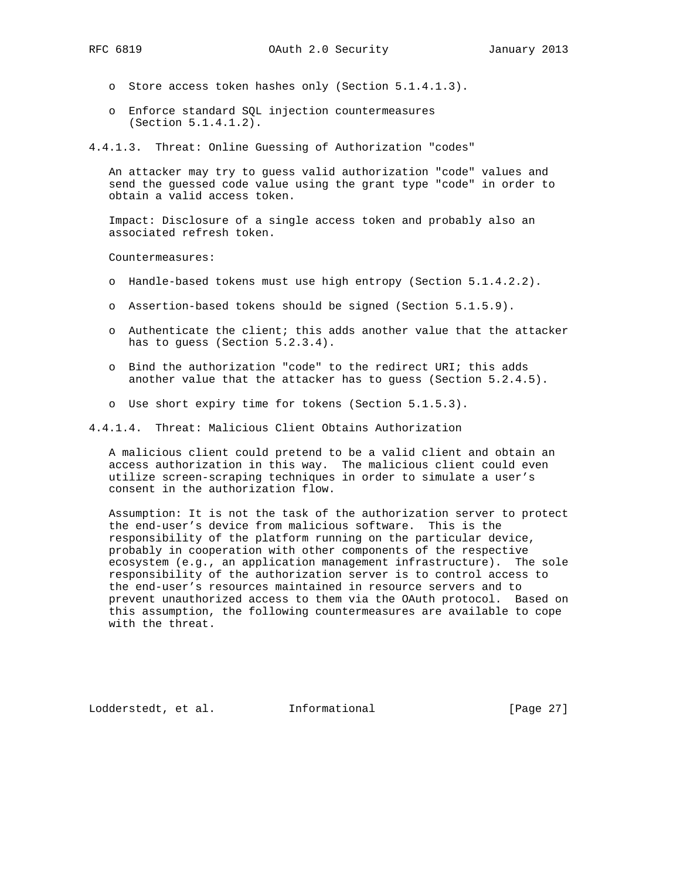- Store access token hashes only (Section 5.1.4.1.3).

- Enforce standard SQL injection countermeasures (Section 5.1.4.1.2).

#### 4.4.1.3. Threat: Online Guessing of Authorization "codes"

An attacker may try to guess valid authorization "code" values and send the guessed code value using the grant type "code" in order to obtain a valid access token.

Impact: Disclosure of a single access token and probably also an associated refresh token.

Countermeasures:

- Handle-based tokens must use high entropy (Section 5.1.4.2.2).

- Assertion-based tokens should be signed (Section 5.1.5.9).

- Authenticate the client; this adds another value that the attacker has to guess (Section 5.2.3.4).

- Bind the authorization "code" to the redirect URI; this adds another value that the attacker has to guess (Section 5.2.4.5).

- Use short expiry time for tokens (Section 5.1.5.3).

#### 4.4.1.4. Threat: Malicious Client Obtains Authorization

A malicious client could pretend to be a valid client and obtain an access authorization in this way. The malicious client could even utilize screen-scraping techniques in order to simulate a user's consent in the authorization flow.

Assumption: It is not the task of the authorization server to protect the end-user's device from malicious software. This is the responsibility of the platform running on the particular device, probably in cooperation with other components of the respective ecosystem (e.g., an application management infrastructure). The sole responsibility of the authorization server is to control access to the end-user's resources maintained in resource servers and to prevent unauthorized access to them via the OAuth protocol. Based on this assumption, the following countermeasures are available to cope with the threat.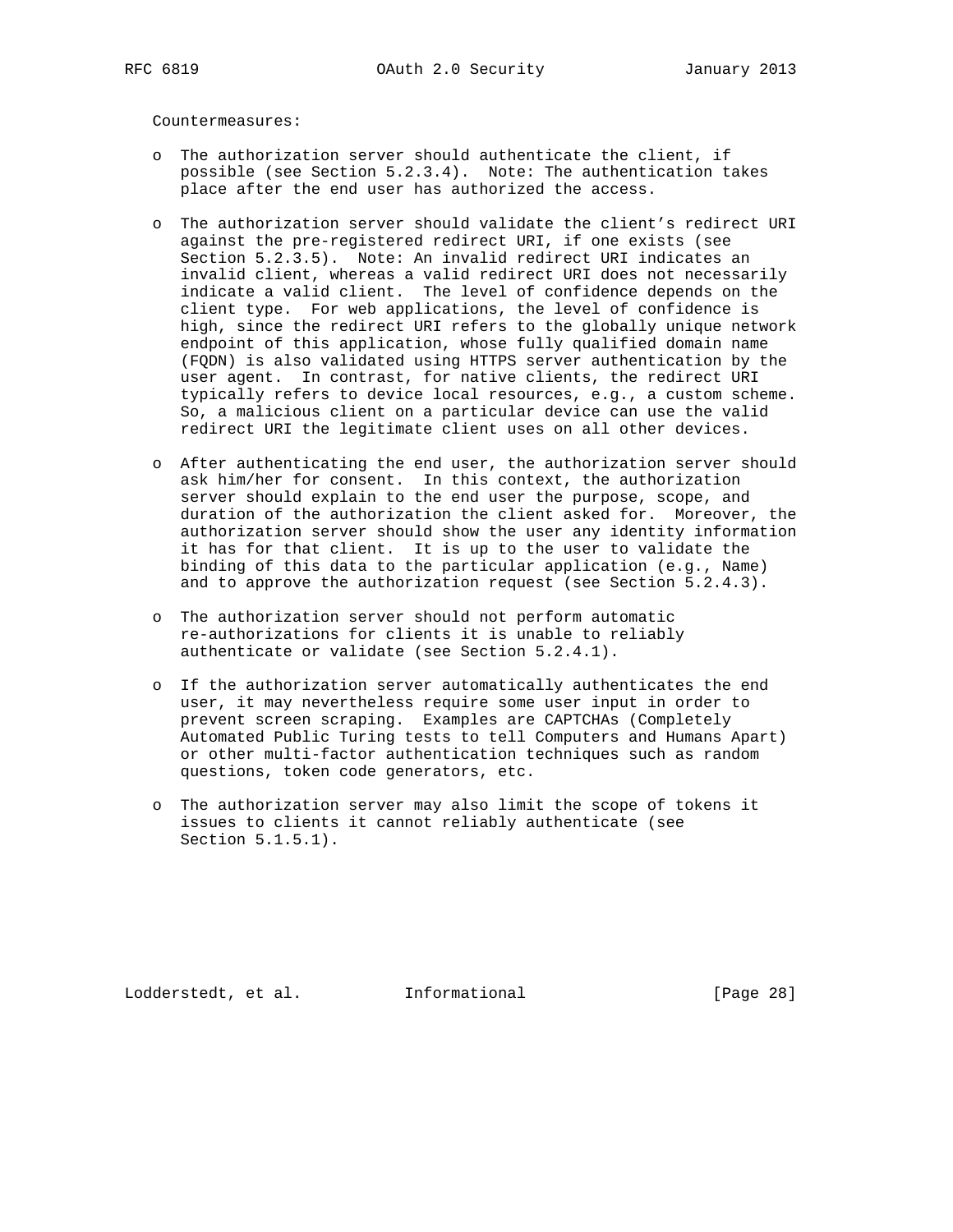Countermeasures:

- The authorization server should authenticate the client, if possible (see Section 5.2.3.4). Note: The authentication takes place after the end user has authorized the access.

- The authorization server should validate the client's redirect URI against the pre-registered redirect URI, if one exists (see Section 5.2.3.5). Note: An invalid redirect URI indicates an invalid client, whereas a valid redirect URI does not necessarily indicate a valid client. The level of confidence depends on the client type. For web applications, the level of confidence is high, since the redirect URI refers to the globally unique network endpoint of this application, whose fully qualified domain name (FQDN) is also validated using HTTPS server authentication by the user agent. In contrast, for native clients, the redirect URI typically refers to device local resources, e.g., a custom scheme. So, a malicious client on a particular device can use the valid redirect URI the legitimate client uses on all other devices.

- After authenticating the end user, the authorization server should ask him/her for consent. In this context, the authorization server should explain to the end user the purpose, scope, and duration of the authorization the client asked for. Moreover, the authorization server should show the user any identity information it has for that client. It is up to the user to validate the binding of this data to the particular application (e.g., Name) and to approve the authorization request (see Section 5.2.4.3).

- The authorization server should not perform automatic re-authorizations for clients it is unable to reliably authenticate or validate (see Section 5.2.4.1).

- If the authorization server automatically authenticates the end user, it may nevertheless require some user input in order to prevent screen scraping. Examples are CAPTCHAs (Completely Automated Public Turing tests to tell Computers and Humans Apart) or other multi-factor authentication techniques such as random questions, token code generators, etc.

- The authorization server may also limit the scope of tokens it issues to clients it cannot reliably authenticate (see Section 5.1.5.1).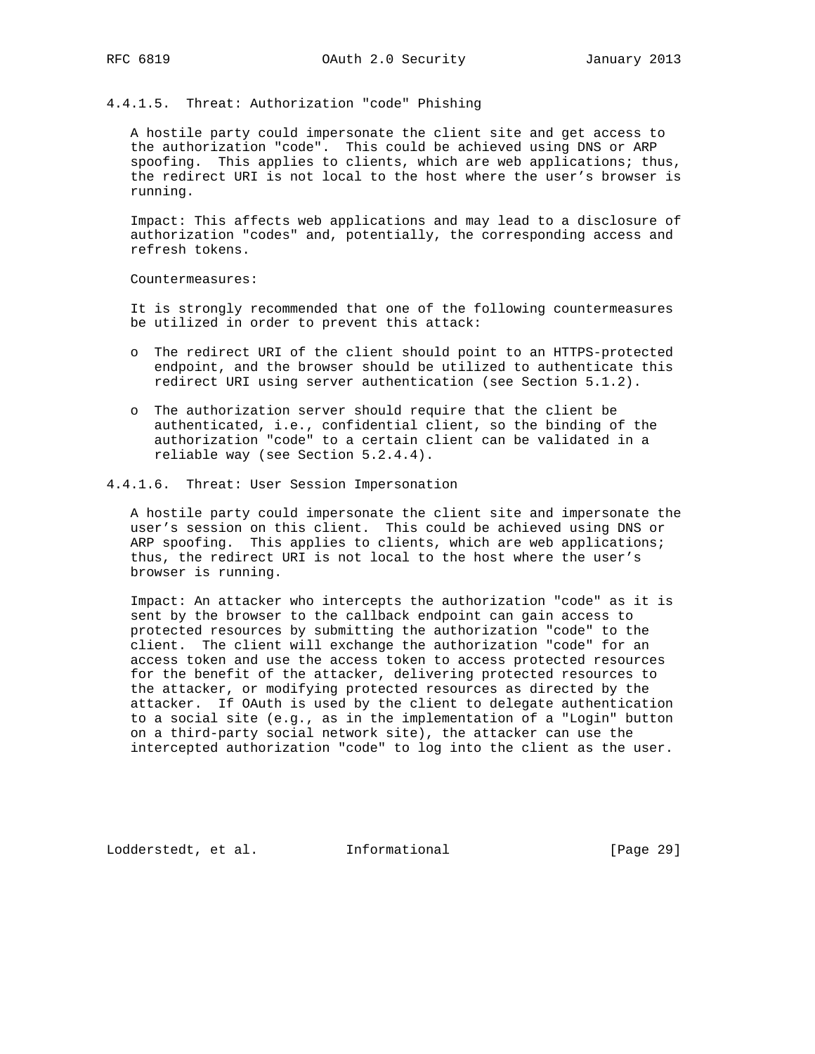#### 4.4.1.5. Threat: Authorization "code" Phishing

A hostile party could impersonate the client site and get access to the authorization "code". This could be achieved using DNS or ARP spoofing. This applies to clients, which are web applications; thus, the redirect URI is not local to the host where the user's browser is running.

Impact: This affects web applications and may lead to a disclosure of authorization "codes" and, potentially, the corresponding access and refresh tokens.

Countermeasures:

It is strongly recommended that one of the following countermeasures be utilized in order to prevent this attack:

- The redirect URI of the client should point to an HTTPS-protected endpoint, and the browser should be utilized to authenticate this redirect URI using server authentication (see Section 5.1.2).
- The authorization server should require that the client be authenticated, i.e., confidential client, so the binding of the authorization "code" to a certain client can be validated in a reliable way (see Section 5.2.4.4).

#### 4.4.1.6. Threat: User Session Impersonation

A hostile party could impersonate the client site and impersonate the user's session on this client. This could be achieved using DNS or ARP spoofing. This applies to clients, which are web applications; thus, the redirect URI is not local to the host where the user's browser is running.

Impact: An attacker who intercepts the authorization "code" as it is sent by the browser to the callback endpoint can gain access to protected resources by submitting the authorization "code" to the client. The client will exchange the authorization "code" for an access token and use the access token to access protected resources for the benefit of the attacker, delivering protected resources to the attacker, or modifying protected resources as directed by the attacker. If OAuth is used by the client to delegate authentication to a social site (e.g., as in the implementation of a "Login" button on a third-party social network site), the attacker can use the intercepted authorization "code" to log into the client as the user.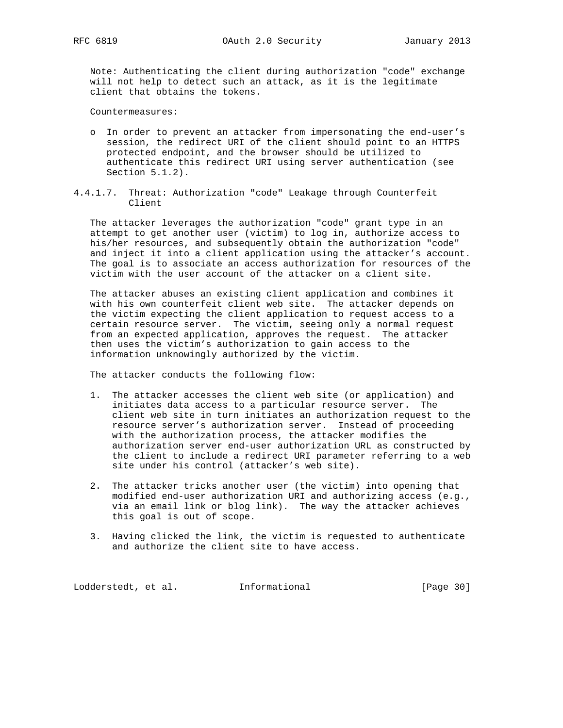Note: Authenticating the client during authorization "code" exchange will not help to detect such an attack, as it is the legitimate client that obtains the tokens.

Countermeasures:

- In order to prevent an attacker from impersonating the end-user's session, the redirect URI of the client should point to an HTTPS protected endpoint, and the browser should be utilized to authenticate this redirect URI using server authentication (see Section 5.1.2).

#### 4.4.1.7. Threat: Authorization "code" Leakage through Counterfeit Client

The attacker leverages the authorization "code" grant type in an attempt to get another user (victim) to log in, authorize access to his/her resources, and subsequently obtain the authorization "code" and inject it into a client application using the attacker's account. The goal is to associate an access authorization for resources of the victim with the user account of the attacker on a client site.

The attacker abuses an existing client application and combines it with his own counterfeit client web site. The attacker depends on the victim expecting the client application to request access to a certain resource server. The victim, seeing only a normal request from an expected application, approves the request. The attacker then uses the victim's authorization to gain access to the information unknowingly authorized by the victim.

The attacker conducts the following flow:

1. The attacker accesses the client web site (or application) and initiates data access to a particular resource server. The client web site in turn initiates an authorization request to the resource server's authorization server. Instead of proceeding with the authorization process, the attacker modifies the authorization server end-user authorization URL as constructed by the client to include a redirect URI parameter referring to a web site under his control (attacker's web site).

2. The attacker tricks another user (the victim) into opening that modified end-user authorization URI and authorizing access (e.g., via an email link or blog link). The way the attacker achieves this goal is out of scope.

3. Having clicked the link, the victim is requested to authenticate and authorize the client site to have access.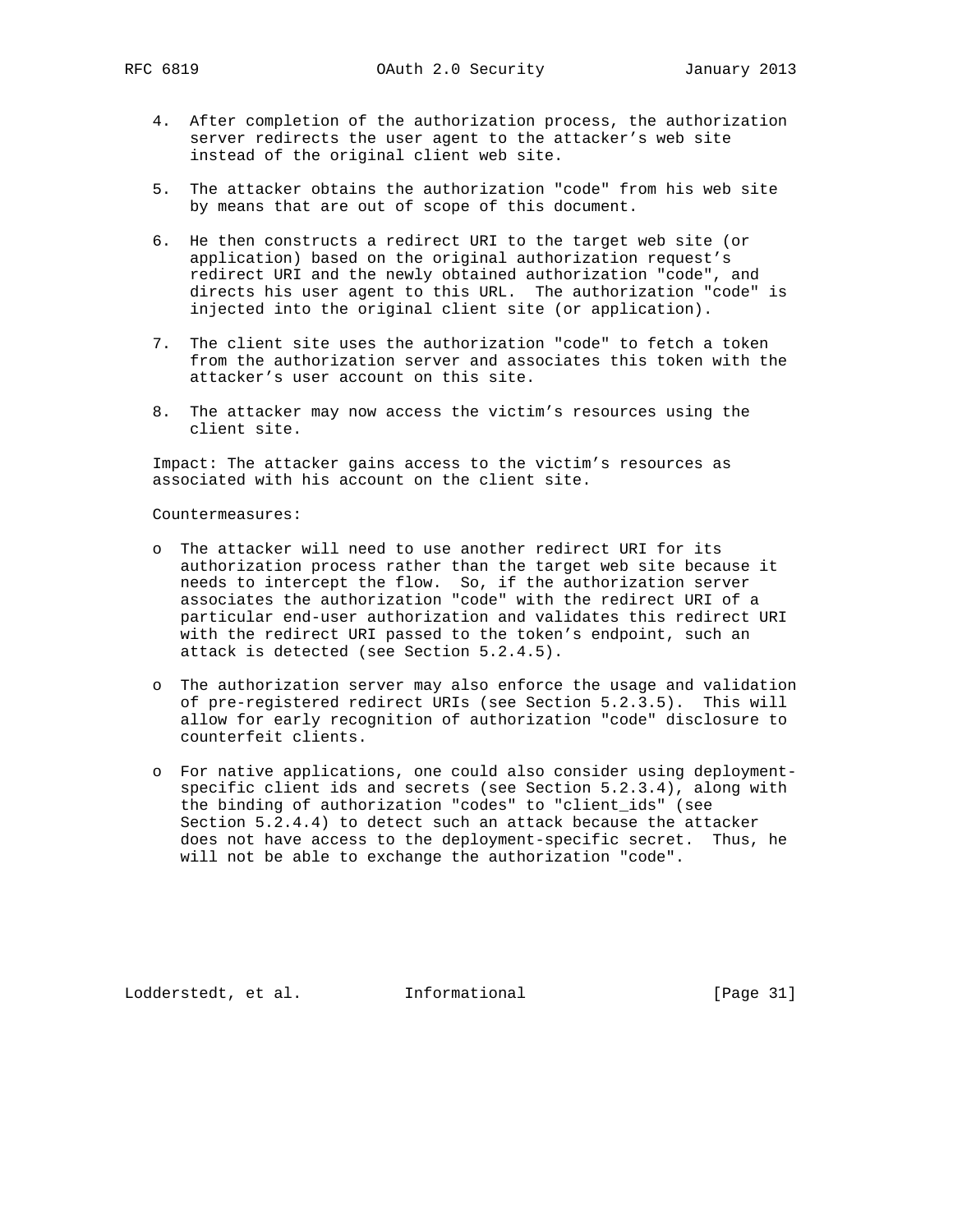4. After completion of the authorization process, the authorization server redirects the user agent to the attacker's web site instead of the original client web site.

5. The attacker obtains the authorization "code" from his web site by means that are out of scope of this document.

6. He then constructs a redirect URI to the target web site (or application) based on the original authorization request's redirect URI and the newly obtained authorization "code", and directs his user agent to this URL. The authorization "code" is injected into the original client site (or application).

7. The client site uses the authorization "code" to fetch a token from the authorization server and associates this token with the attacker's user account on this site.

8. The attacker may now access the victim's resources using the client site.

Impact: The attacker gains access to the victim's resources as associated with his account on the client site.

Countermeasures:

- The attacker will need to use another redirect URI for its authorization process rather than the target web site because it needs to intercept the flow. So, if the authorization server associates the authorization "code" with the redirect URI of a particular end-user authorization and validates this redirect URI with the redirect URI passed to the token's endpoint, such an attack is detected (see Section 5.2.4.5).

- The authorization server may also enforce the usage and validation of pre-registered redirect URIs (see Section 5.2.3.5). This will allow for early recognition of authorization "code" disclosure to counterfeit clients.

- For native applications, one could also consider using deployment-specific client ids and secrets (see Section 5.2.3.4), along with the binding of authorization "codes" to "client_ids" (see Section 5.2.4.4) to detect such an attack because the attacker does not have access to the deployment-specific secret. Thus, he will not be able to exchange the authorization "code".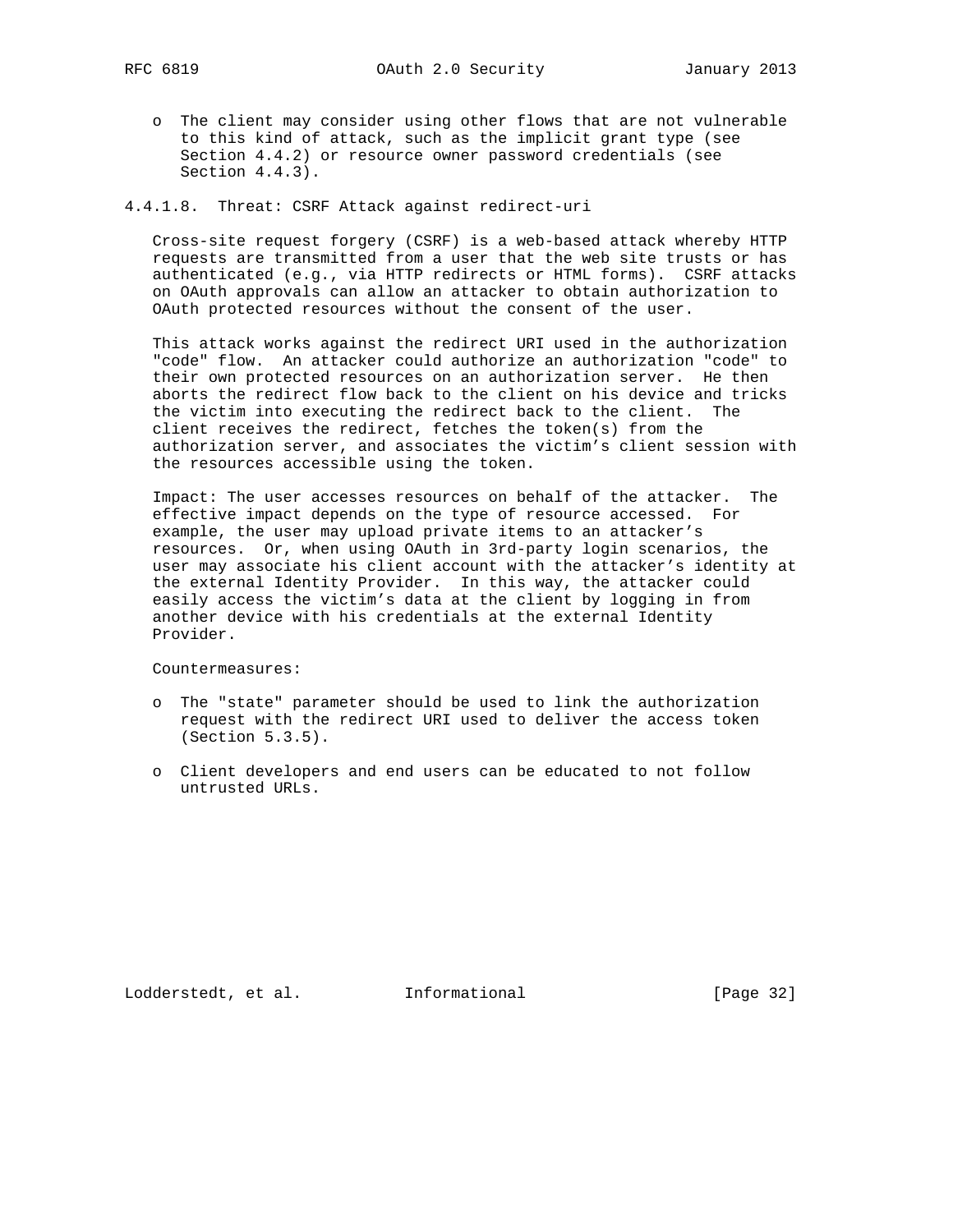- The client may consider using other flows that are not vulnerable to this kind of attack, such as the implicit grant type (see Section 4.4.2) or resource owner password credentials (see Section 4.4.3).

#### 4.4.1.8. Threat: CSRF Attack against redirect-uri

Cross-site request forgery (CSRF) is a web-based attack whereby HTTP requests are transmitted from a user that the web site trusts or has authenticated (e.g., via HTTP redirects or HTML forms). CSRF attacks on OAuth approvals can allow an attacker to obtain authorization to OAuth protected resources without the consent of the user.

This attack works against the redirect URI used in the authorization "code" flow. An attacker could authorize an authorization "code" to their own protected resources on an authorization server. He then aborts the redirect flow back to the client on his device and tricks the victim into executing the redirect back to the client. The client receives the redirect, fetches the token(s) from the authorization server, and associates the victim's client session with the resources accessible using the token.

Impact: The user accesses resources on behalf of the attacker. The effective impact depends on the type of resource accessed. For example, the user may upload private items to an attacker's resources. Or, when using OAuth in 3rd-party login scenarios, the user may associate his client account with the attacker's identity at the external Identity Provider. In this way, the attacker could easily access the victim's data at the client by logging in from another device with his credentials at the external Identity Provider.

Countermeasures:

- The "state" parameter should be used to link the authorization request with the redirect URI used to deliver the access token (Section 5.3.5).

- Client developers and end users can be educated to not follow untrusted URLs.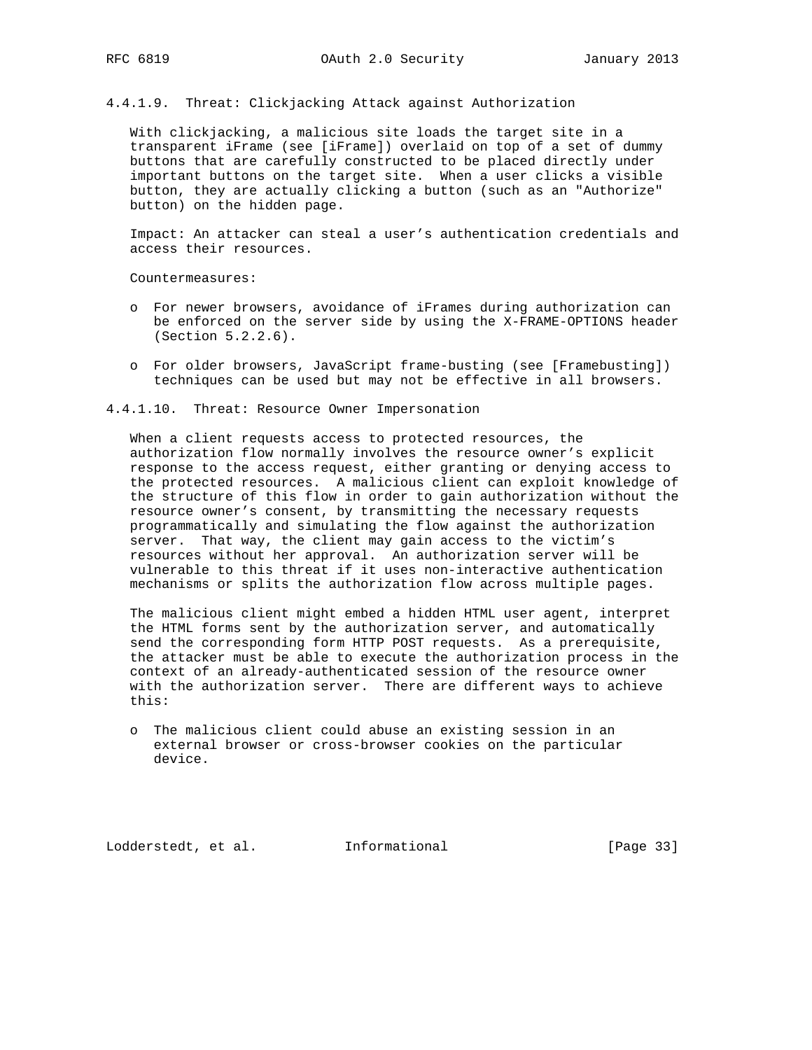#### 4.4.1.9. Threat: Clickjacking Attack against Authorization

With clickjacking, a malicious site loads the target site in a transparent iFrame (see [iFrame]) overlaid on top of a set of dummy buttons that are carefully constructed to be placed directly under important buttons on the target site. When a user clicks a visible button, they are actually clicking a button (such as an "Authorize" button) on the hidden page.

Impact: An attacker can steal a user's authentication credentials and access their resources.

Countermeasures:

- For newer browsers, avoidance of iFrames during authorization can be enforced on the server side by using the X-FRAME-OPTIONS header (Section 5.2.2.6).
- For older browsers, JavaScript frame-busting (see [Framebusting]) techniques can be used but may not be effective in all browsers.

#### 4.4.1.10. Threat: Resource Owner Impersonation

When a client requests access to protected resources, the authorization flow normally involves the resource owner's explicit response to the access request, either granting or denying access to the protected resources. A malicious client can exploit knowledge of the structure of this flow in order to gain authorization without the resource owner's consent, by transmitting the necessary requests programmatically and simulating the flow against the authorization server. That way, the client may gain access to the victim's resources without her approval. An authorization server will be vulnerable to this threat if it uses non-interactive authentication mechanisms or splits the authorization flow across multiple pages.

The malicious client might embed a hidden HTML user agent, interpret the HTML forms sent by the authorization server, and automatically send the corresponding form HTTP POST requests. As a prerequisite, the attacker must be able to execute the authorization process in the context of an already-authenticated session of the resource owner with the authorization server. There are different ways to achieve this:

- The malicious client could abuse an existing session in an external browser or cross-browser cookies on the particular device.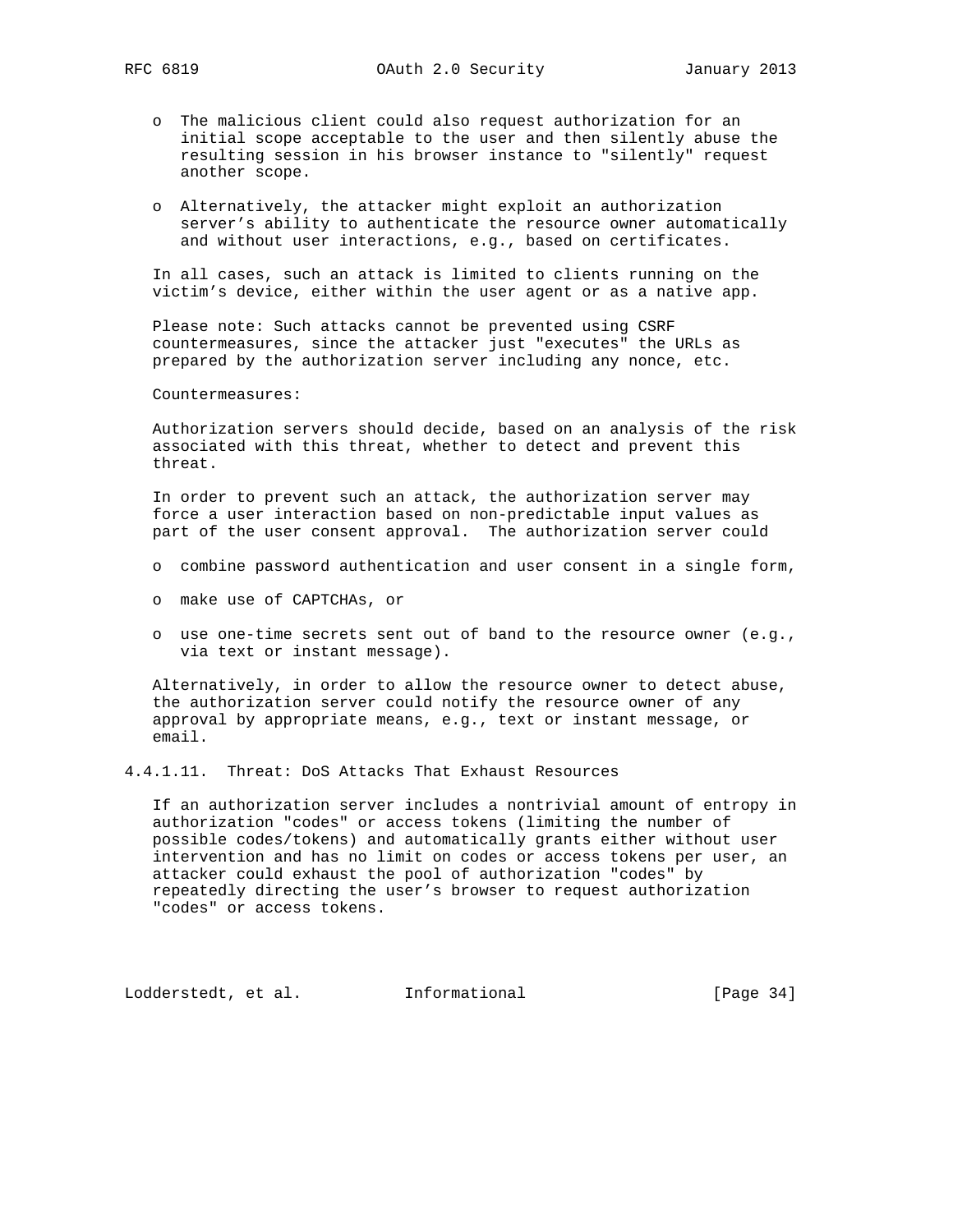- The malicious client could also request authorization for an initial scope acceptable to the user and then silently abuse the resulting session in his browser instance to "silently" request another scope.

- Alternatively, the attacker might exploit an authorization server's ability to authenticate the resource owner automatically and without user interactions, e.g., based on certificates.

In all cases, such an attack is limited to clients running on the victim's device, either within the user agent or as a native app.

Please note: Such attacks cannot be prevented using CSRF countermeasures, since the attacker just "executes" the URLs as prepared by the authorization server including any nonce, etc.

Countermeasures:

Authorization servers should decide, based on an analysis of the risk associated with this threat, whether to detect and prevent this threat.

In order to prevent such an attack, the authorization server may force a user interaction based on non-predictable input values as part of the user consent approval. The authorization server could

- combine password authentication and user consent in a single form,

- make use of CAPTCHAs, or

- use one-time secrets sent out of band to the resource owner (e.g., via text or instant message).

Alternatively, in order to allow the resource owner to detect abuse, the authorization server could notify the resource owner of any approval by appropriate means, e.g., text or instant message, or email.

#### 4.4.1.11. Threat: DoS Attacks That Exhaust Resources

If an authorization server includes a nontrivial amount of entropy in authorization "codes" or access tokens (limiting the number of possible codes/tokens) and automatically grants either without user intervention and has no limit on codes or access tokens per user, an attacker could exhaust the pool of authorization "codes" by repeatedly directing the user's browser to request authorization "codes" or access tokens.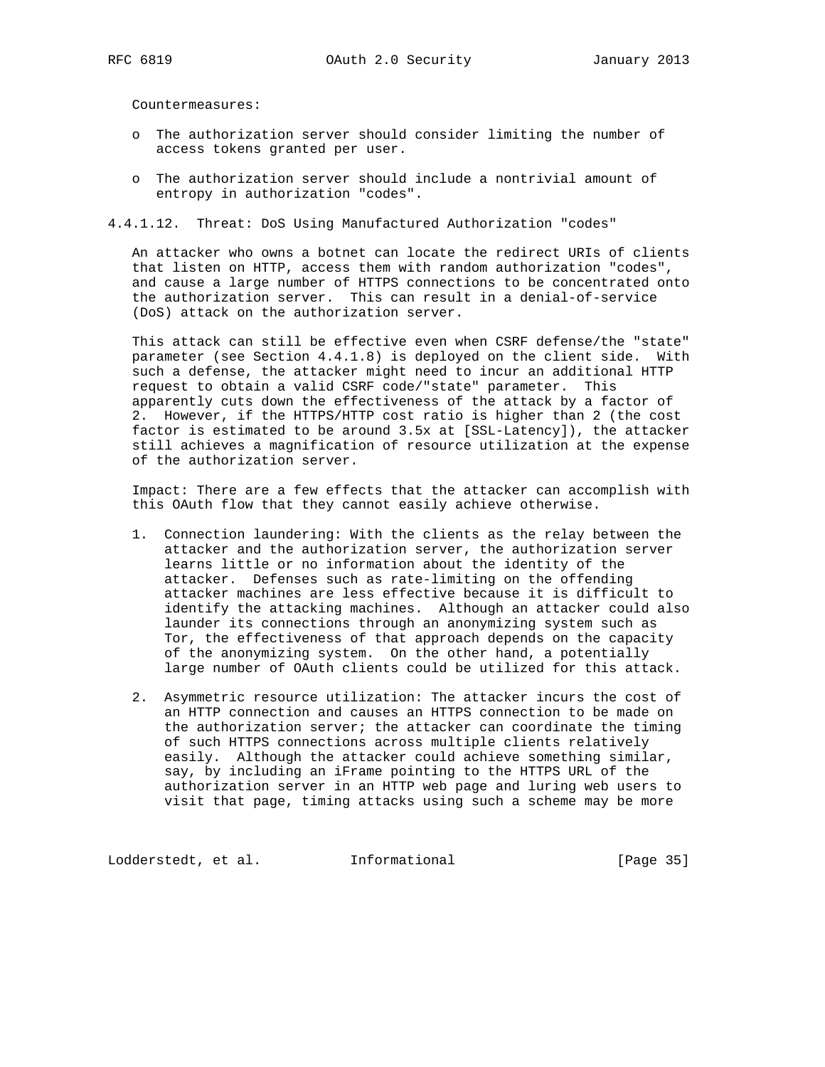Countermeasures:

- The authorization server should consider limiting the number of access tokens granted per user.
- The authorization server should include a nontrivial amount of entropy in authorization "codes".

#### 4.4.1.12. Threat: DoS Using Manufactured Authorization "codes"

An attacker who owns a botnet can locate the redirect URIs of clients that listen on HTTP, access them with random authorization "codes", and cause a large number of HTTPS connections to be concentrated onto the authorization server. This can result in a denial-of-service (DoS) attack on the authorization server.

This attack can still be effective even when CSRF defense/the "state" parameter (see Section 4.4.1.8) is deployed on the client side. With such a defense, the attacker might need to incur an additional HTTP request to obtain a valid CSRF code/"state" parameter. This apparently cuts down the effectiveness of the attack by a factor of 2. However, if the HTTPS/HTTP cost ratio is higher than 2 (the cost factor is estimated to be around 3.5x at [SSL-Latency]), the attacker still achieves a magnification of resource utilization at the expense of the authorization server.

Impact: There are a few effects that the attacker can accomplish with this OAuth flow that they cannot easily achieve otherwise.

1. Connection laundering: With the clients as the relay between the attacker and the authorization server, the authorization server learns little or no information about the identity of the attacker. Defenses such as rate-limiting on the offending attacker machines are less effective because it is difficult to identify the attacking machines. Although an attacker could also launder its connections through an anonymizing system such as Tor, the effectiveness of that approach depends on the capacity of the anonymizing system. On the other hand, a potentially large number of OAuth clients could be utilized for this attack.

2. Asymmetric resource utilization: The attacker incurs the cost of an HTTP connection and causes an HTTPS connection to be made on the authorization server; the attacker can coordinate the timing of such HTTPS connections across multiple clients relatively easily. Although the attacker could achieve something similar, say, by including an iFrame pointing to the HTTPS URL of the authorization server in an HTTP web page and luring web users to visit that page, timing attacks using such a scheme may be more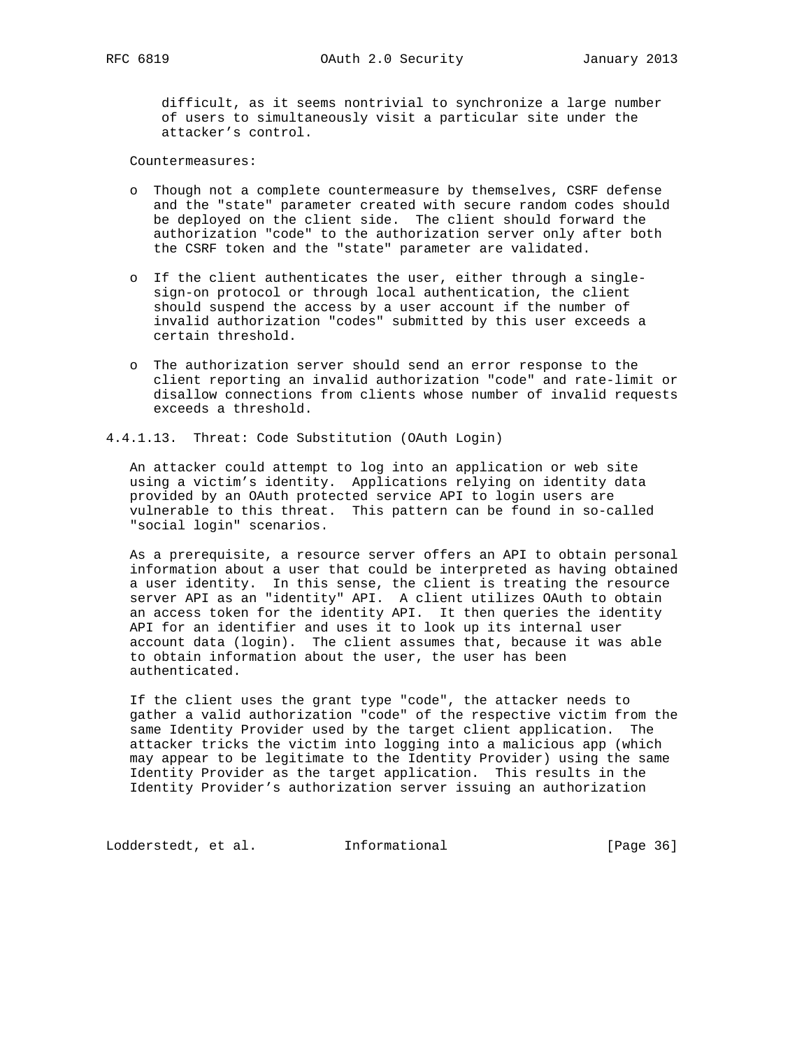difficult, as it seems nontrivial to synchronize a large number of users to simultaneously visit a particular site under the attacker's control.

Countermeasures:

- Though not a complete countermeasure by themselves, CSRF defense and the "state" parameter created with secure random codes should be deployed on the client side. The client should forward the authorization "code" to the authorization server only after both the CSRF token and the "state" parameter are validated.
- If the client authenticates the user, either through a single-sign-on protocol or through local authentication, the client should suspend the access by a user account if the number of invalid authorization "codes" submitted by this user exceeds a certain threshold.
- The authorization server should send an error response to the client reporting an invalid authorization "code" and rate-limit or disallow connections from clients whose number of invalid requests exceeds a threshold.

#### 4.4.1.13. Threat: Code Substitution (OAuth Login)

An attacker could attempt to log into an application or web site using a victim's identity. Applications relying on identity data provided by an OAuth protected service API to login users are vulnerable to this threat. This pattern can be found in so-called "social login" scenarios.

As a prerequisite, a resource server offers an API to obtain personal information about a user that could be interpreted as having obtained a user identity. In this sense, the client is treating the resource server API as an "identity" API. A client utilizes OAuth to obtain an access token for the identity API. It then queries the identity API for an identifier and uses it to look up its internal user account data (login). The client assumes that, because it was able to obtain information about the user, the user has been authenticated.

If the client uses the grant type "code", the attacker needs to gather a valid authorization "code" of the respective victim from the same Identity Provider used by the target client application. The attacker tricks the victim into logging into a malicious app (which may appear to be legitimate to the Identity Provider) using the same Identity Provider as the target application. This results in the Identity Provider's authorization server issuing an authorization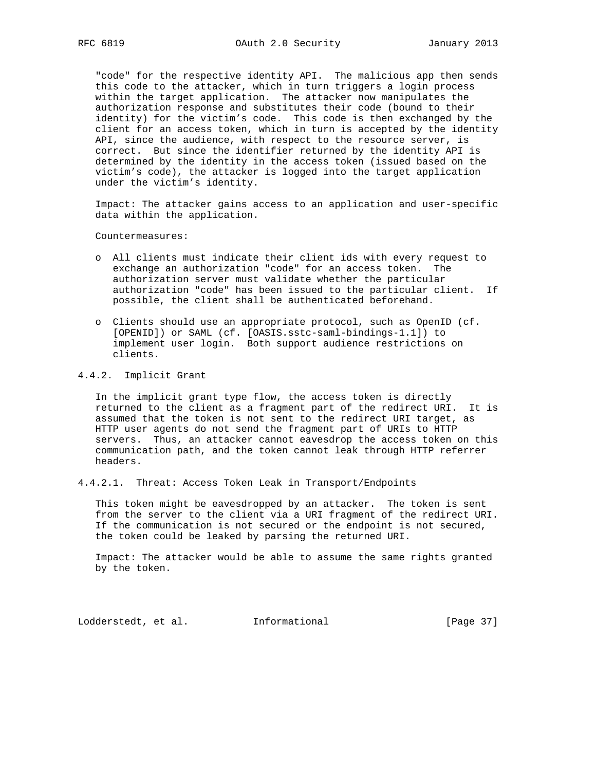"code" for the respective identity API. The malicious app then sends this code to the attacker, which in turn triggers a login process within the target application. The attacker now manipulates the authorization response and substitutes their code (bound to their identity) for the victim's code. This code is then exchanged by the client for an access token, which in turn is accepted by the identity API, since the audience, with respect to the resource server, is correct. But since the identifier returned by the identity API is determined by the identity in the access token (issued based on the victim's code), the attacker is logged into the target application under the victim's identity.

Impact: The attacker gains access to an application and user-specific data within the application.

Countermeasures:

- All clients must indicate their client ids with every request to exchange an authorization "code" for an access token. The authorization server must validate whether the particular authorization "code" has been issued to the particular client. If possible, the client shall be authenticated beforehand.

- Clients should use an appropriate protocol, such as OpenID (cf. [OPENID]) or SAML (cf. [OASIS.sstc-saml-bindings-1.1]) to implement user login. Both support audience restrictions on clients.

### 4.4.2. Implicit Grant

In the implicit grant type flow, the access token is directly returned to the client as a fragment part of the redirect URI. It is assumed that the token is not sent to the redirect URI target, as HTTP user agents do not send the fragment part of URIs to HTTP servers. Thus, an attacker cannot eavesdrop the access token on this communication path, and the token cannot leak through HTTP referrer headers.

#### 4.4.2.1. Threat: Access Token Leak in Transport/Endpoints

This token might be eavesdropped by an attacker. The token is sent from the server to the client via a URI fragment of the redirect URI. If the communication is not secured or the endpoint is not secured, the token could be leaked by parsing the returned URI.

Impact: The attacker would be able to assume the same rights granted by the token.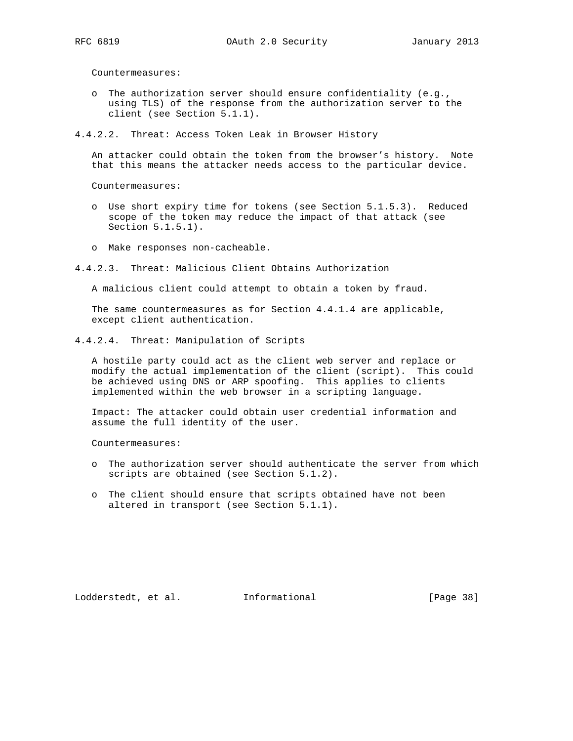Countermeasures:

- The authorization server should ensure confidentiality (e.g., using TLS) of the response from the authorization server to the client (see Section 5.1.1).

#### 4.4.2.2. Threat: Access Token Leak in Browser History

An attacker could obtain the token from the browser's history. Note that this means the attacker needs access to the particular device.

Countermeasures:

- Use short expiry time for tokens (see Section 5.1.5.3). Reduced scope of the token may reduce the impact of that attack (see Section 5.1.5.1).
- Make responses non-cacheable.

#### 4.4.2.3. Threat: Malicious Client Obtains Authorization

A malicious client could attempt to obtain a token by fraud.

The same countermeasures as for Section 4.4.1.4 are applicable, except client authentication.

#### 4.4.2.4. Threat: Manipulation of Scripts

A hostile party could act as the client web server and replace or modify the actual implementation of the client (script). This could be achieved using DNS or ARP spoofing. This applies to clients implemented within the web browser in a scripting language.

Impact: The attacker could obtain user credential information and assume the full identity of the user.

Countermeasures:

- The authorization server should authenticate the server from which scripts are obtained (see Section 5.1.2).
- The client should ensure that scripts obtained have not been altered in transport (see Section 5.1.1).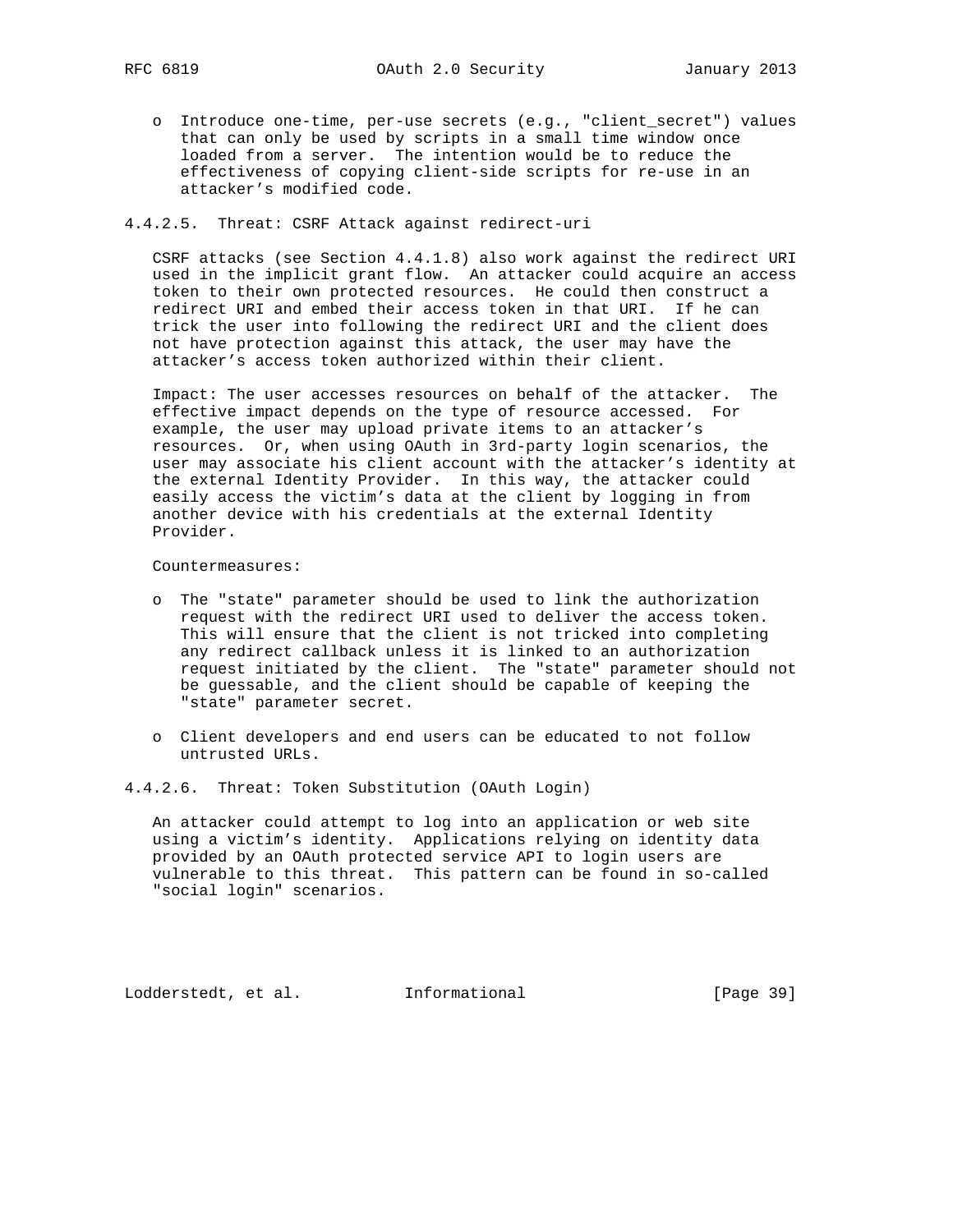- Introduce one-time, per-use secrets (e.g., "client_secret") values that can only be used by scripts in a small time window once loaded from a server. The intention would be to reduce the effectiveness of copying client-side scripts for re-use in an attacker's modified code.

#### 4.4.2.5. Threat: CSRF Attack against redirect-uri

CSRF attacks (see Section 4.4.1.8) also work against the redirect URI used in the implicit grant flow. An attacker could acquire an access token to their own protected resources. He could then construct a redirect URI and embed their access token in that URI. If he can trick the user into following the redirect URI and the client does not have protection against this attack, the user may have the attacker's access token authorized within their client.

Impact: The user accesses resources on behalf of the attacker. The effective impact depends on the type of resource accessed. For example, the user may upload private items to an attacker's resources. Or, when using OAuth in 3rd-party login scenarios, the user may associate his client account with the attacker's identity at the external Identity Provider. In this way, the attacker could easily access the victim's data at the client by logging in from another device with his credentials at the external Identity Provider.

Countermeasures:

- The "state" parameter should be used to link the authorization request with the redirect URI used to deliver the access token. This will ensure that the client is not tricked into completing any redirect callback unless it is linked to an authorization request initiated by the client. The "state" parameter should not be guessable, and the client should be capable of keeping the "state" parameter secret.

- Client developers and end users can be educated to not follow untrusted URLs.

#### 4.4.2.6. Threat: Token Substitution (OAuth Login)

An attacker could attempt to log into an application or web site using a victim's identity. Applications relying on identity data provided by an OAuth protected service API to login users are vulnerable to this threat. This pattern can be found in so-called "social login" scenarios.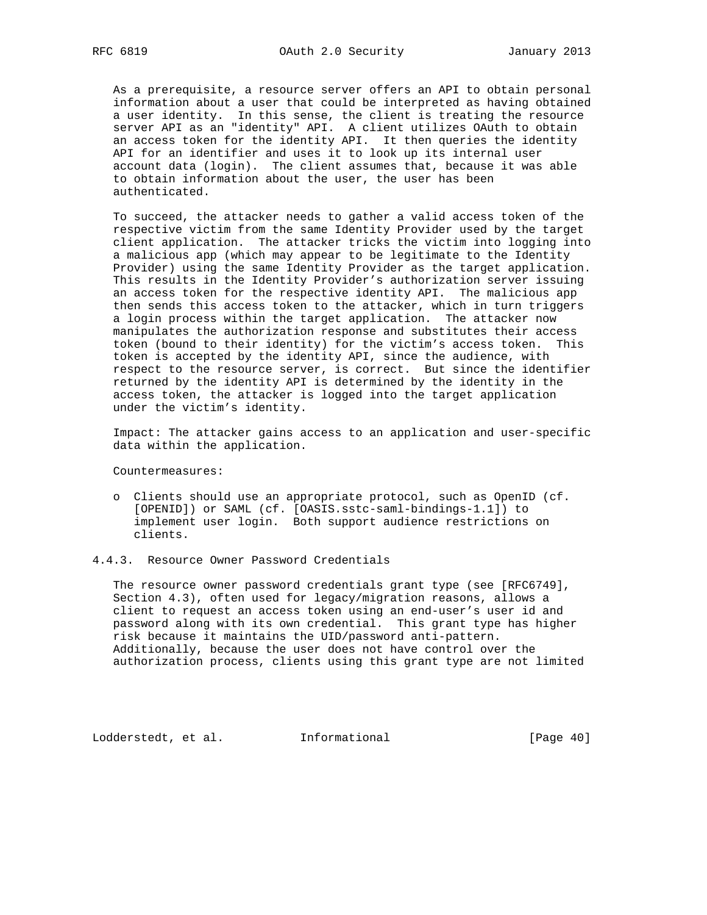As a prerequisite, a resource server offers an API to obtain personal information about a user that could be interpreted as having obtained a user identity. In this sense, the client is treating the resource server API as an "identity" API. A client utilizes OAuth to obtain an access token for the identity API. It then queries the identity API for an identifier and uses it to look up its internal user account data (login). The client assumes that, because it was able to obtain information about the user, the user has been authenticated.

To succeed, the attacker needs to gather a valid access token of the respective victim from the same Identity Provider used by the target client application. The attacker tricks the victim into logging into a malicious app (which may appear to be legitimate to the Identity Provider) using the same Identity Provider as the target application. This results in the Identity Provider's authorization server issuing an access token for the respective identity API. The malicious app then sends this access token to the attacker, which in turn triggers a login process within the target application. The attacker now manipulates the authorization response and substitutes their access token (bound to their identity) for the victim's access token. This token is accepted by the identity API, since the audience, with respect to the resource server, is correct. But since the identifier returned by the identity API is determined by the identity in the access token, the attacker is logged into the target application under the victim's identity.

Impact: The attacker gains access to an application and user-specific data within the application.

Countermeasures:

- Clients should use an appropriate protocol, such as OpenID (cf. [OPENID]) or SAML (cf. [OASIS.sstc-saml-bindings-1.1]) to implement user login. Both support audience restrictions on clients.

### 4.4.3. Resource Owner Password Credentials

The resource owner password credentials grant type (see [RFC6749], Section 4.3), often used for legacy/migration reasons, allows a client to request an access token using an end-user's user id and password along with its own credential. This grant type has higher risk because it maintains the UID/password anti-pattern. Additionally, because the user does not have control over the authorization process, clients using this grant type are not limited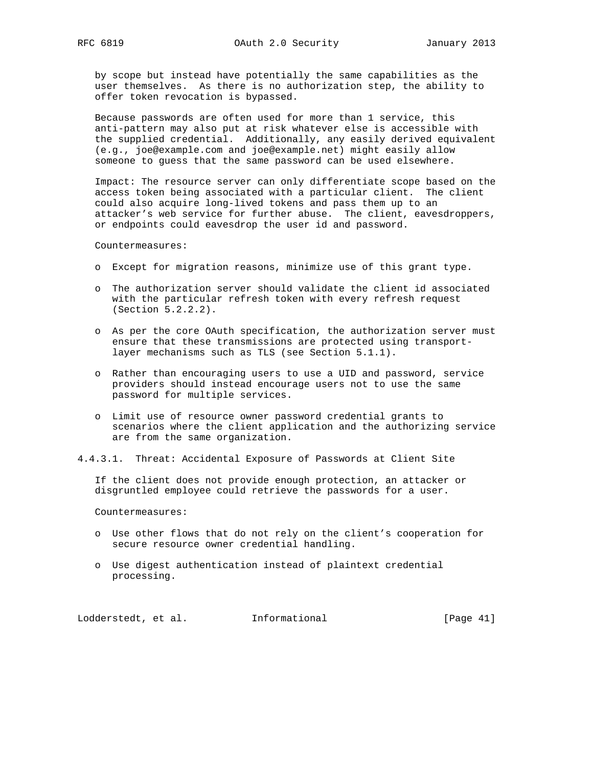by scope but instead have potentially the same capabilities as the user themselves. As there is no authorization step, the ability to offer token revocation is bypassed.

Because passwords are often used for more than 1 service, this anti-pattern may also put at risk whatever else is accessible with the supplied credential. Additionally, any easily derived equivalent (e.g., joe@example.com and joe@example.net) might easily allow someone to guess that the same password can be used elsewhere.

Impact: The resource server can only differentiate scope based on the access token being associated with a particular client. The client could also acquire long-lived tokens and pass them up to an attacker's web service for further abuse. The client, eavesdroppers, or endpoints could eavesdrop the user id and password.

Countermeasures:

- Except for migration reasons, minimize use of this grant type.
- The authorization server should validate the client id associated with the particular refresh token with every refresh request (Section 5.2.2.2).
- As per the core OAuth specification, the authorization server must ensure that these transmissions are protected using transport-layer mechanisms such as TLS (see Section 5.1.1).
- Rather than encouraging users to use a UID and password, service providers should instead encourage users not to use the same password for multiple services.
- Limit use of resource owner password credential grants to scenarios where the client application and the authorizing service are from the same organization.

#### 4.4.3.1. Threat: Accidental Exposure of Passwords at Client Site

If the client does not provide enough protection, an attacker or disgruntled employee could retrieve the passwords for a user.

Countermeasures:

- Use other flows that do not rely on the client's cooperation for secure resource owner credential handling.
- Use digest authentication instead of plaintext credential processing.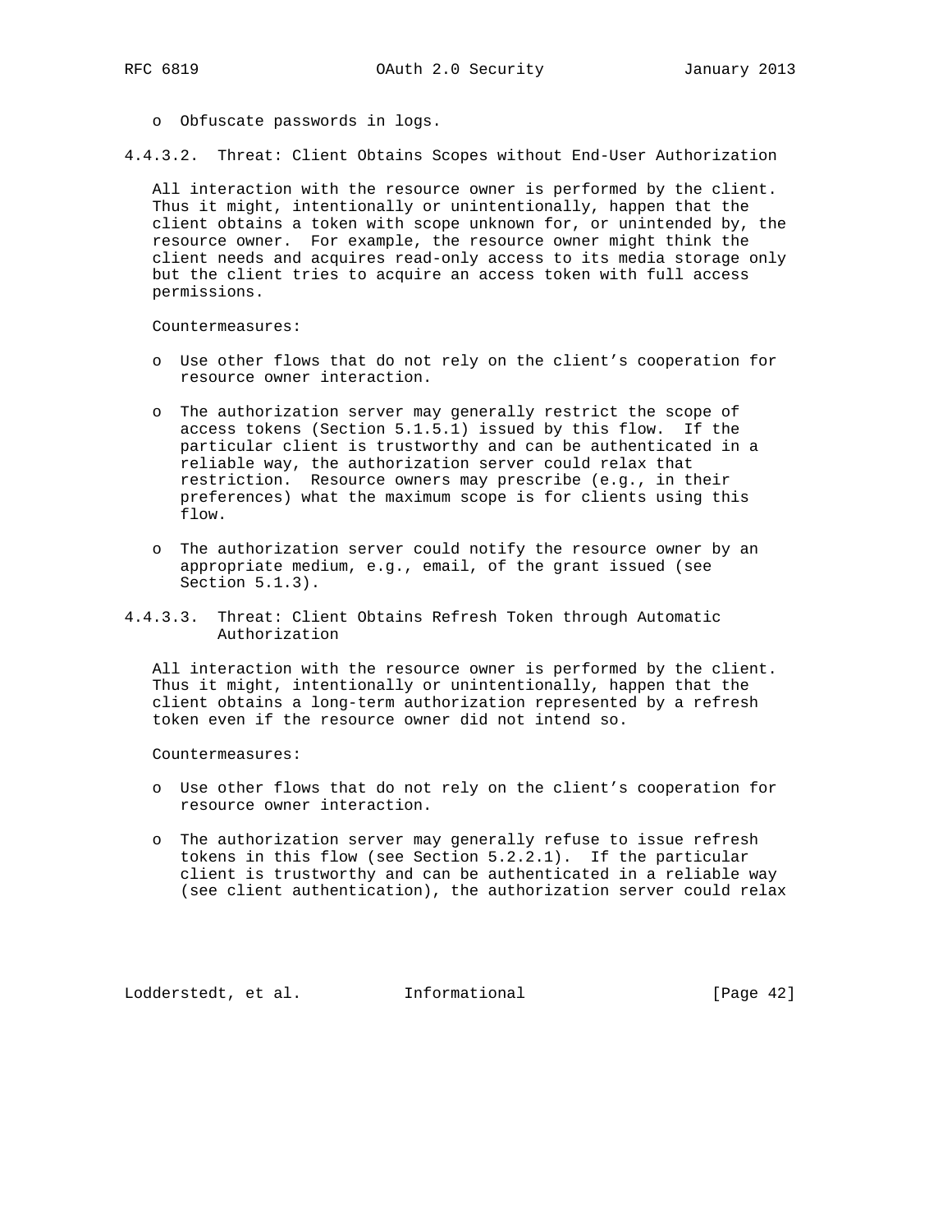- Obfuscate passwords in logs.

#### 4.4.3.2. Threat: Client Obtains Scopes without End-User Authorization

All interaction with the resource owner is performed by the client. Thus it might, intentionally or unintentionally, happen that the client obtains a token with scope unknown for, or unintended by, the resource owner. For example, the resource owner might think the client needs and acquires read-only access to its media storage only but the client tries to acquire an access token with full access permissions.

Countermeasures:

- Use other flows that do not rely on the client's cooperation for resource owner interaction.

- The authorization server may generally restrict the scope of access tokens (Section 5.1.5.1) issued by this flow. If the particular client is trustworthy and can be authenticated in a reliable way, the authorization server could relax that restriction. Resource owners may prescribe (e.g., in their preferences) what the maximum scope is for clients using this flow.

- The authorization server could notify the resource owner by an appropriate medium, e.g., email, of the grant issued (see Section 5.1.3).

#### 4.4.3.3. Threat: Client Obtains Refresh Token through Automatic Authorization

All interaction with the resource owner is performed by the client. Thus it might, intentionally or unintentionally, happen that the client obtains a long-term authorization represented by a refresh token even if the resource owner did not intend so.

Countermeasures:

- Use other flows that do not rely on the client's cooperation for resource owner interaction.

- The authorization server may generally refuse to issue refresh tokens in this flow (see Section 5.2.2.1). If the particular client is trustworthy and can be authenticated in a reliable way (see client authentication), the authorization server could relax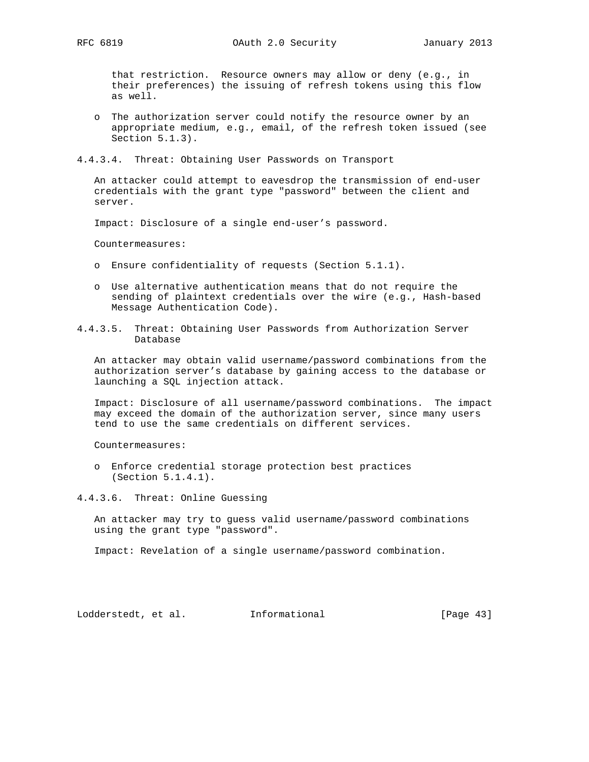that restriction. Resource owners may allow or deny (e.g., in their preferences) the issuing of refresh tokens using this flow as well.

- The authorization server could notify the resource owner by an appropriate medium, e.g., email, of the refresh token issued (see Section 5.1.3).

#### 4.4.3.4. Threat: Obtaining User Passwords on Transport

An attacker could attempt to eavesdrop the transmission of end-user credentials with the grant type "password" between the client and server.

Impact: Disclosure of a single end-user's password.

Countermeasures:

- Ensure confidentiality of requests (Section 5.1.1).

- Use alternative authentication means that do not require the sending of plaintext credentials over the wire (e.g., Hash-based Message Authentication Code).

#### 4.4.3.5. Threat: Obtaining User Passwords from Authorization Server Database

An attacker may obtain valid username/password combinations from the authorization server's database by gaining access to the database or launching a SQL injection attack.

Impact: Disclosure of all username/password combinations. The impact may exceed the domain of the authorization server, since many users tend to use the same credentials on different services.

Countermeasures:

- Enforce credential storage protection best practices (Section 5.1.4.1).

#### 4.4.3.6. Threat: Online Guessing

An attacker may try to guess valid username/password combinations using the grant type "password".

Impact: Revelation of a single username/password combination.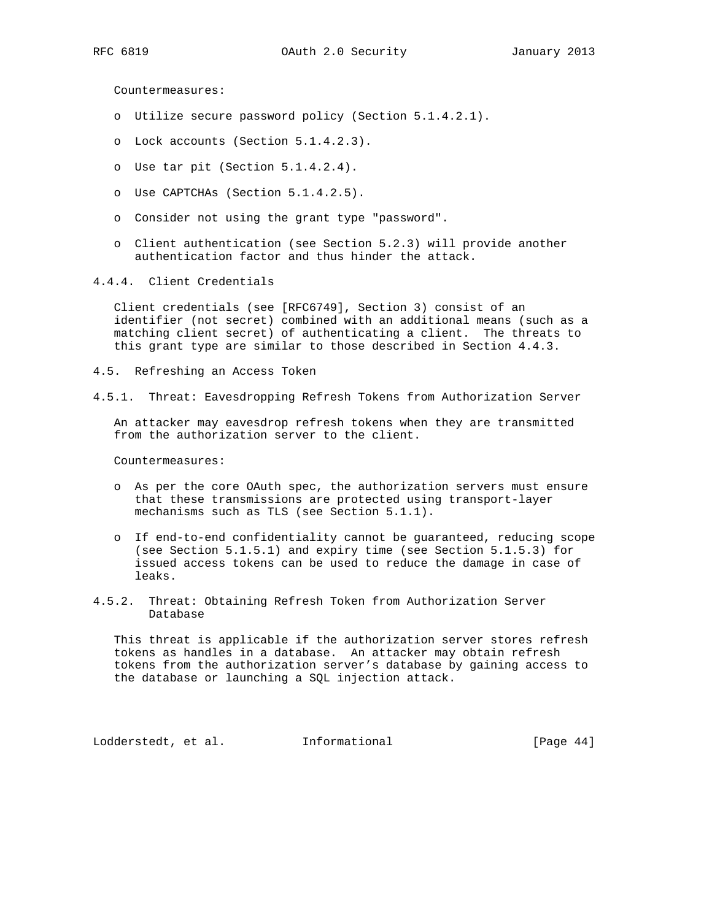Countermeasures:

- Utilize secure password policy (Section 5.1.4.2.1).
- Lock accounts (Section 5.1.4.2.3).
- Use tar pit (Section 5.1.4.2.4).
- Use CAPTCHAs (Section 5.1.4.2.5).
- Consider not using the grant type "password".
- Client authentication (see Section 5.2.3) will provide another authentication factor and thus hinder the attack.

#### 4.4.4. Client Credentials

Client credentials (see [RFC6749], Section 3) consist of an identifier (not secret) combined with an additional means (such as a matching client secret) of authenticating a client. The threats to this grant type are similar to those described in Section 4.4.3.

### 4.5. Refreshing an Access Token

#### 4.5.1. Threat: Eavesdropping Refresh Tokens from Authorization Server

An attacker may eavesdrop refresh tokens when they are transmitted from the authorization server to the client.

Countermeasures:

- As per the core OAuth spec, the authorization servers must ensure that these transmissions are protected using transport-layer mechanisms such as TLS (see Section 5.1.1).
- If end-to-end confidentiality cannot be guaranteed, reducing scope (see Section 5.1.5.1) and expiry time (see Section 5.1.5.3) for issued access tokens can be used to reduce the damage in case of leaks.

#### 4.5.2. Threat: Obtaining Refresh Token from Authorization Server Database

This threat is applicable if the authorization server stores refresh tokens as handles in a database. An attacker may obtain refresh tokens from the authorization server's database by gaining access to the database or launching a SQL injection attack.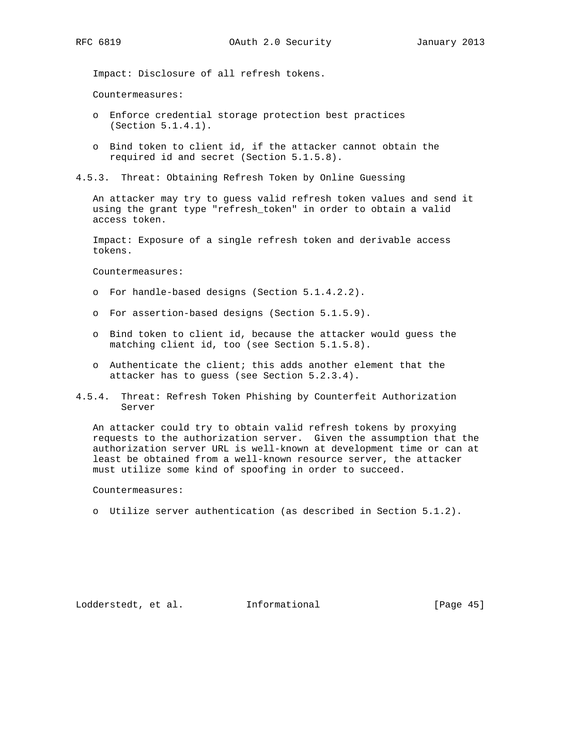Impact: Disclosure of all refresh tokens.

Countermeasures:

- Enforce credential storage protection best practices (Section 5.1.4.1).
- Bind token to client id, if the attacker cannot obtain the required id and secret (Section 5.1.5.8).

#### 4.5.3. Threat: Obtaining Refresh Token by Online Guessing

An attacker may try to guess valid refresh token values and send it using the grant type "refresh_token" in order to obtain a valid access token.

Impact: Exposure of a single refresh token and derivable access tokens.

Countermeasures:

- For handle-based designs (Section 5.1.4.2.2).
- For assertion-based designs (Section 5.1.5.9).
- Bind token to client id, because the attacker would guess the matching client id, too (see Section 5.1.5.8).
- Authenticate the client; this adds another element that the attacker has to guess (see Section 5.2.3.4).

#### 4.5.4. Threat: Refresh Token Phishing by Counterfeit Authorization Server

An attacker could try to obtain valid refresh tokens by proxying requests to the authorization server. Given the assumption that the authorization server URL is well-known at development time or can at least be obtained from a well-known resource server, the attacker must utilize some kind of spoofing in order to succeed.

Countermeasures:

- Utilize server authentication (as described in Section 5.1.2).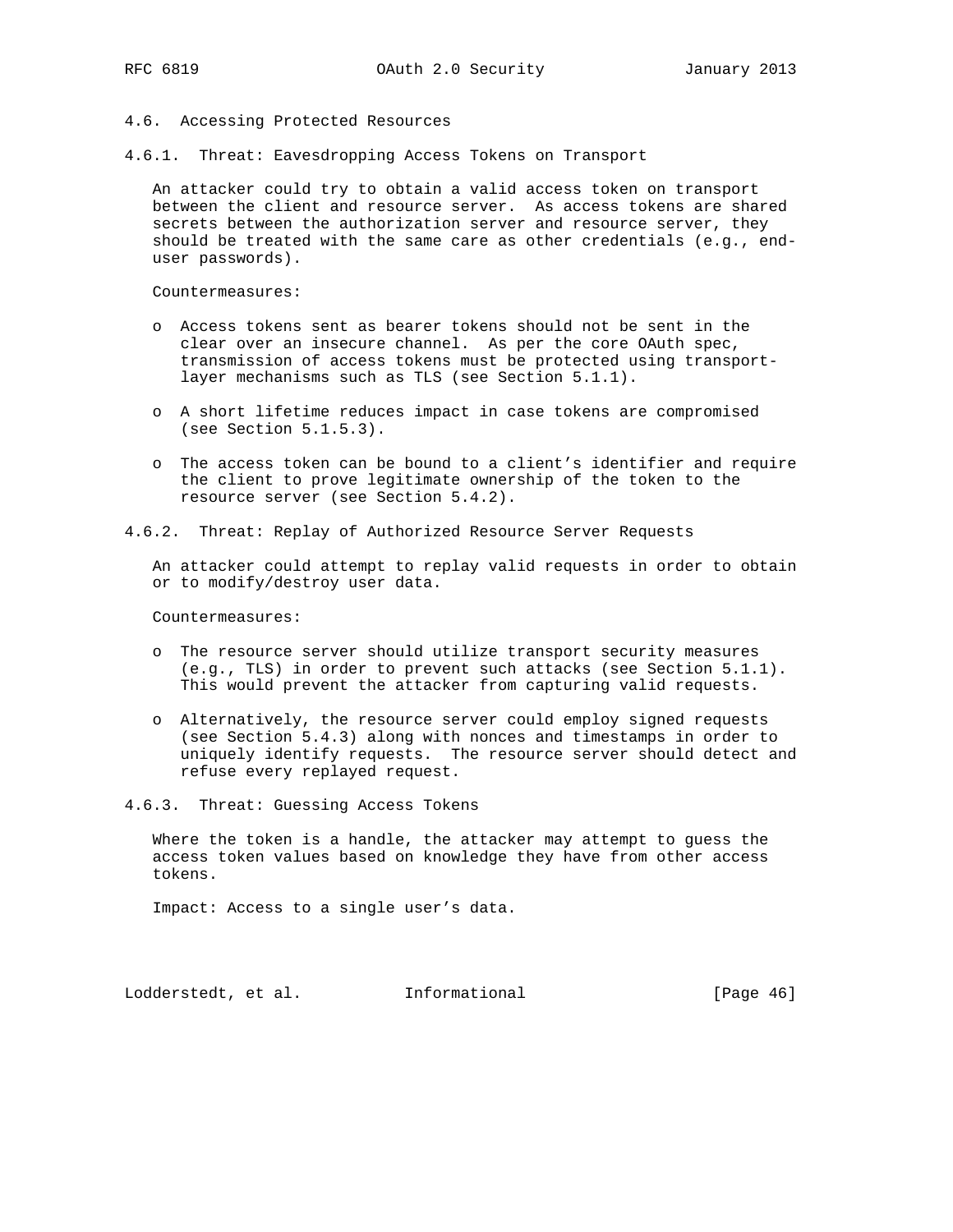### 4.6. Accessing Protected Resources

#### 4.6.1. Threat: Eavesdropping Access Tokens on Transport

An attacker could try to obtain a valid access token on transport between the client and resource server. As access tokens are shared secrets between the authorization server and resource server, they should be treated with the same care as other credentials (e.g., end-user passwords).

Countermeasures:

- Access tokens sent as bearer tokens should not be sent in the clear over an insecure channel. As per the core OAuth spec, transmission of access tokens must be protected using transport-layer mechanisms such as TLS (see Section 5.1.1).
- A short lifetime reduces impact in case tokens are compromised (see Section 5.1.5.3).
- The access token can be bound to a client's identifier and require the client to prove legitimate ownership of the token to the resource server (see Section 5.4.2).

#### 4.6.2. Threat: Replay of Authorized Resource Server Requests

An attacker could attempt to replay valid requests in order to obtain or to modify/destroy user data.

Countermeasures:

- The resource server should utilize transport security measures (e.g., TLS) in order to prevent such attacks (see Section 5.1.1). This would prevent the attacker from capturing valid requests.
- Alternatively, the resource server could employ signed requests (see Section 5.4.3) along with nonces and timestamps in order to uniquely identify requests. The resource server should detect and refuse every replayed request.

#### 4.6.3. Threat: Guessing Access Tokens

Where the token is a handle, the attacker may attempt to guess the access token values based on knowledge they have from other access tokens.

Impact: Access to a single user's data.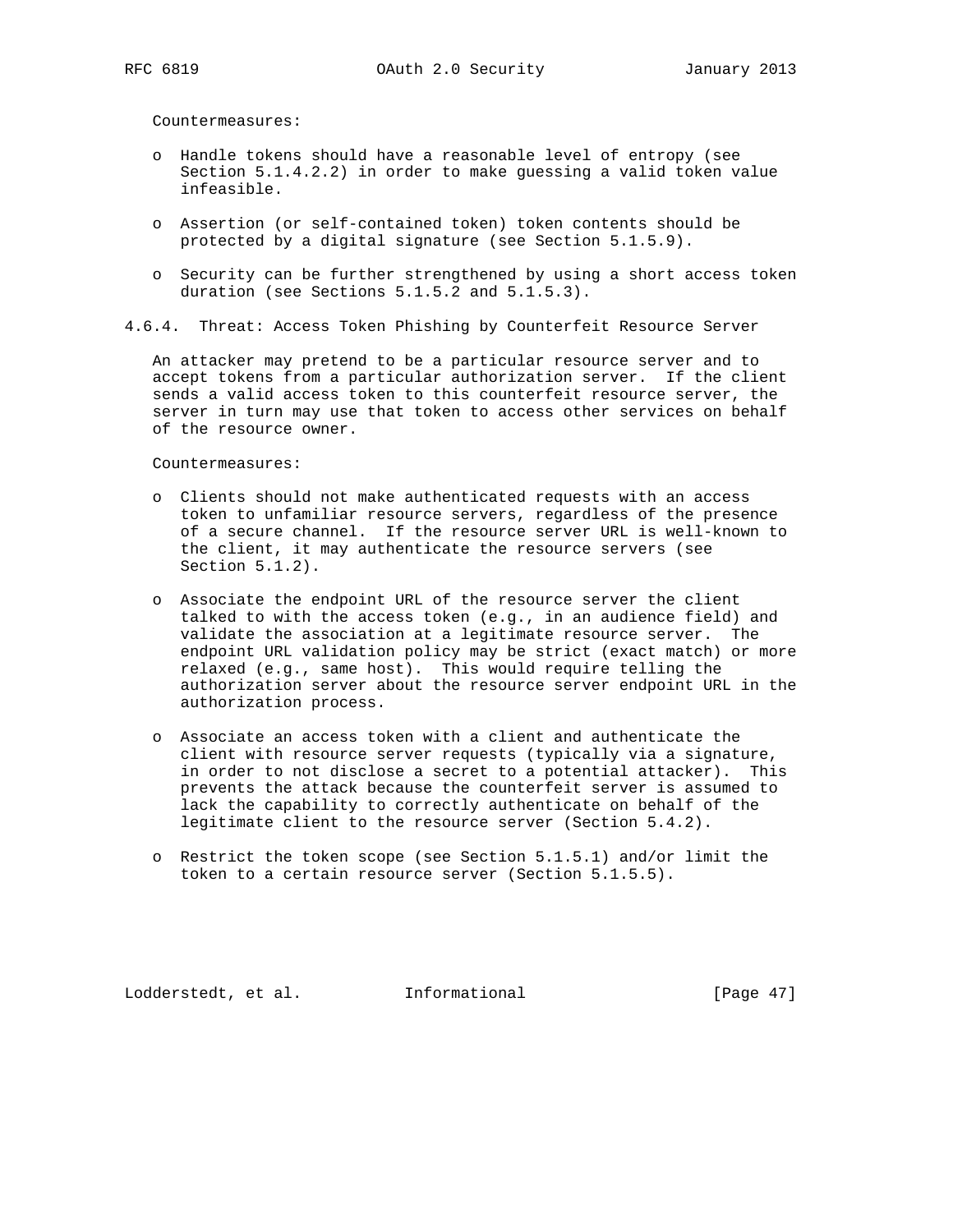Countermeasures:

- Handle tokens should have a reasonable level of entropy (see Section 5.1.4.2.2) in order to make guessing a valid token value infeasible.
- Assertion (or self-contained token) token contents should be protected by a digital signature (see Section 5.1.5.9).
- Security can be further strengthened by using a short access token duration (see Sections 5.1.5.2 and 5.1.5.3).

### 4.6.4. Threat: Access Token Phishing by Counterfeit Resource Server

An attacker may pretend to be a particular resource server and to accept tokens from a particular authorization server. If the client sends a valid access token to this counterfeit resource server, the server in turn may use that token to access other services on behalf of the resource owner.

Countermeasures:

- Clients should not make authenticated requests with an access token to unfamiliar resource servers, regardless of the presence of a secure channel. If the resource server URL is well-known to the client, it may authenticate the resource servers (see Section 5.1.2).
- Associate the endpoint URL of the resource server the client talked to with the access token (e.g., in an audience field) and validate the association at a legitimate resource server. The endpoint URL validation policy may be strict (exact match) or more relaxed (e.g., same host). This would require telling the authorization server about the resource server endpoint URL in the authorization process.
- Associate an access token with a client and authenticate the client with resource server requests (typically via a signature, in order to not disclose a secret to a potential attacker). This prevents the attack because the counterfeit server is assumed to lack the capability to correctly authenticate on behalf of the legitimate client to the resource server (Section 5.4.2).
- Restrict the token scope (see Section 5.1.5.1) and/or limit the token to a certain resource server (Section 5.1.5.5).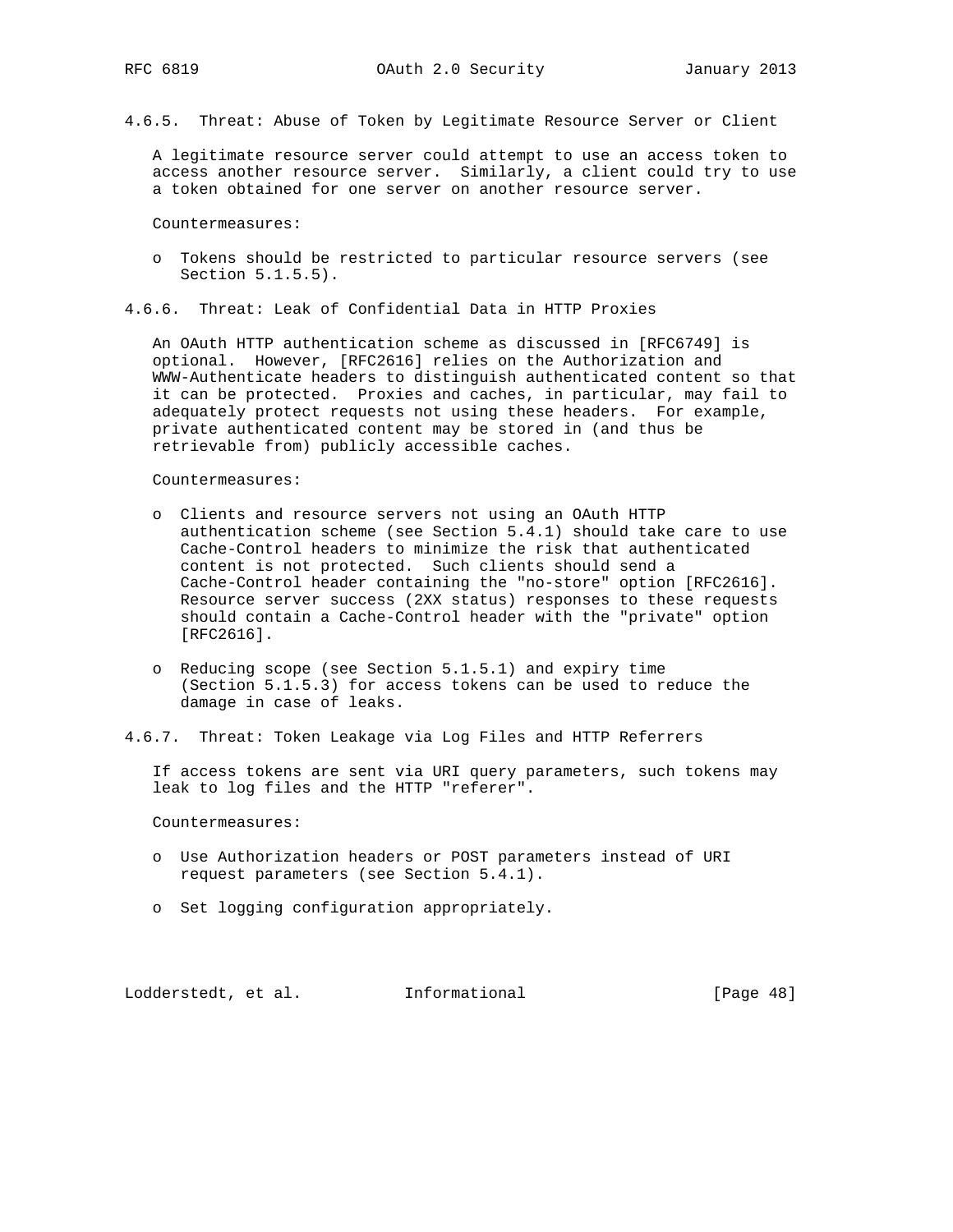#### 4.6.5. Threat: Abuse of Token by Legitimate Resource Server or Client

A legitimate resource server could attempt to use an access token to access another resource server. Similarly, a client could try to use a token obtained for one server on another resource server.

Countermeasures:

- Tokens should be restricted to particular resource servers (see Section 5.1.5.5).

#### 4.6.6. Threat: Leak of Confidential Data in HTTP Proxies

An OAuth HTTP authentication scheme as discussed in [RFC6749] is optional. However, [RFC2616] relies on the Authorization and WWW-Authenticate headers to distinguish authenticated content so that it can be protected. Proxies and caches, in particular, may fail to adequately protect requests not using these headers. For example, private authenticated content may be stored in (and thus be retrievable from) publicly accessible caches.

Countermeasures:

- Clients and resource servers not using an OAuth HTTP authentication scheme (see Section 5.4.1) should take care to use Cache-Control headers to minimize the risk that authenticated content is not protected. Such clients should send a Cache-Control header containing the "no-store" option [RFC2616]. Resource server success (2XX status) responses to these requests should contain a Cache-Control header with the "private" option [RFC2616].

- Reducing scope (see Section 5.1.5.1) and expiry time (Section 5.1.5.3) for access tokens can be used to reduce the damage in case of leaks.

#### 4.6.7. Threat: Token Leakage via Log Files and HTTP Referrers

If access tokens are sent via URI query parameters, such tokens may leak to log files and the HTTP "referer".

Countermeasures:

- Use Authorization headers or POST parameters instead of URI request parameters (see Section 5.4.1).

- Set logging configuration appropriately.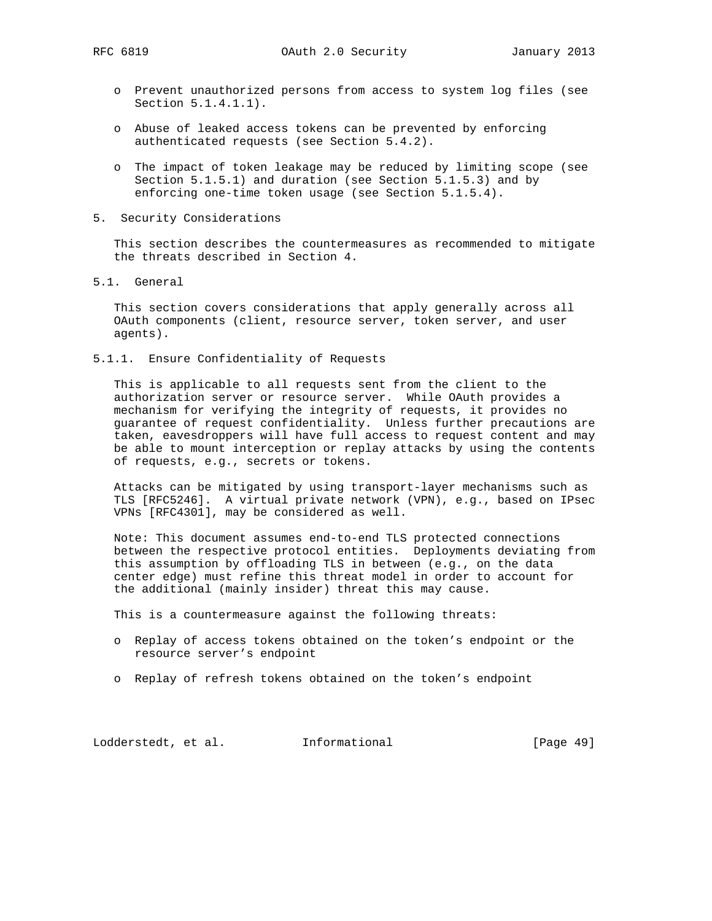- Prevent unauthorized persons from access to system log files (see Section 5.1.4.1.1).

- Abuse of leaked access tokens can be prevented by enforcing authenticated requests (see Section 5.4.2).

- The impact of token leakage may be reduced by limiting scope (see Section 5.1.5.1) and duration (see Section 5.1.5.3) and by enforcing one-time token usage (see Section 5.1.5.4).

# 5. Security Considerations

This section describes the countermeasures as recommended to mitigate the threats described in Section 4.

## 5.1. General

This section covers considerations that apply generally across all OAuth components (client, resource server, token server, and user agents).

### 5.1.1. Ensure Confidentiality of Requests

This is applicable to all requests sent from the client to the authorization server or resource server. While OAuth provides a mechanism for verifying the integrity of requests, it provides no guarantee of request confidentiality. Unless further precautions are taken, eavesdroppers will have full access to request content and may be able to mount interception or replay attacks by using the contents of requests, e.g., secrets or tokens.

Attacks can be mitigated by using transport-layer mechanisms such as TLS [RFC5246]. A virtual private network (VPN), e.g., based on IPsec VPNs [RFC4301], may be considered as well.

Note: This document assumes end-to-end TLS protected connections between the respective protocol entities. Deployments deviating from this assumption by offloading TLS in between (e.g., on the data center edge) must refine this threat model in order to account for the additional (mainly insider) threat this may cause.

This is a countermeasure against the following threats:

- Replay of access tokens obtained on the token's endpoint or the resource server's endpoint

- Replay of refresh tokens obtained on the token's endpoint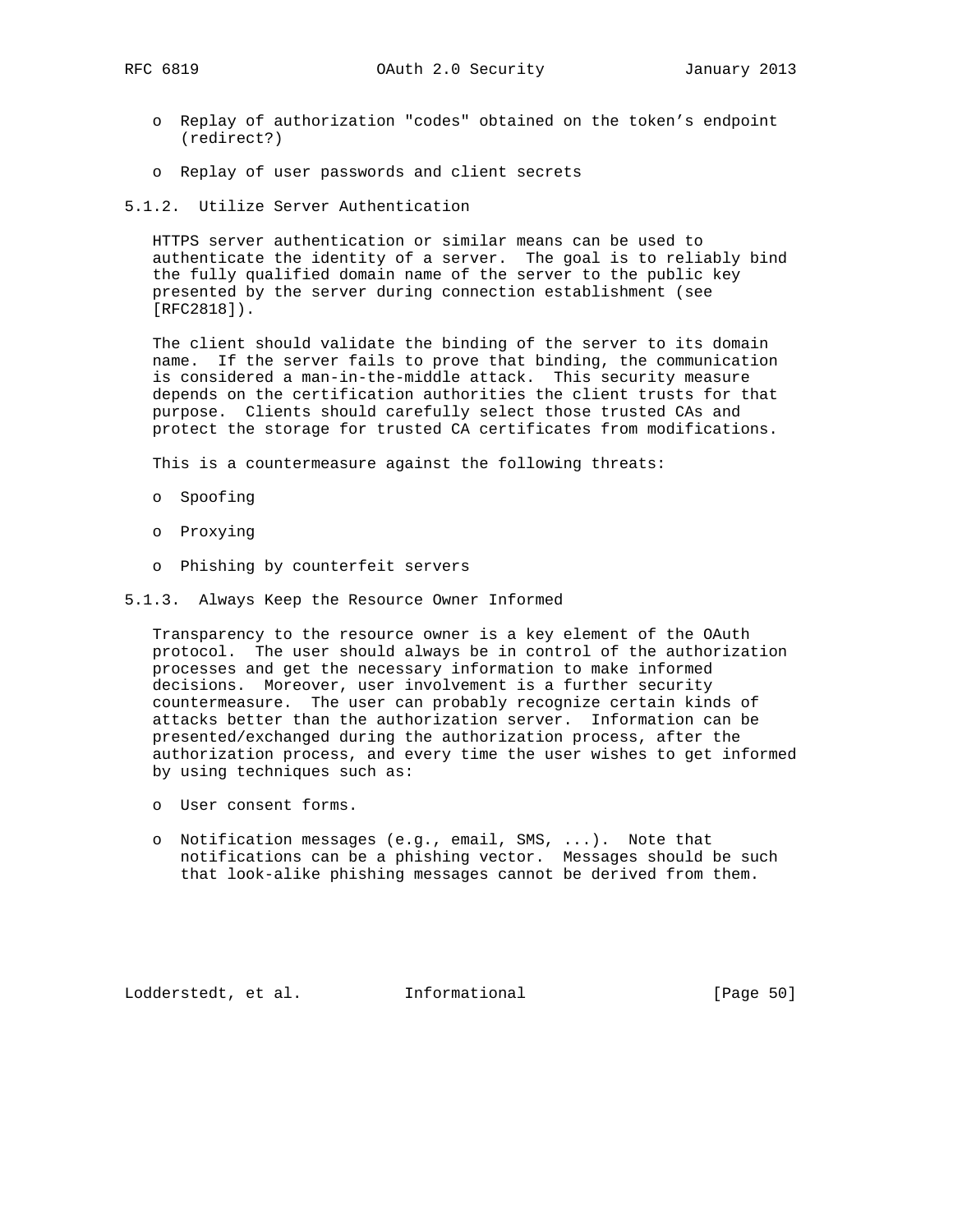- Replay of authorization "codes" obtained on the token's endpoint (redirect?)

- Replay of user passwords and client secrets

### 5.1.2. Utilize Server Authentication

HTTPS server authentication or similar means can be used to authenticate the identity of a server. The goal is to reliably bind the fully qualified domain name of the server to the public key presented by the server during connection establishment (see [RFC2818]).

The client should validate the binding of the server to its domain name. If the server fails to prove that binding, the communication is considered a man-in-the-middle attack. This security measure depends on the certification authorities the client trusts for that purpose. Clients should carefully select those trusted CAs and protect the storage for trusted CA certificates from modifications.

This is a countermeasure against the following threats:

- Spoofing

- Proxying

- Phishing by counterfeit servers

### 5.1.3. Always Keep the Resource Owner Informed

Transparency to the resource owner is a key element of the OAuth protocol. The user should always be in control of the authorization processes and get the necessary information to make informed decisions. Moreover, user involvement is a further security countermeasure. The user can probably recognize certain kinds of attacks better than the authorization server. Information can be presented/exchanged during the authorization process, after the authorization process, and every time the user wishes to get informed by using techniques such as:

- User consent forms.

- Notification messages (e.g., email, SMS, ...). Note that notifications can be a phishing vector. Messages should be such that look-alike phishing messages cannot be derived from them.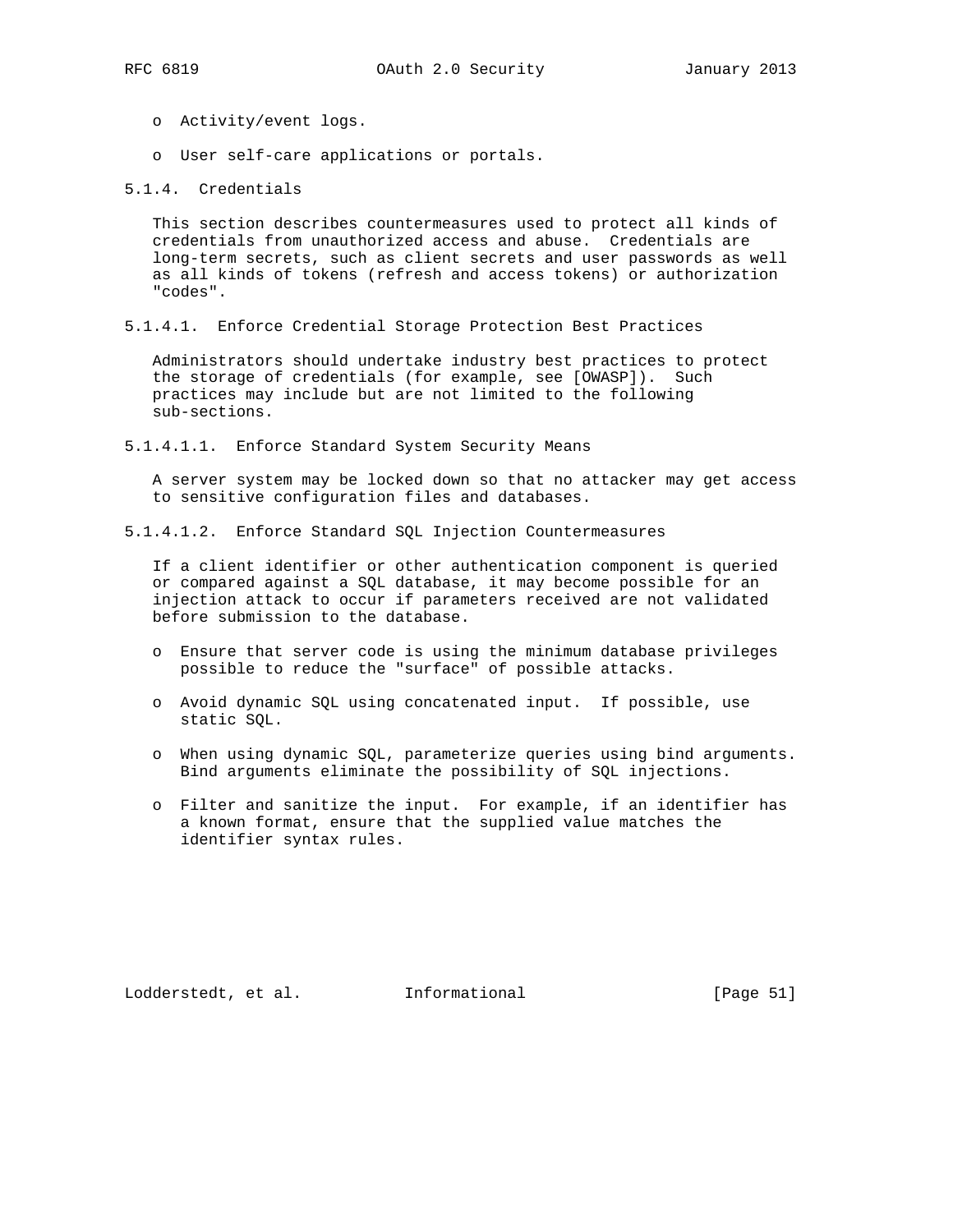- Activity/event logs.
- User self-care applications or portals.

#### 5.1.4. Credentials

This section describes countermeasures used to protect all kinds of credentials from unauthorized access and abuse. Credentials are long-term secrets, such as client secrets and user passwords as well as all kinds of tokens (refresh and access tokens) or authorization "codes".

##### 5.1.4.1. Enforce Credential Storage Protection Best Practices

Administrators should undertake industry best practices to protect the storage of credentials (for example, see [OWASP]). Such practices may include but are not limited to the following sub-sections.

###### 5.1.4.1.1. Enforce Standard System Security Means

A server system may be locked down so that no attacker may get access to sensitive configuration files and databases.

###### 5.1.4.1.2. Enforce Standard SQL Injection Countermeasures

If a client identifier or other authentication component is queried or compared against a SQL database, it may become possible for an injection attack to occur if parameters received are not validated before submission to the database.

- Ensure that server code is using the minimum database privileges possible to reduce the "surface" of possible attacks.
- Avoid dynamic SQL using concatenated input. If possible, use static SQL.
- When using dynamic SQL, parameterize queries using bind arguments. Bind arguments eliminate the possibility of SQL injections.
- Filter and sanitize the input. For example, if an identifier has a known format, ensure that the supplied value matches the identifier syntax rules.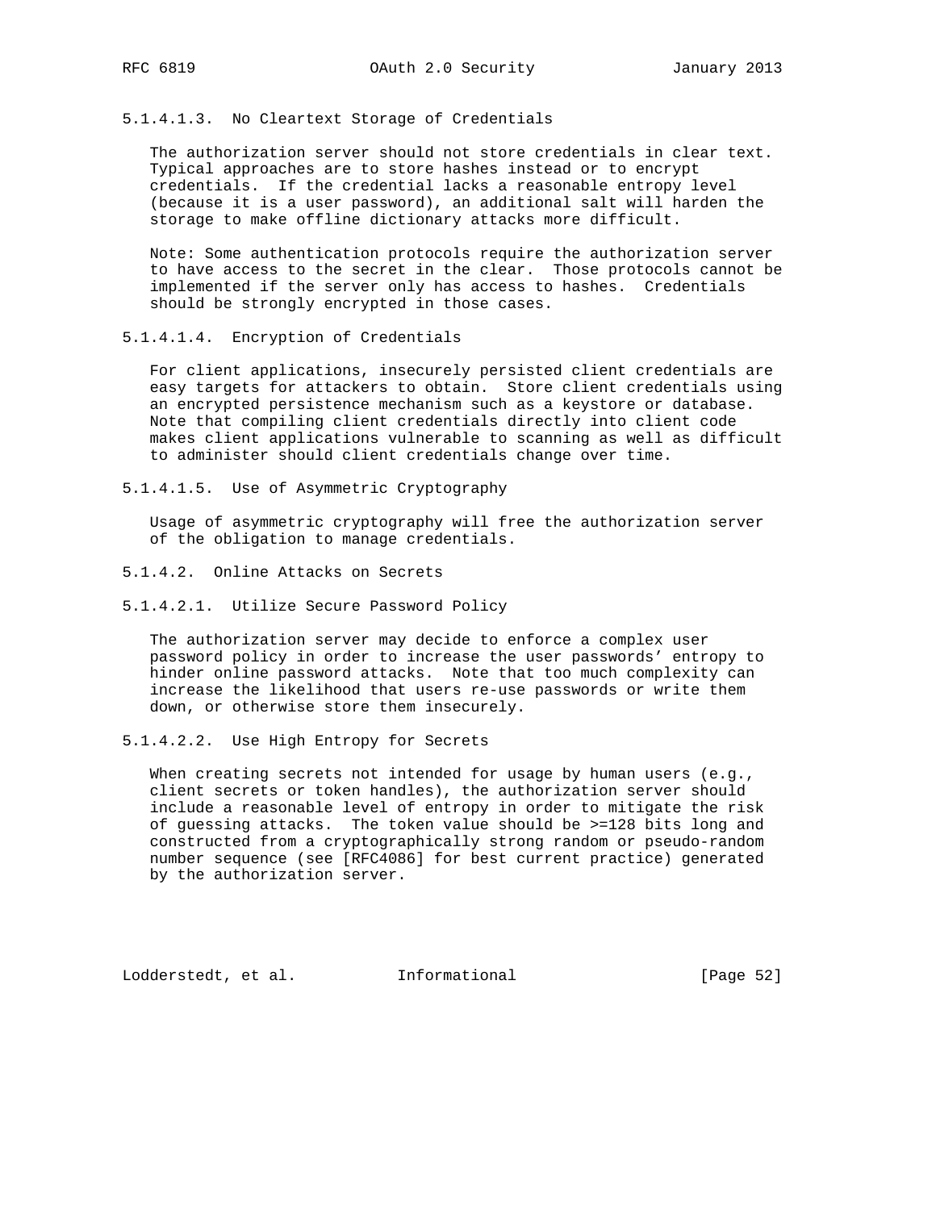##### 5.1.4.1.3. No Cleartext Storage of Credentials

The authorization server should not store credentials in clear text. Typical approaches are to store hashes instead or to encrypt credentials. If the credential lacks a reasonable entropy level (because it is a user password), an additional salt will harden the storage to make offline dictionary attacks more difficult.

Note: Some authentication protocols require the authorization server to have access to the secret in the clear. Those protocols cannot be implemented if the server only has access to hashes. Credentials should be strongly encrypted in those cases.

##### 5.1.4.1.4. Encryption of Credentials

For client applications, insecurely persisted client credentials are easy targets for attackers to obtain. Store client credentials using an encrypted persistence mechanism such as a keystore or database. Note that compiling client credentials directly into client code makes client applications vulnerable to scanning as well as difficult to administer should client credentials change over time.

##### 5.1.4.1.5. Use of Asymmetric Cryptography

Usage of asymmetric cryptography will free the authorization server of the obligation to manage credentials.

#### 5.1.4.2. Online Attacks on Secrets

##### 5.1.4.2.1. Utilize Secure Password Policy

The authorization server may decide to enforce a complex user password policy in order to increase the user passwords' entropy to hinder online password attacks. Note that too much complexity can increase the likelihood that users re-use passwords or write them down, or otherwise store them insecurely.

##### 5.1.4.2.2. Use High Entropy for Secrets

When creating secrets not intended for usage by human users (e.g., client secrets or token handles), the authorization server should include a reasonable level of entropy in order to mitigate the risk of guessing attacks. The token value should be >=128 bits long and constructed from a cryptographically strong random or pseudo-random number sequence (see [RFC4086] for best current practice) generated by the authorization server.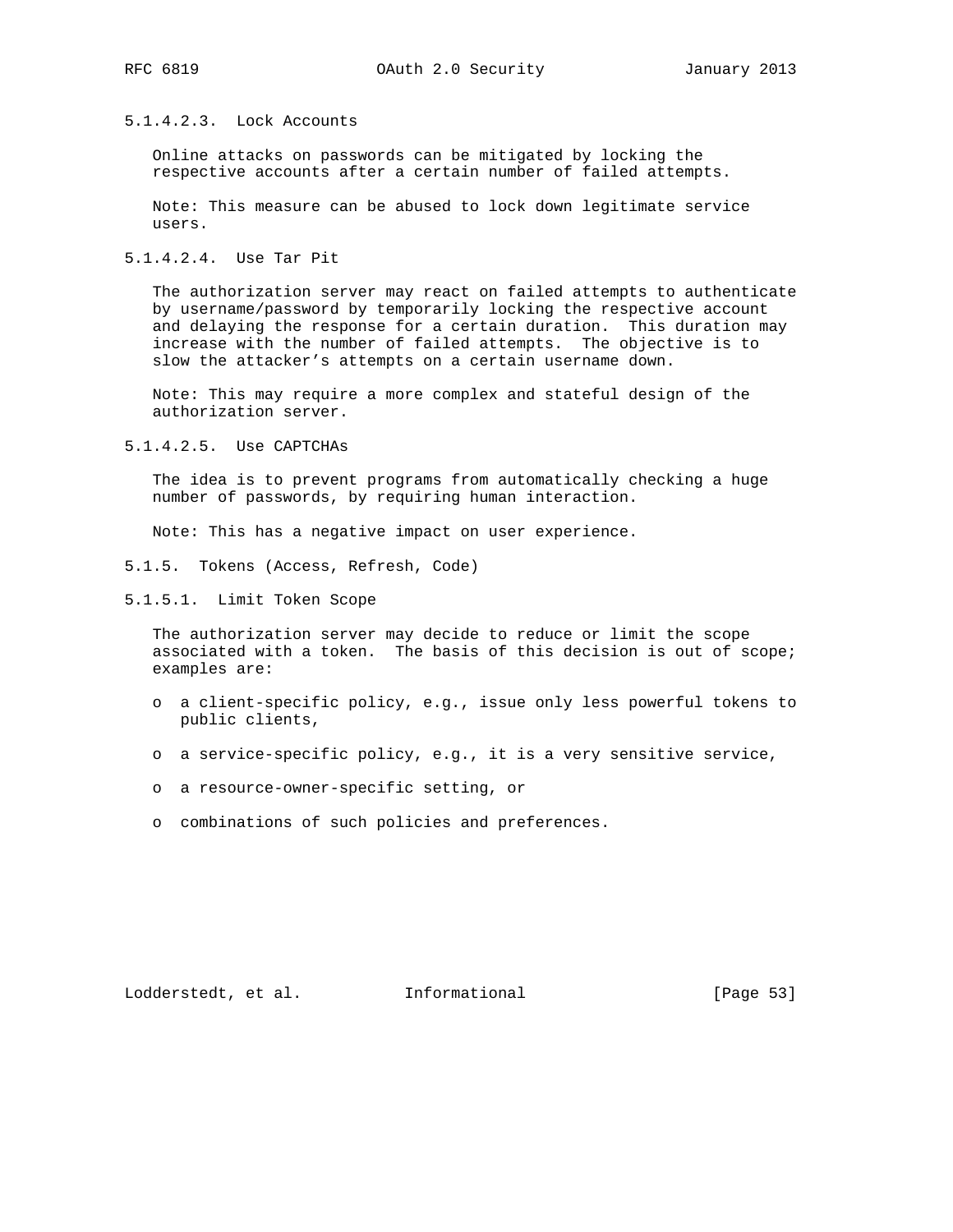##### 5.1.4.2.3. Lock Accounts

Online attacks on passwords can be mitigated by locking the respective accounts after a certain number of failed attempts.

Note: This measure can be abused to lock down legitimate service users.

##### 5.1.4.2.4. Use Tar Pit

The authorization server may react on failed attempts to authenticate by username/password by temporarily locking the respective account and delaying the response for a certain duration. This duration may increase with the number of failed attempts. The objective is to slow the attacker's attempts on a certain username down.

Note: This may require a more complex and stateful design of the authorization server.

##### 5.1.4.2.5. Use CAPTCHAs

The idea is to prevent programs from automatically checking a huge number of passwords, by requiring human interaction.

Note: This has a negative impact on user experience.

#### 5.1.5. Tokens (Access, Refresh, Code)

##### 5.1.5.1. Limit Token Scope

The authorization server may decide to reduce or limit the scope associated with a token. The basis of this decision is out of scope; examples are:

- a client-specific policy, e.g., issue only less powerful tokens to public clients,
- a service-specific policy, e.g., it is a very sensitive service,
- a resource-owner-specific setting, or
- combinations of such policies and preferences.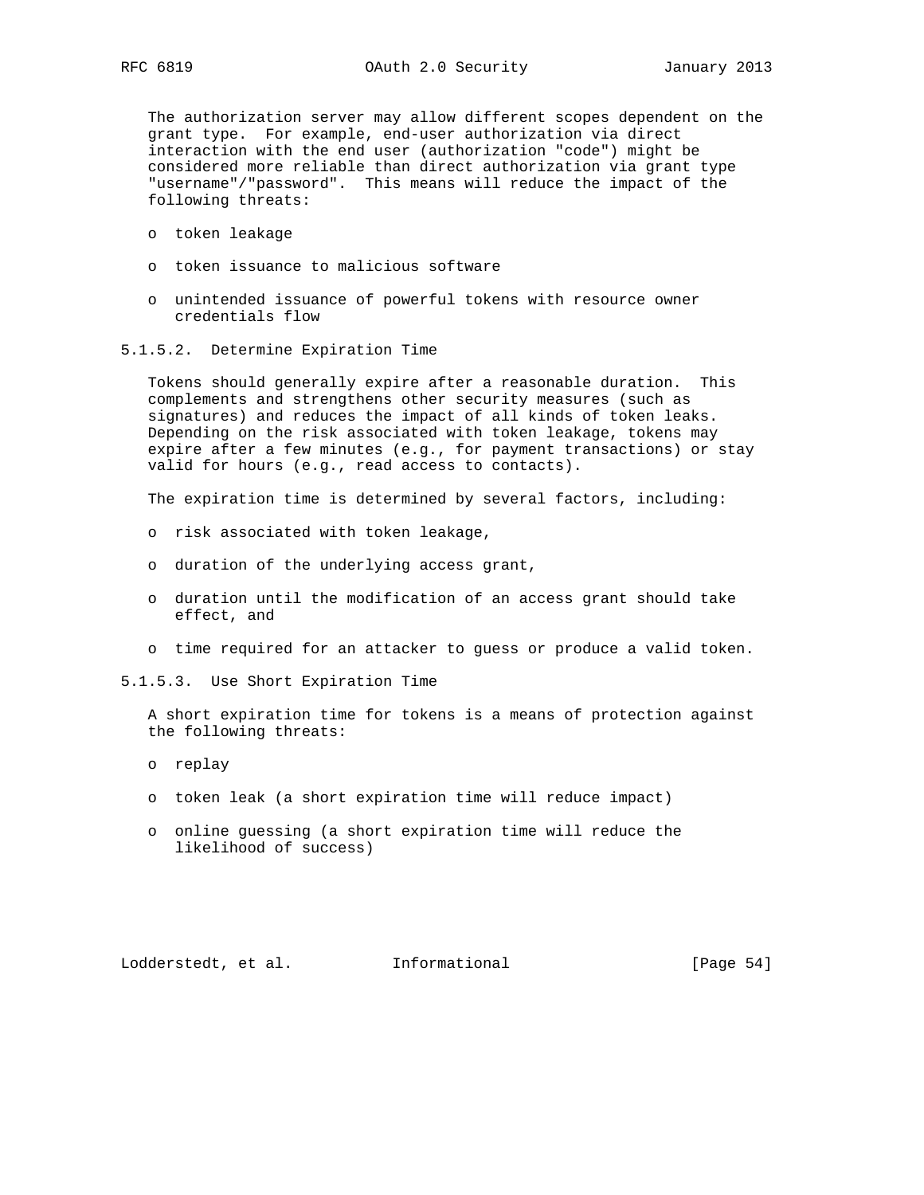The authorization server may allow different scopes dependent on the grant type. For example, end-user authorization via direct interaction with the end user (authorization "code") might be considered more reliable than direct authorization via grant type "username"/"password". This means will reduce the impact of the following threats:

- token leakage
- token issuance to malicious software
- unintended issuance of powerful tokens with resource owner credentials flow

#### 5.1.5.2. Determine Expiration Time

Tokens should generally expire after a reasonable duration. This complements and strengthens other security measures (such as signatures) and reduces the impact of all kinds of token leaks. Depending on the risk associated with token leakage, tokens may expire after a few minutes (e.g., for payment transactions) or stay valid for hours (e.g., read access to contacts).

The expiration time is determined by several factors, including:

- risk associated with token leakage,
- duration of the underlying access grant,
- duration until the modification of an access grant should take effect, and
- time required for an attacker to guess or produce a valid token.

#### 5.1.5.3. Use Short Expiration Time

A short expiration time for tokens is a means of protection against the following threats:

- replay
- token leak (a short expiration time will reduce impact)
- online guessing (a short expiration time will reduce the likelihood of success)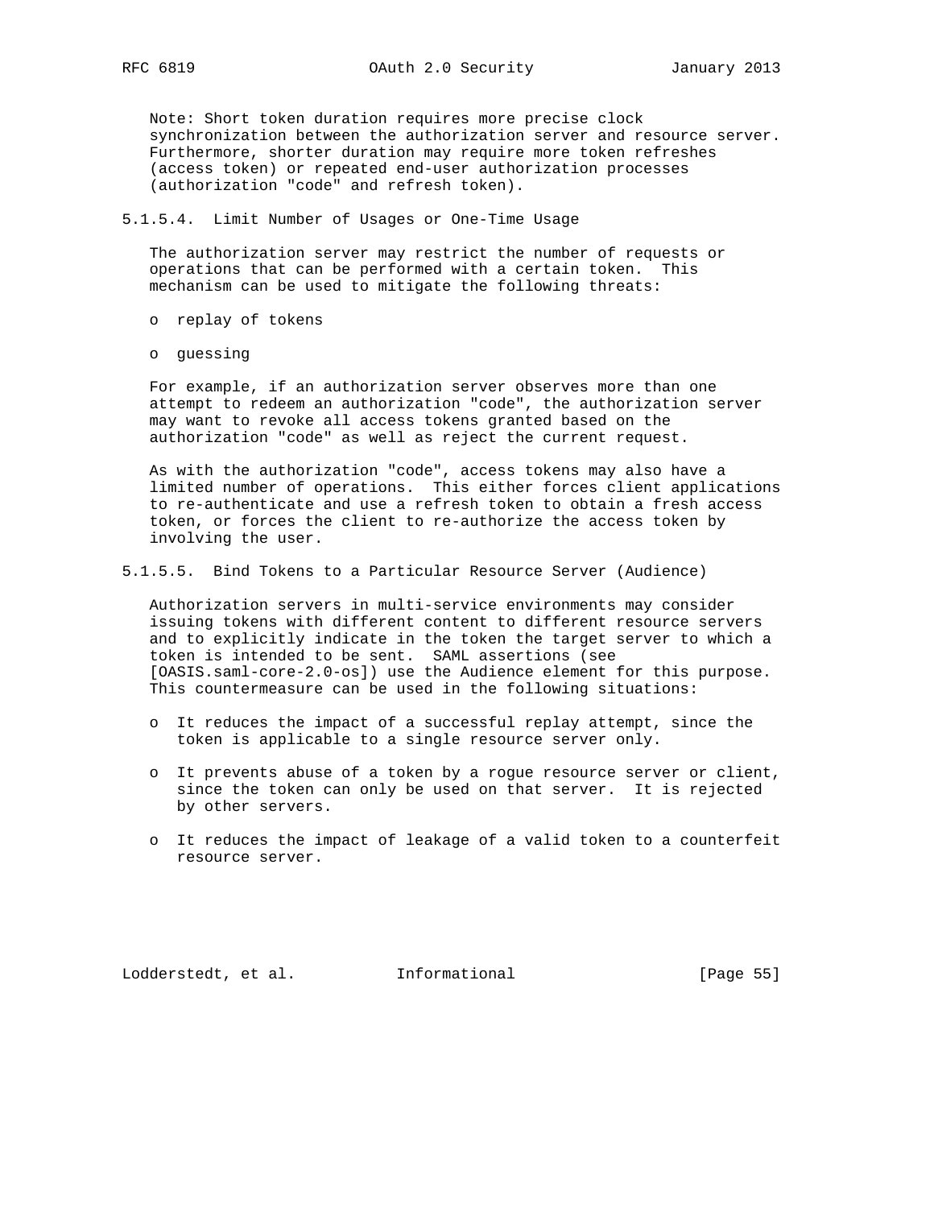Note: Short token duration requires more precise clock synchronization between the authorization server and resource server. Furthermore, shorter duration may require more token refreshes (access token) or repeated end-user authorization processes (authorization "code" and refresh token).

#### 5.1.5.4. Limit Number of Usages or One-Time Usage

The authorization server may restrict the number of requests or operations that can be performed with a certain token. This mechanism can be used to mitigate the following threats:

- replay of tokens
- guessing

For example, if an authorization server observes more than one attempt to redeem an authorization "code", the authorization server may want to revoke all access tokens granted based on the authorization "code" as well as reject the current request.

As with the authorization "code", access tokens may also have a limited number of operations. This either forces client applications to re-authenticate and use a refresh token to obtain a fresh access token, or forces the client to re-authorize the access token by involving the user.

#### 5.1.5.5. Bind Tokens to a Particular Resource Server (Audience)

Authorization servers in multi-service environments may consider issuing tokens with different content to different resource servers and to explicitly indicate in the token the target server to which a token is intended to be sent. SAML assertions (see [OASIS.saml-core-2.0-os]) use the Audience element for this purpose. This countermeasure can be used in the following situations:

- It reduces the impact of a successful replay attempt, since the token is applicable to a single resource server only.
- It prevents abuse of a token by a rogue resource server or client, since the token can only be used on that server. It is rejected by other servers.
- It reduces the impact of leakage of a valid token to a counterfeit resource server.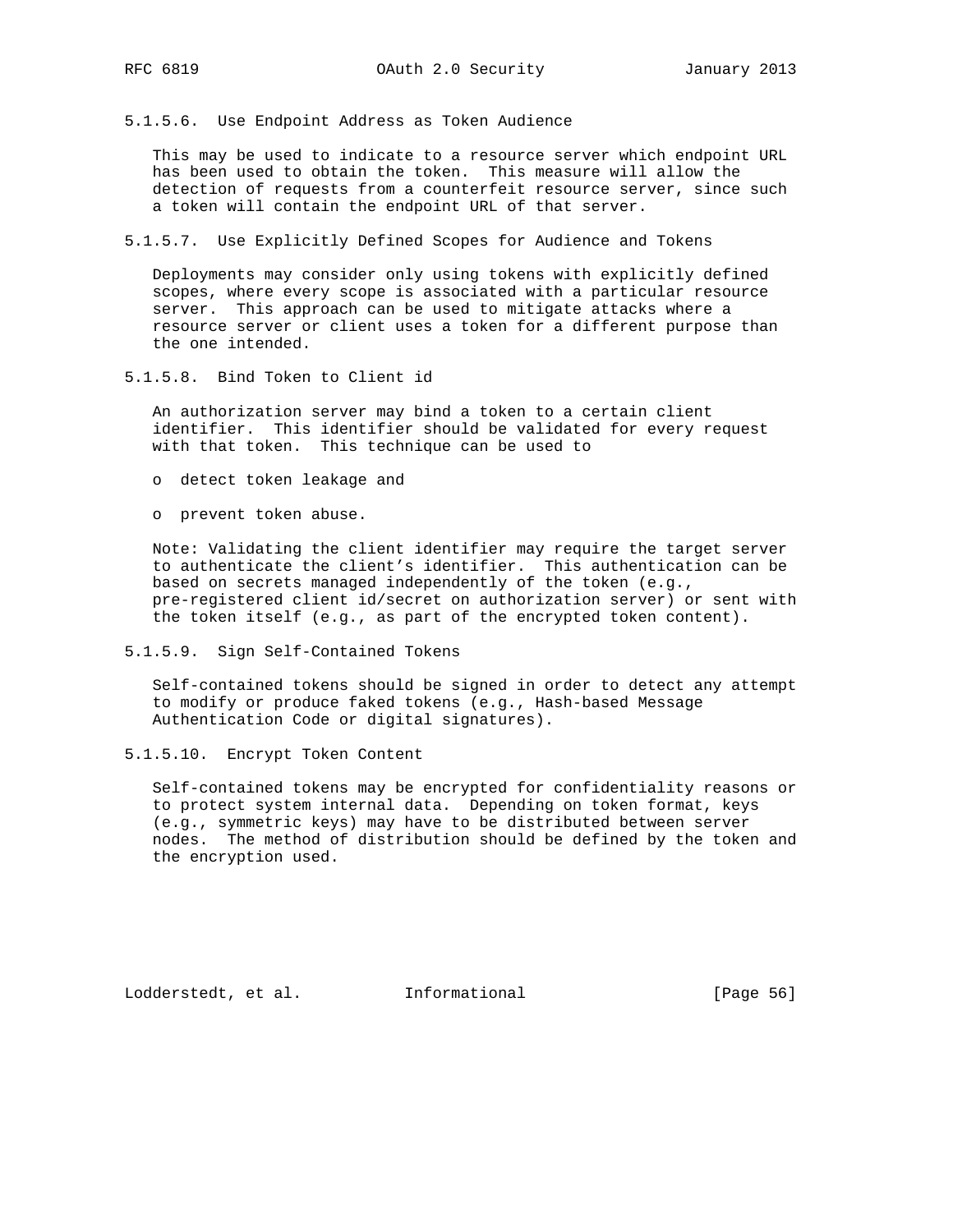#### 5.1.5.6. Use Endpoint Address as Token Audience

This may be used to indicate to a resource server which endpoint URL has been used to obtain the token. This measure will allow the detection of requests from a counterfeit resource server, since such a token will contain the endpoint URL of that server.

#### 5.1.5.7. Use Explicitly Defined Scopes for Audience and Tokens

Deployments may consider only using tokens with explicitly defined scopes, where every scope is associated with a particular resource server. This approach can be used to mitigate attacks where a resource server or client uses a token for a different purpose than the one intended.

#### 5.1.5.8. Bind Token to Client id

An authorization server may bind a token to a certain client identifier. This identifier should be validated for every request with that token. This technique can be used to

- detect token leakage and
- prevent token abuse.

Note: Validating the client identifier may require the target server to authenticate the client's identifier. This authentication can be based on secrets managed independently of the token (e.g., pre-registered client id/secret on authorization server) or sent with the token itself (e.g., as part of the encrypted token content).

#### 5.1.5.9. Sign Self-Contained Tokens

Self-contained tokens should be signed in order to detect any attempt to modify or produce faked tokens (e.g., Hash-based Message Authentication Code or digital signatures).

#### 5.1.5.10. Encrypt Token Content

Self-contained tokens may be encrypted for confidentiality reasons or to protect system internal data. Depending on token format, keys (e.g., symmetric keys) may have to be distributed between server nodes. The method of distribution should be defined by the token and the encryption used.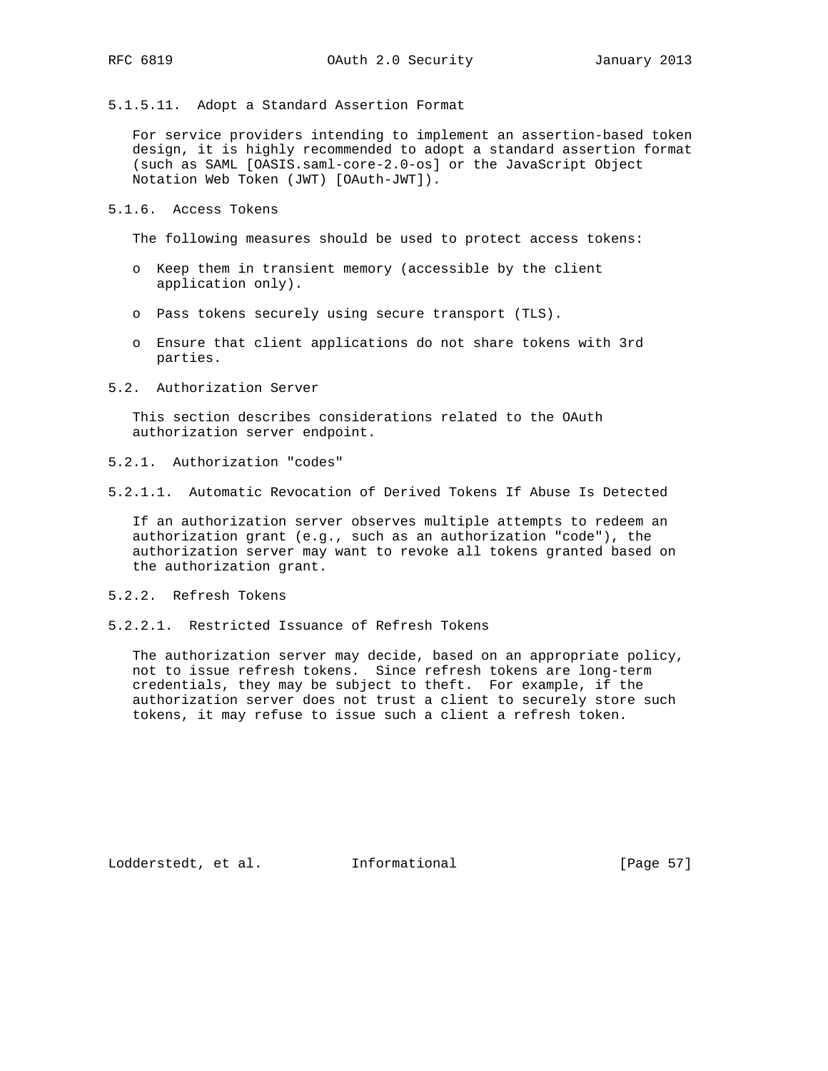#### 5.1.5.11. Adopt a Standard Assertion Format

For service providers intending to implement an assertion-based token design, it is highly recommended to adopt a standard assertion format (such as SAML [OASIS.saml-core-2.0-os] or the JavaScript Object Notation Web Token (JWT) [OAuth-JWT]).

### 5.1.6. Access Tokens

The following measures should be used to protect access tokens:

- Keep them in transient memory (accessible by the client application only).
- Pass tokens securely using secure transport (TLS).
- Ensure that client applications do not share tokens with 3rd parties.

## 5.2. Authorization Server

This section describes considerations related to the OAuth authorization server endpoint.

### 5.2.1. Authorization "codes"

#### 5.2.1.1. Automatic Revocation of Derived Tokens If Abuse Is Detected

If an authorization server observes multiple attempts to redeem an authorization grant (e.g., such as an authorization "code"), the authorization server may want to revoke all tokens granted based on the authorization grant.

### 5.2.2. Refresh Tokens

#### 5.2.2.1. Restricted Issuance of Refresh Tokens

The authorization server may decide, based on an appropriate policy, not to issue refresh tokens. Since refresh tokens are long-term credentials, they may be subject to theft. For example, if the authorization server does not trust a client to securely store such tokens, it may refuse to issue such a client a refresh token.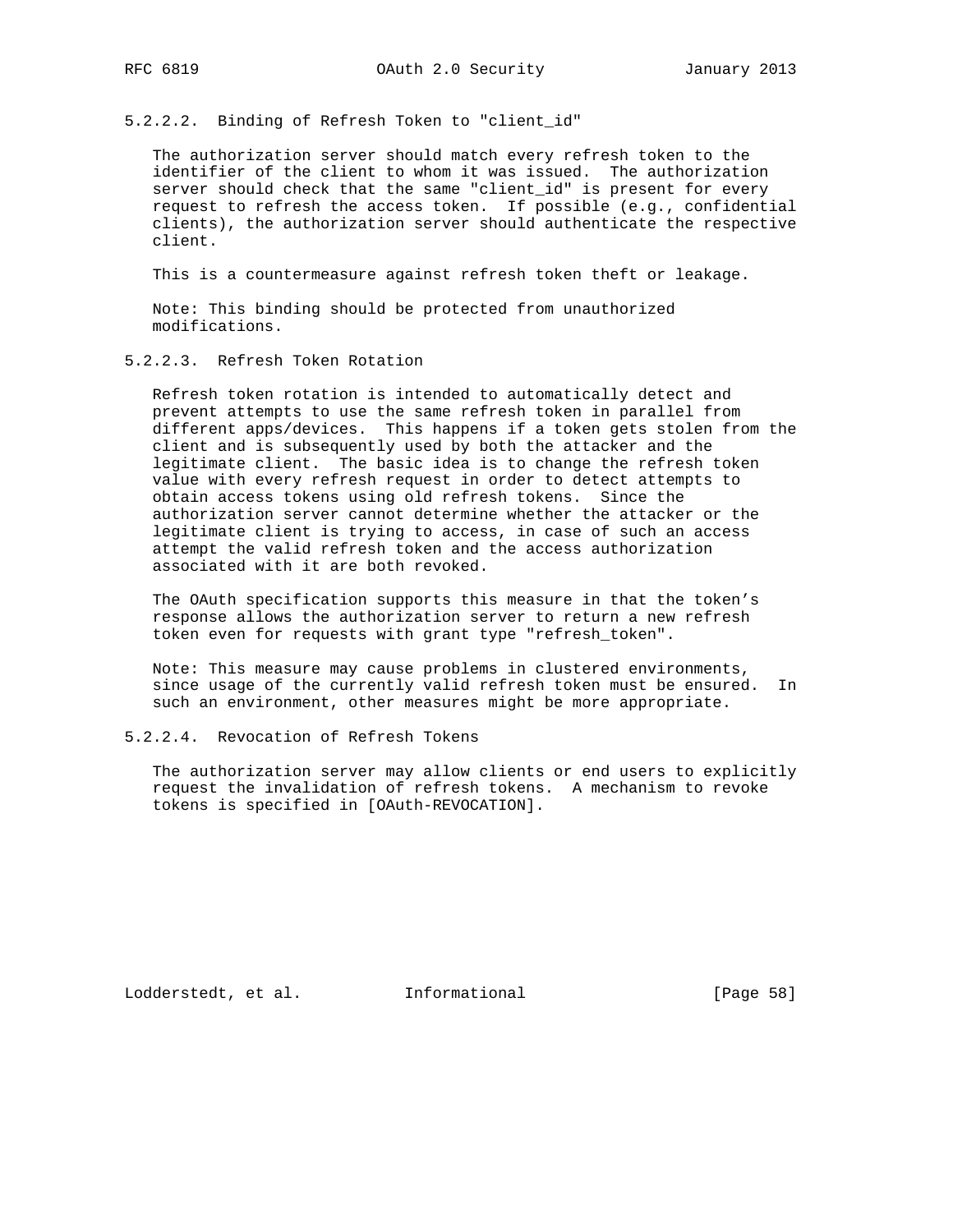#### 5.2.2.2. Binding of Refresh Token to "client_id"

The authorization server should match every refresh token to the identifier of the client to whom it was issued. The authorization server should check that the same "client_id" is present for every request to refresh the access token. If possible (e.g., confidential clients), the authorization server should authenticate the respective client.

This is a countermeasure against refresh token theft or leakage.

Note: This binding should be protected from unauthorized modifications.

#### 5.2.2.3. Refresh Token Rotation

Refresh token rotation is intended to automatically detect and prevent attempts to use the same refresh token in parallel from different apps/devices. This happens if a token gets stolen from the client and is subsequently used by both the attacker and the legitimate client. The basic idea is to change the refresh token value with every refresh request in order to detect attempts to obtain access tokens using old refresh tokens. Since the authorization server cannot determine whether the attacker or the legitimate client is trying to access, in case of such an access attempt the valid refresh token and the access authorization associated with it are both revoked.

The OAuth specification supports this measure in that the token's response allows the authorization server to return a new refresh token even for requests with grant type "refresh_token".

Note: This measure may cause problems in clustered environments, since usage of the currently valid refresh token must be ensured. In such an environment, other measures might be more appropriate.

#### 5.2.2.4. Revocation of Refresh Tokens

The authorization server may allow clients or end users to explicitly request the invalidation of refresh tokens. A mechanism to revoke tokens is specified in [OAuth-REVOCATION].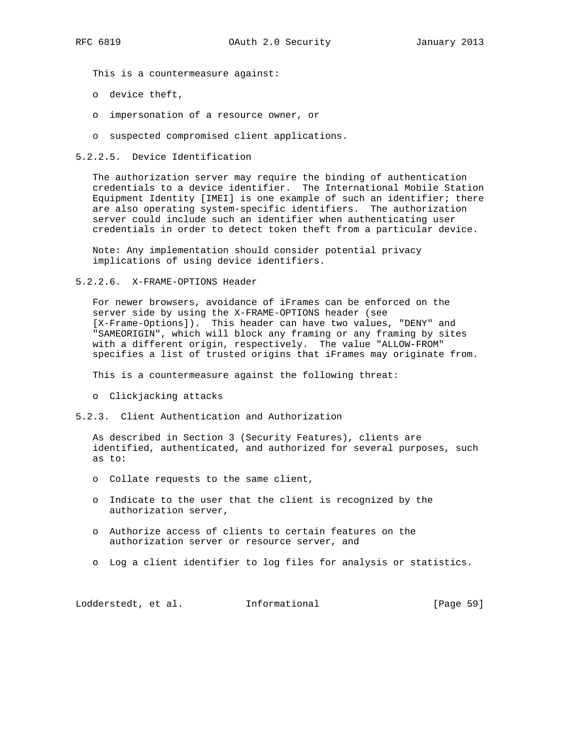This is a countermeasure against:

- device theft,
- impersonation of a resource owner, or
- suspected compromised client applications.

#### 5.2.2.5. Device Identification

The authorization server may require the binding of authentication credentials to a device identifier. The International Mobile Station Equipment Identity [IMEI] is one example of such an identifier; there are also operating system-specific identifiers. The authorization server could include such an identifier when authenticating user credentials in order to detect token theft from a particular device.

Note: Any implementation should consider potential privacy implications of using device identifiers.

#### 5.2.2.6. X-FRAME-OPTIONS Header

For newer browsers, avoidance of iFrames can be enforced on the server side by using the X-FRAME-OPTIONS header (see [X-Frame-Options]). This header can have two values, "DENY" and "SAMEORIGIN", which will block any framing or any framing by sites with a different origin, respectively. The value "ALLOW-FROM" specifies a list of trusted origins that iFrames may originate from.

This is a countermeasure against the following threat:

- Clickjacking attacks

### 5.2.3. Client Authentication and Authorization

As described in Section 3 (Security Features), clients are identified, authenticated, and authorized for several purposes, such as to:

- Collate requests to the same client,
- Indicate to the user that the client is recognized by the authorization server,
- Authorize access of clients to certain features on the authorization server or resource server, and
- Log a client identifier to log files for analysis or statistics.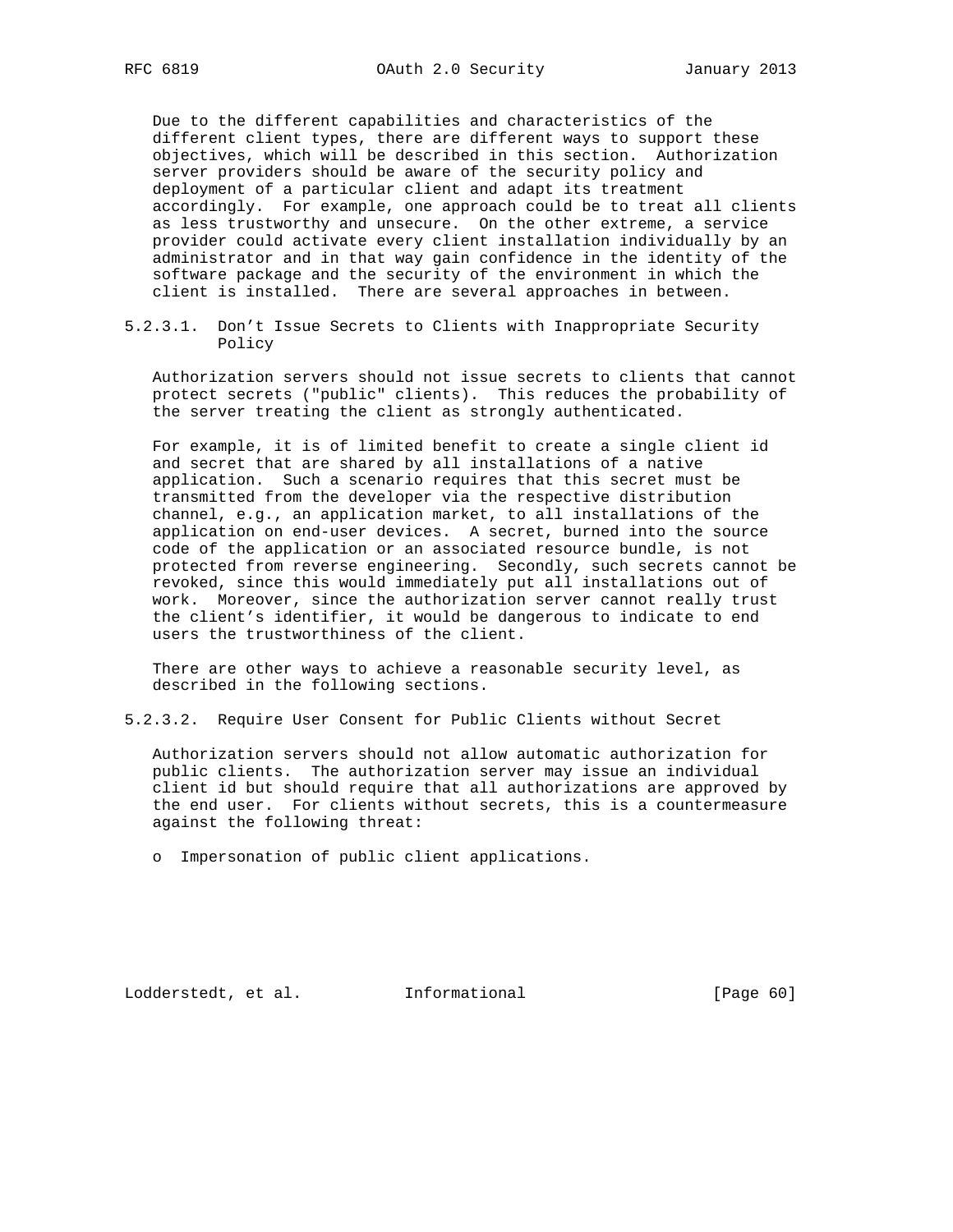Due to the different capabilities and characteristics of the different client types, there are different ways to support these objectives, which will be described in this section. Authorization server providers should be aware of the security policy and deployment of a particular client and adapt its treatment accordingly. For example, one approach could be to treat all clients as less trustworthy and unsecure. On the other extreme, a service provider could activate every client installation individually by an administrator and in that way gain confidence in the identity of the software package and the security of the environment in which the client is installed. There are several approaches in between.

#### 5.2.3.1. Don't Issue Secrets to Clients with Inappropriate Security Policy

Authorization servers should not issue secrets to clients that cannot protect secrets ("public" clients). This reduces the probability of the server treating the client as strongly authenticated.

For example, it is of limited benefit to create a single client id and secret that are shared by all installations of a native application. Such a scenario requires that this secret must be transmitted from the developer via the respective distribution channel, e.g., an application market, to all installations of the application on end-user devices. A secret, burned into the source code of the application or an associated resource bundle, is not protected from reverse engineering. Secondly, such secrets cannot be revoked, since this would immediately put all installations out of work. Moreover, since the authorization server cannot really trust the client's identifier, it would be dangerous to indicate to end users the trustworthiness of the client.

There are other ways to achieve a reasonable security level, as described in the following sections.

#### 5.2.3.2. Require User Consent for Public Clients without Secret

Authorization servers should not allow automatic authorization for public clients. The authorization server may issue an individual client id but should require that all authorizations are approved by the end user. For clients without secrets, this is a countermeasure against the following threat:

- Impersonation of public client applications.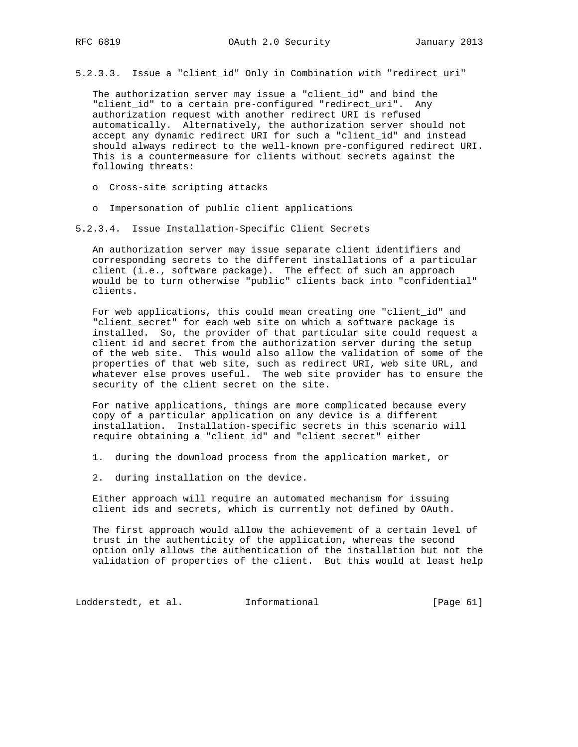#### 5.2.3.3. Issue a "client_id" Only in Combination with "redirect_uri"

The authorization server may issue a "client_id" and bind the "client_id" to a certain pre-configured "redirect_uri". Any authorization request with another redirect URI is refused automatically. Alternatively, the authorization server should not accept any dynamic redirect URI for such a "client_id" and instead should always redirect to the well-known pre-configured redirect URI. This is a countermeasure for clients without secrets against the following threats:

- Cross-site scripting attacks
- Impersonation of public client applications

#### 5.2.3.4. Issue Installation-Specific Client Secrets

An authorization server may issue separate client identifiers and corresponding secrets to the different installations of a particular client (i.e., software package). The effect of such an approach would be to turn otherwise "public" clients back into "confidential" clients.

For web applications, this could mean creating one "client_id" and "client_secret" for each web site on which a software package is installed. So, the provider of that particular site could request a client id and secret from the authorization server during the setup of the web site. This would also allow the validation of some of the properties of that web site, such as redirect URI, web site URL, and whatever else proves useful. The web site provider has to ensure the security of the client secret on the site.

For native applications, things are more complicated because every copy of a particular application on any device is a different installation. Installation-specific secrets in this scenario will require obtaining a "client_id" and "client_secret" either

1. during the download process from the application market, or
2. during installation on the device.

Either approach will require an automated mechanism for issuing client ids and secrets, which is currently not defined by OAuth.

The first approach would allow the achievement of a certain level of trust in the authenticity of the application, whereas the second option only allows the authentication of the installation but not the validation of properties of the client. But this would at least help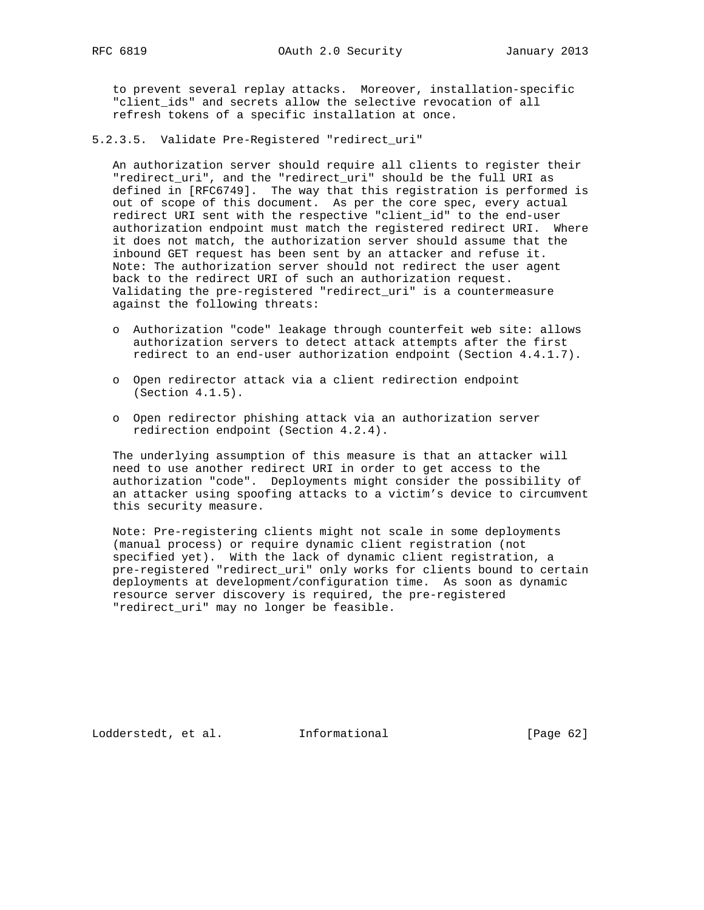to prevent several replay attacks. Moreover, installation-specific "client_ids" and secrets allow the selective revocation of all refresh tokens of a specific installation at once.

#### 5.2.3.5. Validate Pre-Registered "redirect_uri"

An authorization server should require all clients to register their "redirect_uri", and the "redirect_uri" should be the full URI as defined in [RFC6749]. The way that this registration is performed is out of scope of this document. As per the core spec, every actual redirect URI sent with the respective "client_id" to the end-user authorization endpoint must match the registered redirect URI. Where it does not match, the authorization server should assume that the inbound GET request has been sent by an attacker and refuse it. Note: The authorization server should not redirect the user agent back to the redirect URI of such an authorization request. Validating the pre-registered "redirect_uri" is a countermeasure against the following threats:

- Authorization "code" leakage through counterfeit web site: allows authorization servers to detect attack attempts after the first redirect to an end-user authorization endpoint (Section 4.4.1.7).
- Open redirector attack via a client redirection endpoint (Section 4.1.5).
- Open redirector phishing attack via an authorization server redirection endpoint (Section 4.2.4).

The underlying assumption of this measure is that an attacker will need to use another redirect URI in order to get access to the authorization "code". Deployments might consider the possibility of an attacker using spoofing attacks to a victim’s device to circumvent this security measure.

Note: Pre-registering clients might not scale in some deployments (manual process) or require dynamic client registration (not specified yet). With the lack of dynamic client registration, a pre-registered "redirect_uri" only works for clients bound to certain deployments at development/configuration time. As soon as dynamic resource server discovery is required, the pre-registered "redirect_uri" may no longer be feasible.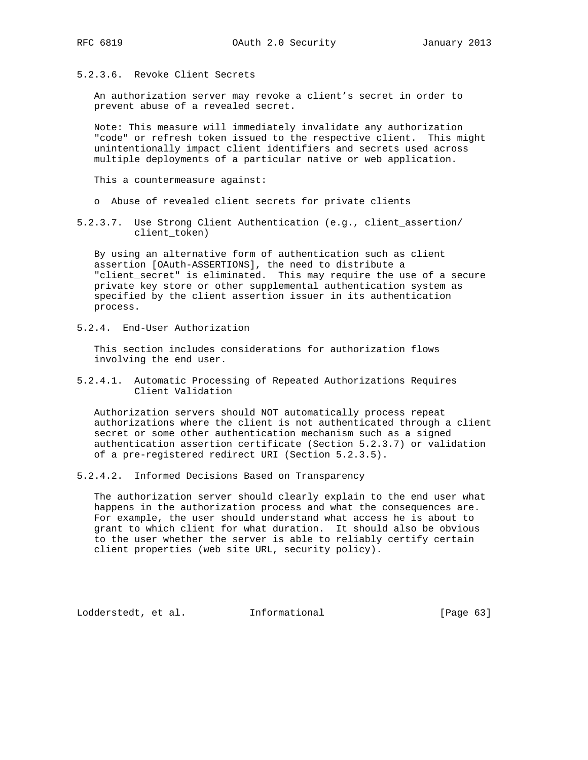##### 5.2.3.6. Revoke Client Secrets

An authorization server may revoke a client's secret in order to prevent abuse of a revealed secret.

Note: This measure will immediately invalidate any authorization "code" or refresh token issued to the respective client. This might unintentionally impact client identifiers and secrets used across multiple deployments of a particular native or web application.

This a countermeasure against:

- Abuse of revealed client secrets for private clients

##### 5.2.3.7. Use Strong Client Authentication (e.g., client_assertion/client_token)

By using an alternative form of authentication such as client assertion [OAuth-ASSERTIONS], the need to distribute a "client_secret" is eliminated. This may require the use of a secure private key store or other supplemental authentication system as specified by the client assertion issuer in its authentication process.

#### 5.2.4. End-User Authorization

This section includes considerations for authorization flows involving the end user.

##### 5.2.4.1. Automatic Processing of Repeated Authorizations Requires Client Validation

Authorization servers should NOT automatically process repeat authorizations where the client is not authenticated through a client secret or some other authentication mechanism such as a signed authentication assertion certificate (Section 5.2.3.7) or validation of a pre-registered redirect URI (Section 5.2.3.5).

##### 5.2.4.2. Informed Decisions Based on Transparency

The authorization server should clearly explain to the end user what happens in the authorization process and what the consequences are. For example, the user should understand what access he is about to grant to which client for what duration. It should also be obvious to the user whether the server is able to reliably certify certain client properties (web site URL, security policy).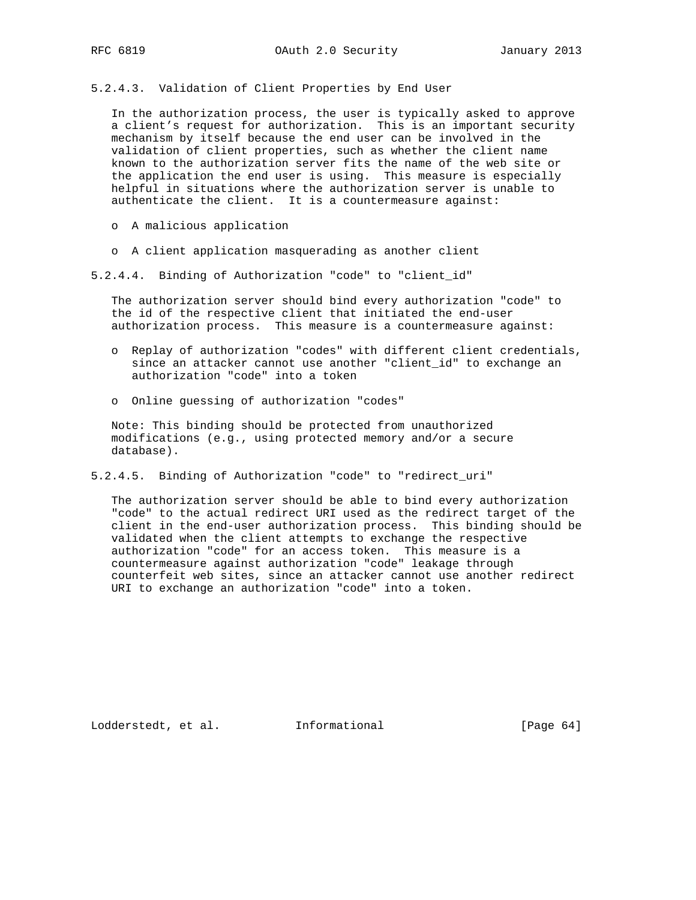#### 5.2.4.3. Validation of Client Properties by End User

In the authorization process, the user is typically asked to approve a client's request for authorization. This is an important security mechanism by itself because the end user can be involved in the validation of client properties, such as whether the client name known to the authorization server fits the name of the web site or the application the end user is using. This measure is especially helpful in situations where the authorization server is unable to authenticate the client. It is a countermeasure against:

- A malicious application
- A client application masquerading as another client

#### 5.2.4.4. Binding of Authorization "code" to "client_id"

The authorization server should bind every authorization "code" to the id of the respective client that initiated the end-user authorization process. This measure is a countermeasure against:

- Replay of authorization "codes" with different client credentials, since an attacker cannot use another "client_id" to exchange an authorization "code" into a token
- Online guessing of authorization "codes"

Note: This binding should be protected from unauthorized modifications (e.g., using protected memory and/or a secure database).

#### 5.2.4.5. Binding of Authorization "code" to "redirect_uri"

The authorization server should be able to bind every authorization "code" to the actual redirect URI used as the redirect target of the client in the end-user authorization process. This binding should be validated when the client attempts to exchange the respective authorization "code" for an access token. This measure is a countermeasure against authorization "code" leakage through counterfeit web sites, since an attacker cannot use another redirect URI to exchange an authorization "code" into a token.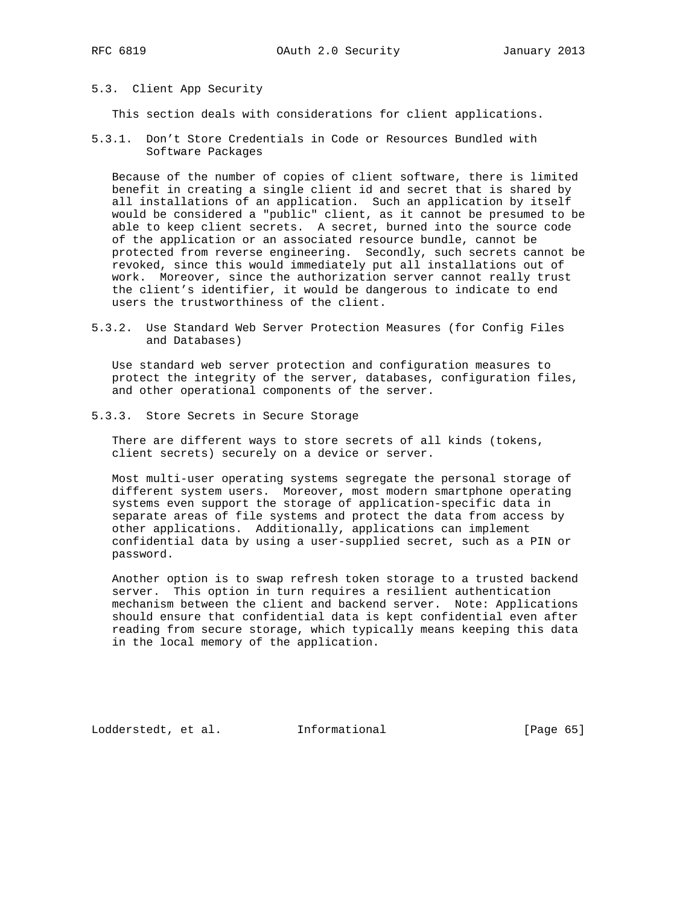## 5.3. Client App Security

This section deals with considerations for client applications.

### 5.3.1. Don't Store Credentials in Code or Resources Bundled with Software Packages

Because of the number of copies of client software, there is limited benefit in creating a single client id and secret that is shared by all installations of an application. Such an application by itself would be considered a "public" client, as it cannot be presumed to be able to keep client secrets. A secret, burned into the source code of the application or an associated resource bundle, cannot be protected from reverse engineering. Secondly, such secrets cannot be revoked, since this would immediately put all installations out of work. Moreover, since the authorization server cannot really trust the client's identifier, it would be dangerous to indicate to end users the trustworthiness of the client.

### 5.3.2. Use Standard Web Server Protection Measures (for Config Files and Databases)

Use standard web server protection and configuration measures to protect the integrity of the server, databases, configuration files, and other operational components of the server.

### 5.3.3. Store Secrets in Secure Storage

There are different ways to store secrets of all kinds (tokens, client secrets) securely on a device or server.

Most multi-user operating systems segregate the personal storage of different system users. Moreover, most modern smartphone operating systems even support the storage of application-specific data in separate areas of file systems and protect the data from access by other applications. Additionally, applications can implement confidential data by using a user-supplied secret, such as a PIN or password.

Another option is to swap refresh token storage to a trusted backend server. This option in turn requires a resilient authentication mechanism between the client and backend server. Note: Applications should ensure that confidential data is kept confidential even after reading from secure storage, which typically means keeping this data in the local memory of the application.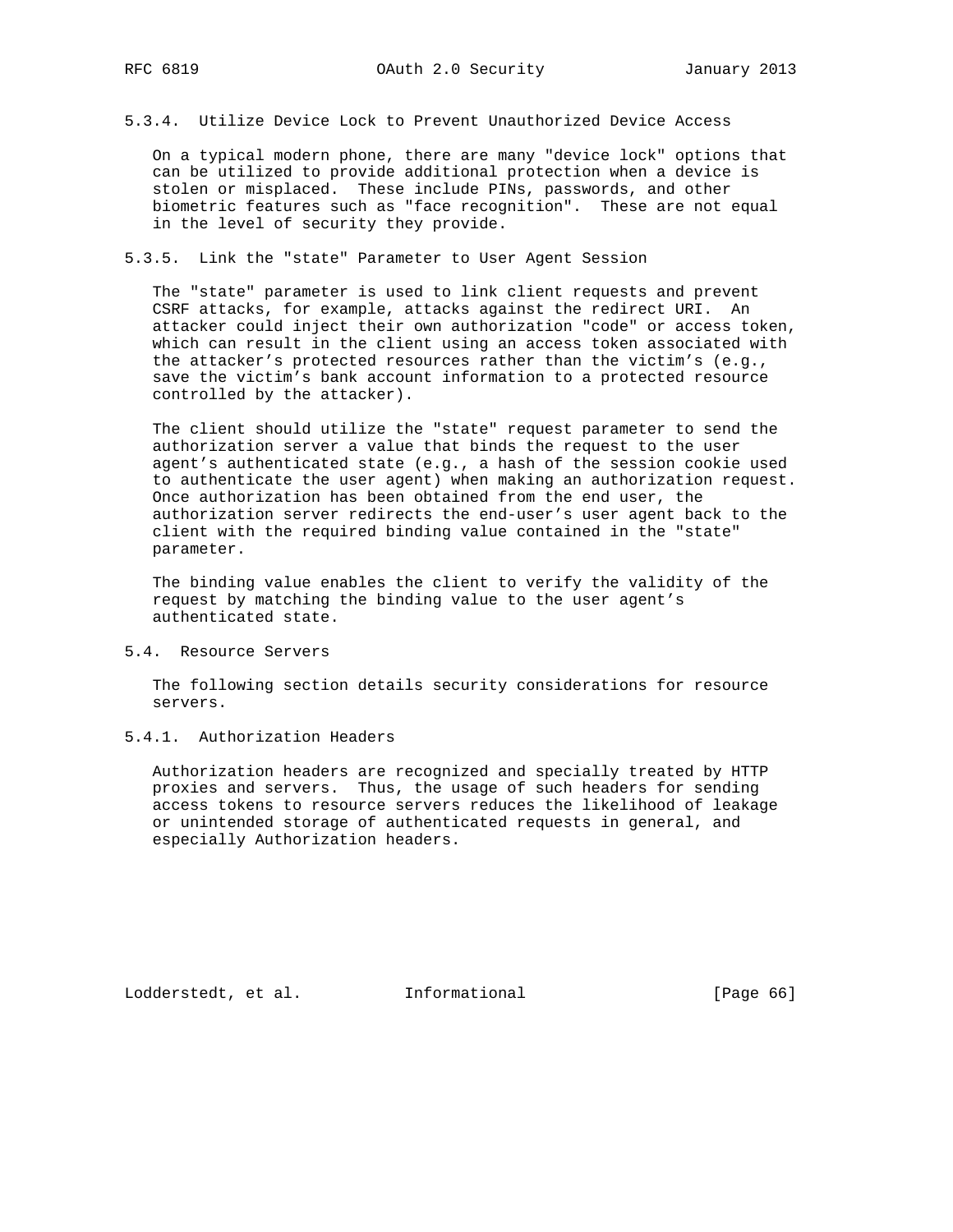#### 5.3.4. Utilize Device Lock to Prevent Unauthorized Device Access

On a typical modern phone, there are many "device lock" options that can be utilized to provide additional protection when a device is stolen or misplaced. These include PINs, passwords, and other biometric features such as "face recognition". These are not equal in the level of security they provide.

#### 5.3.5. Link the "state" Parameter to User Agent Session

The "state" parameter is used to link client requests and prevent CSRF attacks, for example, attacks against the redirect URI. An attacker could inject their own authorization "code" or access token, which can result in the client using an access token associated with the attacker's protected resources rather than the victim's (e.g., save the victim's bank account information to a protected resource controlled by the attacker).

The client should utilize the "state" request parameter to send the authorization server a value that binds the request to the user agent's authenticated state (e.g., a hash of the session cookie used to authenticate the user agent) when making an authorization request. Once authorization has been obtained from the end user, the authorization server redirects the end-user's user agent back to the client with the required binding value contained in the "state" parameter.

The binding value enables the client to verify the validity of the request by matching the binding value to the user agent's authenticated state.

### 5.4. Resource Servers

The following section details security considerations for resource servers.

#### 5.4.1. Authorization Headers

Authorization headers are recognized and specially treated by HTTP proxies and servers. Thus, the usage of such headers for sending access tokens to resource servers reduces the likelihood of leakage or unintended storage of authenticated requests in general, and especially Authorization headers.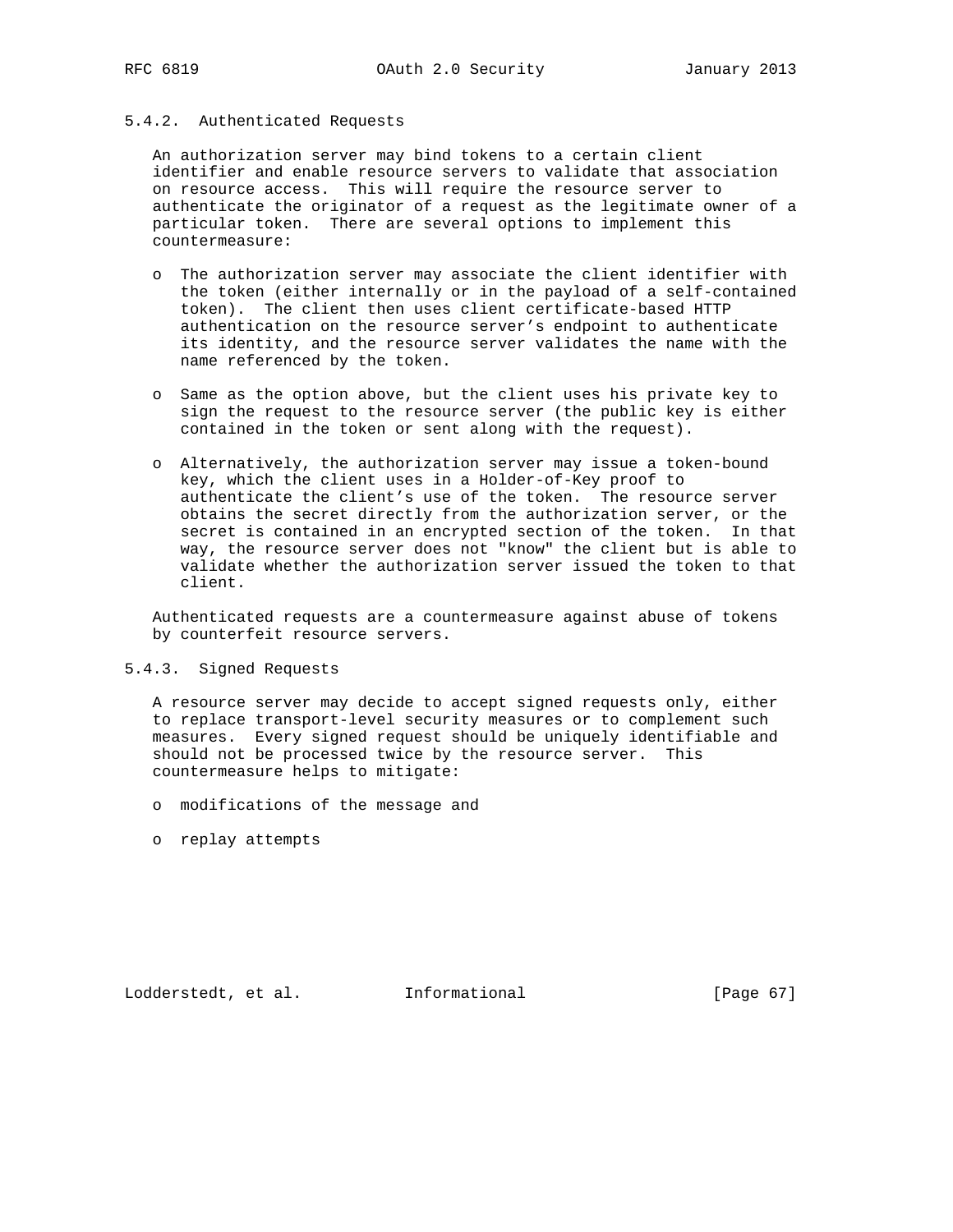### 5.4.2. Authenticated Requests

An authorization server may bind tokens to a certain client identifier and enable resource servers to validate that association on resource access. This will require the resource server to authenticate the originator of a request as the legitimate owner of a particular token. There are several options to implement this countermeasure:

- The authorization server may associate the client identifier with the token (either internally or in the payload of a self-contained token). The client then uses client certificate-based HTTP authentication on the resource server's endpoint to authenticate its identity, and the resource server validates the name with the name referenced by the token.

- Same as the option above, but the client uses his private key to sign the request to the resource server (the public key is either contained in the token or sent along with the request).

- Alternatively, the authorization server may issue a token-bound key, which the client uses in a Holder-of-Key proof to authenticate the client's use of the token. The resource server obtains the secret directly from the authorization server, or the secret is contained in an encrypted section of the token. In that way, the resource server does not "know" the client but is able to validate whether the authorization server issued the token to that client.

Authenticated requests are a countermeasure against abuse of tokens by counterfeit resource servers.

### 5.4.3. Signed Requests

A resource server may decide to accept signed requests only, either to replace transport-level security measures or to complement such measures. Every signed request should be uniquely identifiable and should not be processed twice by the resource server. This countermeasure helps to mitigate:

- modifications of the message and

- replay attempts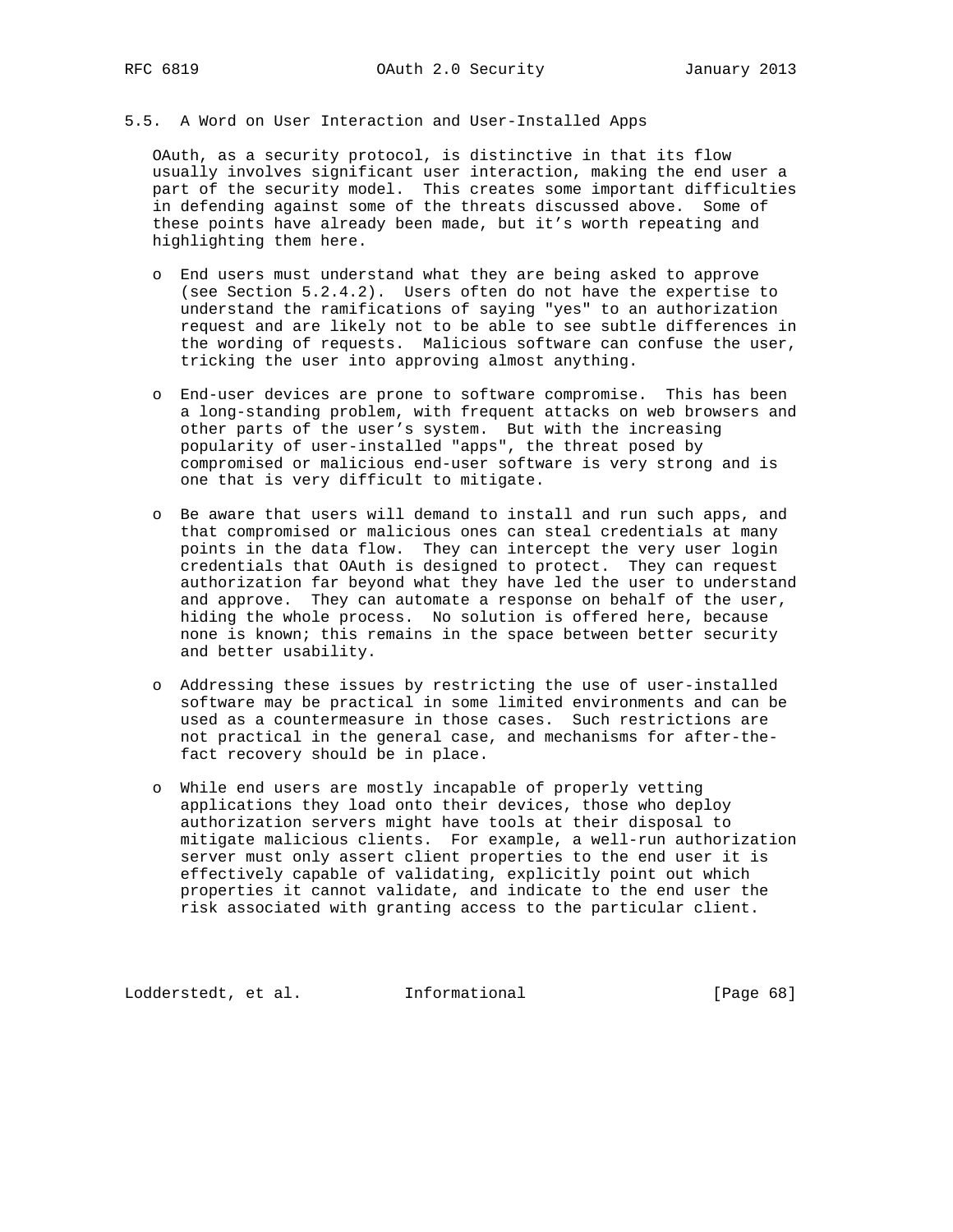### 5.5. A Word on User Interaction and User-Installed Apps

OAuth, as a security protocol, is distinctive in that its flow usually involves significant user interaction, making the end user a part of the security model. This creates some important difficulties in defending against some of the threats discussed above. Some of these points have already been made, but it's worth repeating and highlighting them here.

- End users must understand what they are being asked to approve (see Section 5.2.4.2). Users often do not have the expertise to understand the ramifications of saying "yes" to an authorization request and are likely not to be able to see subtle differences in the wording of requests. Malicious software can confuse the user, tricking the user into approving almost anything.

- End-user devices are prone to software compromise. This has been a long-standing problem, with frequent attacks on web browsers and other parts of the user's system. But with the increasing popularity of user-installed "apps", the threat posed by compromised or malicious end-user software is very strong and is one that is very difficult to mitigate.

- Be aware that users will demand to install and run such apps, and that compromised or malicious ones can steal credentials at many points in the data flow. They can intercept the very user login credentials that OAuth is designed to protect. They can request authorization far beyond what they have led the user to understand and approve. They can automate a response on behalf of the user, hiding the whole process. No solution is offered here, because none is known; this remains in the space between better security and better usability.

- Addressing these issues by restricting the use of user-installed software may be practical in some limited environments and can be used as a countermeasure in those cases. Such restrictions are not practical in the general case, and mechanisms for after-the-fact recovery should be in place.

- While end users are mostly incapable of properly vetting applications they load onto their devices, those who deploy authorization servers might have tools at their disposal to mitigate malicious clients. For example, a well-run authorization server must only assert client properties to the end user it is effectively capable of validating, explicitly point out which properties it cannot validate, and indicate to the end user the risk associated with granting access to the particular client.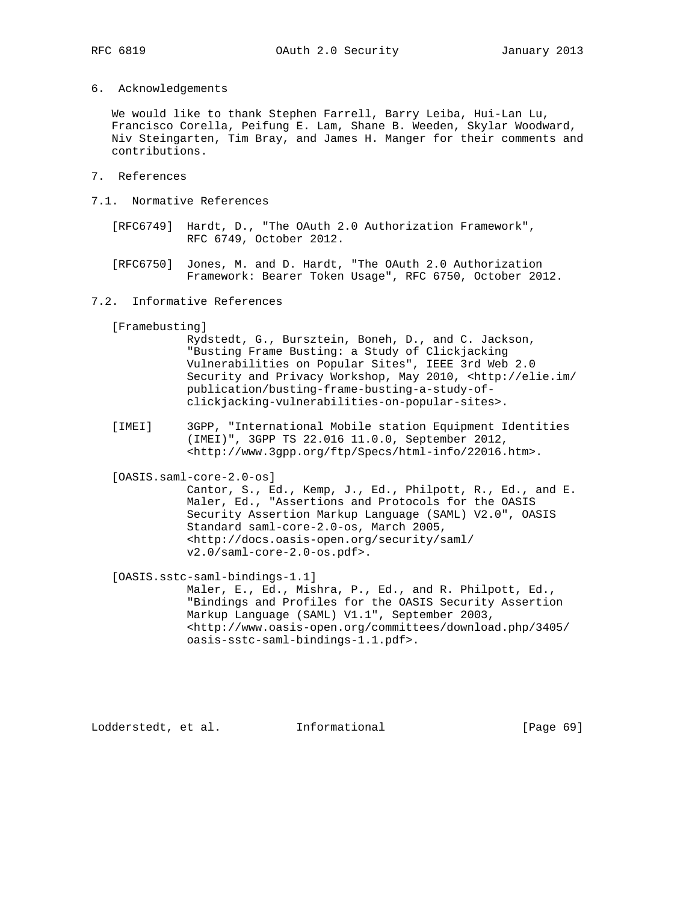## 6. Acknowledgements

We would like to thank Stephen Farrell, Barry Leiba, Hui-Lan Lu, Francisco Corella, Peifung E. Lam, Shane B. Weeden, Skylar Woodward, Niv Steingarten, Tim Bray, and James H. Manger for their comments and contributions.

## 7. References

### 7.1. Normative References

[RFC6749] Hardt, D., "The OAuth 2.0 Authorization Framework", RFC 6749, October 2012.

[RFC6750] Jones, M. and D. Hardt, "The OAuth 2.0 Authorization Framework: Bearer Token Usage", RFC 6750, October 2012.

### 7.2. Informative References

[Framebusting]
Rydstedt, G., Bursztein, Boneh, D., and C. Jackson, "Busting Frame Busting: a Study of Clickjacking Vulnerabilities on Popular Sites", IEEE 3rd Web 2.0 Security and Privacy Workshop, May 2010, <http://elie.im/publication/busting-frame-busting-a-study-of-clickjacking-vulnerabilities-on-popular-sites>.

[IMEI] 3GPP, "International Mobile station Equipment Identities (IMEI)", 3GPP TS 22.016 11.0.0, September 2012, <http://www.3gpp.org/ftp/Specs/html-info/22016.htm>.

[OASIS.saml-core-2.0-os]
Cantor, S., Ed., Kemp, J., Ed., Philpott, R., Ed., and E. Maler, Ed., "Assertions and Protocols for the OASIS Security Assertion Markup Language (SAML) V2.0", OASIS Standard saml-core-2.0-os, March 2005, <http://docs.oasis-open.org/security/saml/v2.0/saml-core-2.0-os.pdf>.

[OASIS.sstc-saml-bindings-1.1]
Maler, E., Ed., Mishra, P., Ed., and R. Philpott, Ed., "Bindings and Profiles for the OASIS Security Assertion Markup Language (SAML) V1.1", September 2003, <http://www.oasis-open.org/committees/download.php/3405/oasis-sstc-saml-bindings-1.1.pdf>.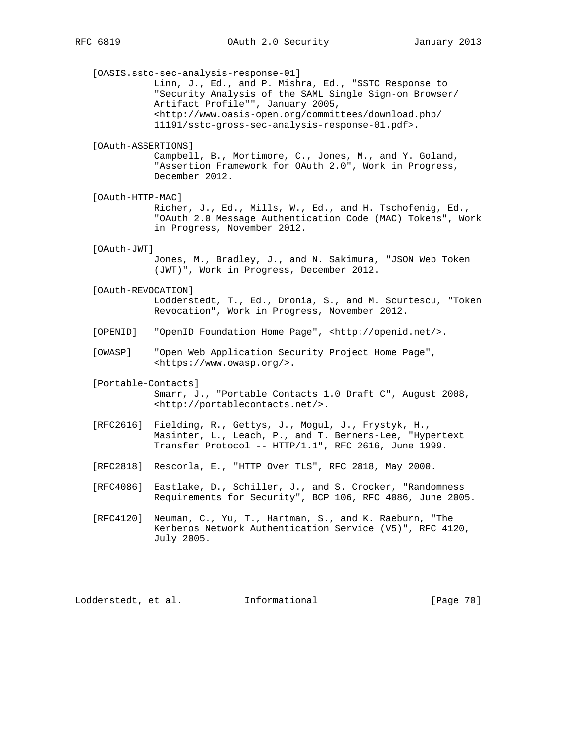[OASIS.sstc-sec-analysis-response-01]
Linn, J., Ed., and P. Mishra, Ed., "SSTC Response to "Security Analysis of the SAML Single Sign-on Browser/ Artifact Profile"", January 2005, <http://www.oasis-open.org/committees/download.php/ 11191/sstc-gross-sec-analysis-response-01.pdf>.

[OAuth-ASSERTIONS]
Campbell, B., Mortimore, C., Jones, M., and Y. Goland, "Assertion Framework for OAuth 2.0", Work in Progress, December 2012.

[OAuth-HTTP-MAC]
Richer, J., Ed., Mills, W., Ed., and H. Tschofenig, Ed., "OAuth 2.0 Message Authentication Code (MAC) Tokens", Work in Progress, November 2012.

[OAuth-JWT]
Jones, M., Bradley, J., and N. Sakimura, "JSON Web Token (JWT)", Work in Progress, December 2012.

[OAuth-REVOCATION]
Lodderstedt, T., Ed., Dronia, S., and M. Scurtescu, "Token Revocation", Work in Progress, November 2012.

[OPENID] "OpenID Foundation Home Page", <http://openid.net/>.

[OWASP] "Open Web Application Security Project Home Page", <https://www.owasp.org/>.

[Portable-Contacts]
Smarr, J., "Portable Contacts 1.0 Draft C", August 2008, <http://portablecontacts.net/>.

[RFC2616] Fielding, R., Gettys, J., Mogul, J., Frystyk, H., Masinter, L., Leach, P., and T. Berners-Lee, "Hypertext Transfer Protocol -- HTTP/1.1", RFC 2616, June 1999.

[RFC2818] Rescorla, E., "HTTP Over TLS", RFC 2818, May 2000.

[RFC4086] Eastlake, D., Schiller, J., and S. Crocker, "Randomness Requirements for Security", BCP 106, RFC 4086, June 2005.

[RFC4120] Neuman, C., Yu, T., Hartman, S., and K. Raeburn, "The Kerberos Network Authentication Service (V5)", RFC 4120, July 2005.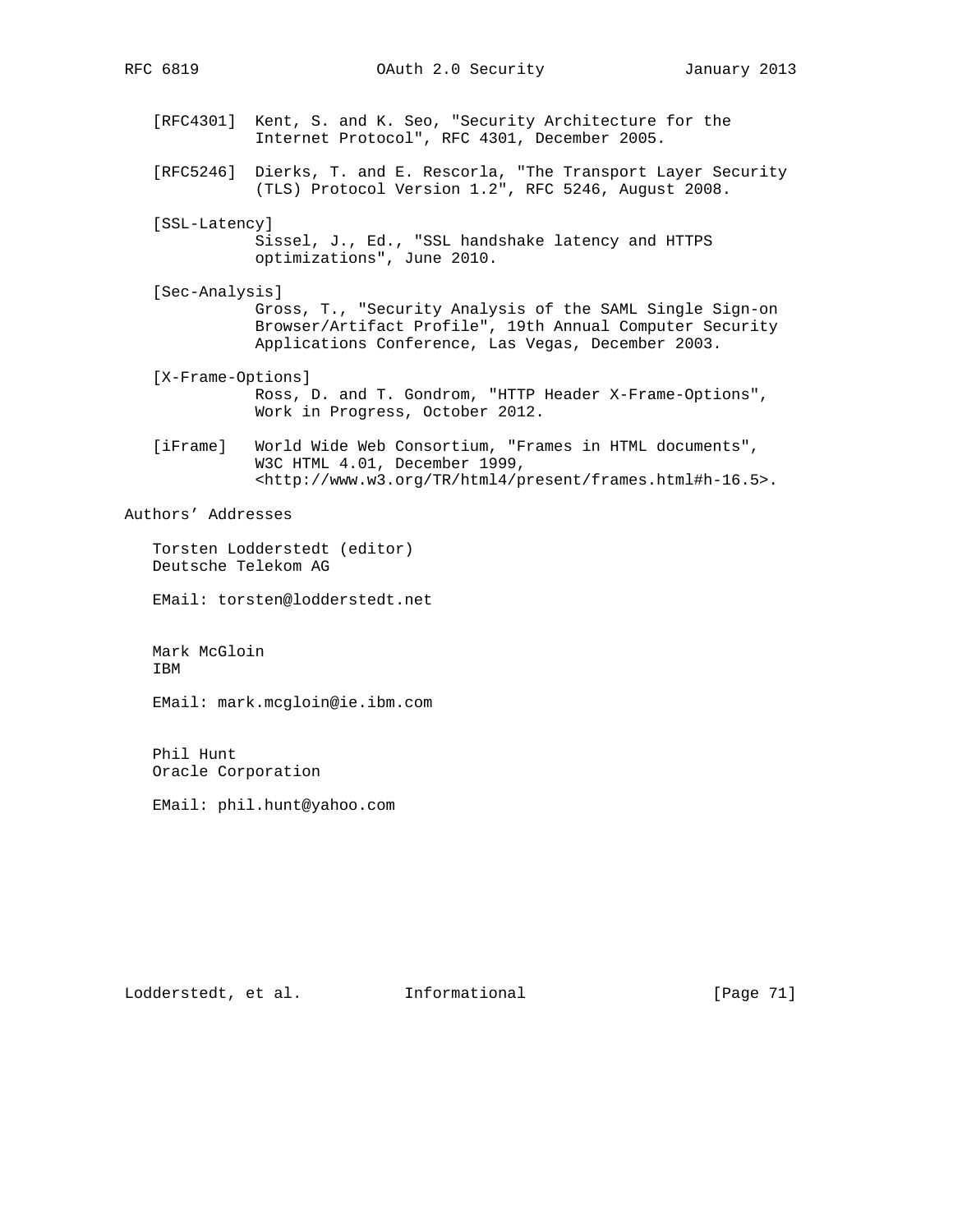[RFC4301] Kent, S. and K. Seo, "Security Architecture for the Internet Protocol", RFC 4301, December 2005.

[RFC5246] Dierks, T. and E. Rescorla, "The Transport Layer Security (TLS) Protocol Version 1.2", RFC 5246, August 2008.

[SSL-Latency] Sissel, J., Ed., "SSL handshake latency and HTTPS optimizations", June 2010.

[Sec-Analysis] Gross, T., "Security Analysis of the SAML Single Sign-on Browser/Artifact Profile", 19th Annual Computer Security Applications Conference, Las Vegas, December 2003.

[X-Frame-Options] Ross, D. and T. Gondrom, "HTTP Header X-Frame-Options", Work in Progress, October 2012.

[iFrame] World Wide Web Consortium, "Frames in HTML documents", W3C HTML 4.01, December 1999, <http://www.w3.org/TR/html4/present/frames.html#h-16.5>.

## Authors' Addresses

Torsten Lodderstedt (editor)
Deutsche Telekom AG

EMail: torsten@lodderstedt.net

Mark McGloin
IBM

EMail: mark.mcgloin@ie.ibm.com

Phil Hunt
Oracle Corporation

EMail: phil.hunt@yahoo.com